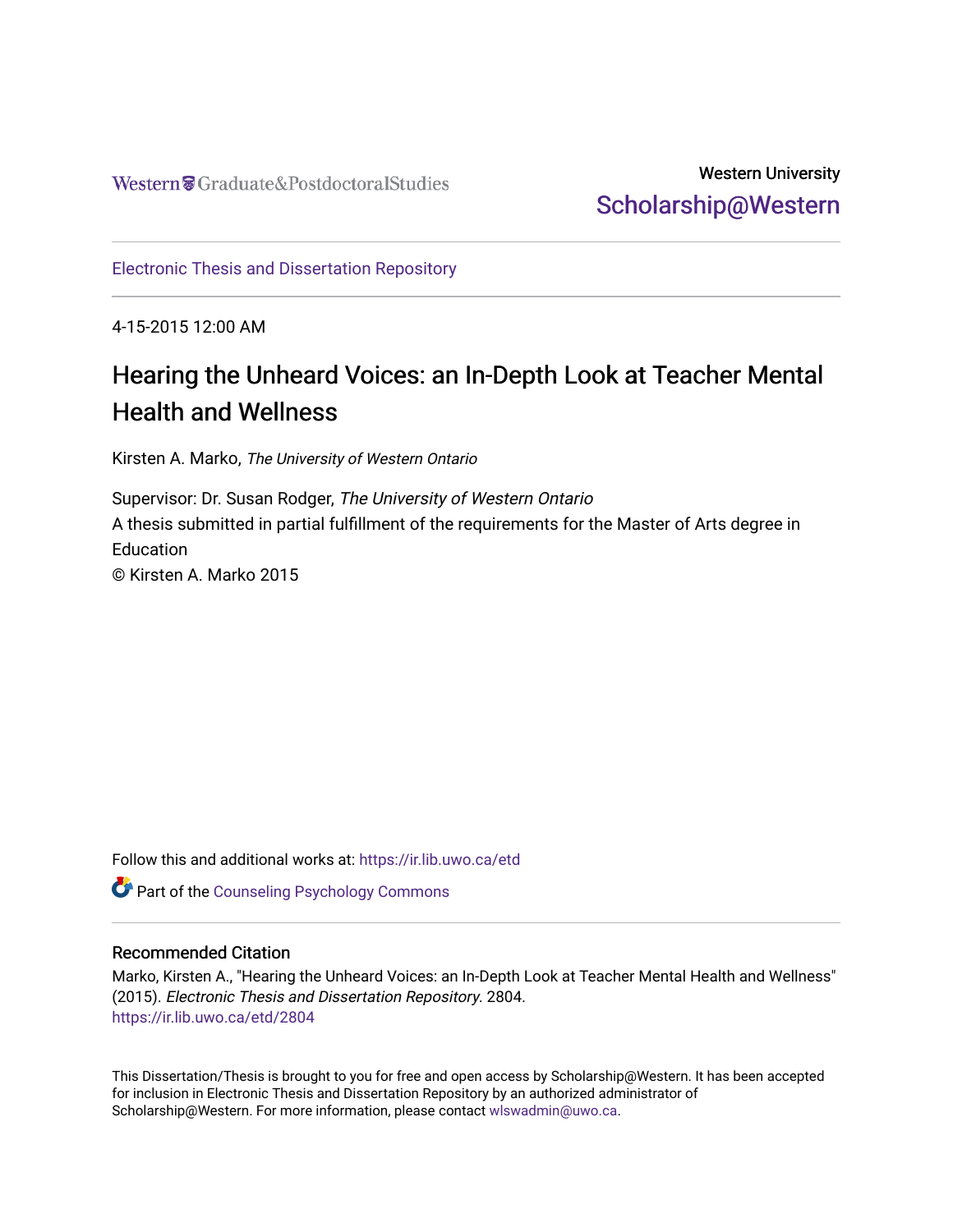Western Graduate&PostdoctoralStudies

Western University
Scholarship@Western

Electronic Thesis and Dissertation Repository

4-15-2015 12:00 AM

# Hearing the Unheard Voices: an In-Depth Look at Teacher Mental Health and Wellness

Kirsten A. Marko, *The University of Western Ontario*

Supervisor: Dr. Susan Rodger, *The University of Western Ontario*
A thesis submitted in partial fulfillment of the requirements for the Master of Arts degree in Education
© Kirsten A. Marko 2015

Follow this and additional works at: https://ir.lib.uwo.ca/etd

Part of the Counseling Psychology Commons

## Recommended Citation

Marko, Kirsten A., "Hearing the Unheard Voices: an In-Depth Look at Teacher Mental Health and Wellness" (2015). *Electronic Thesis and Dissertation Repository*. 2804.
https://ir.lib.uwo.ca/etd/2804

This Dissertation/Thesis is brought to you for free and open access by Scholarship@Western. It has been accepted for inclusion in Electronic Thesis and Dissertation Repository by an authorized administrator of Scholarship@Western. For more information, please contact wlswadmin@uwo.ca.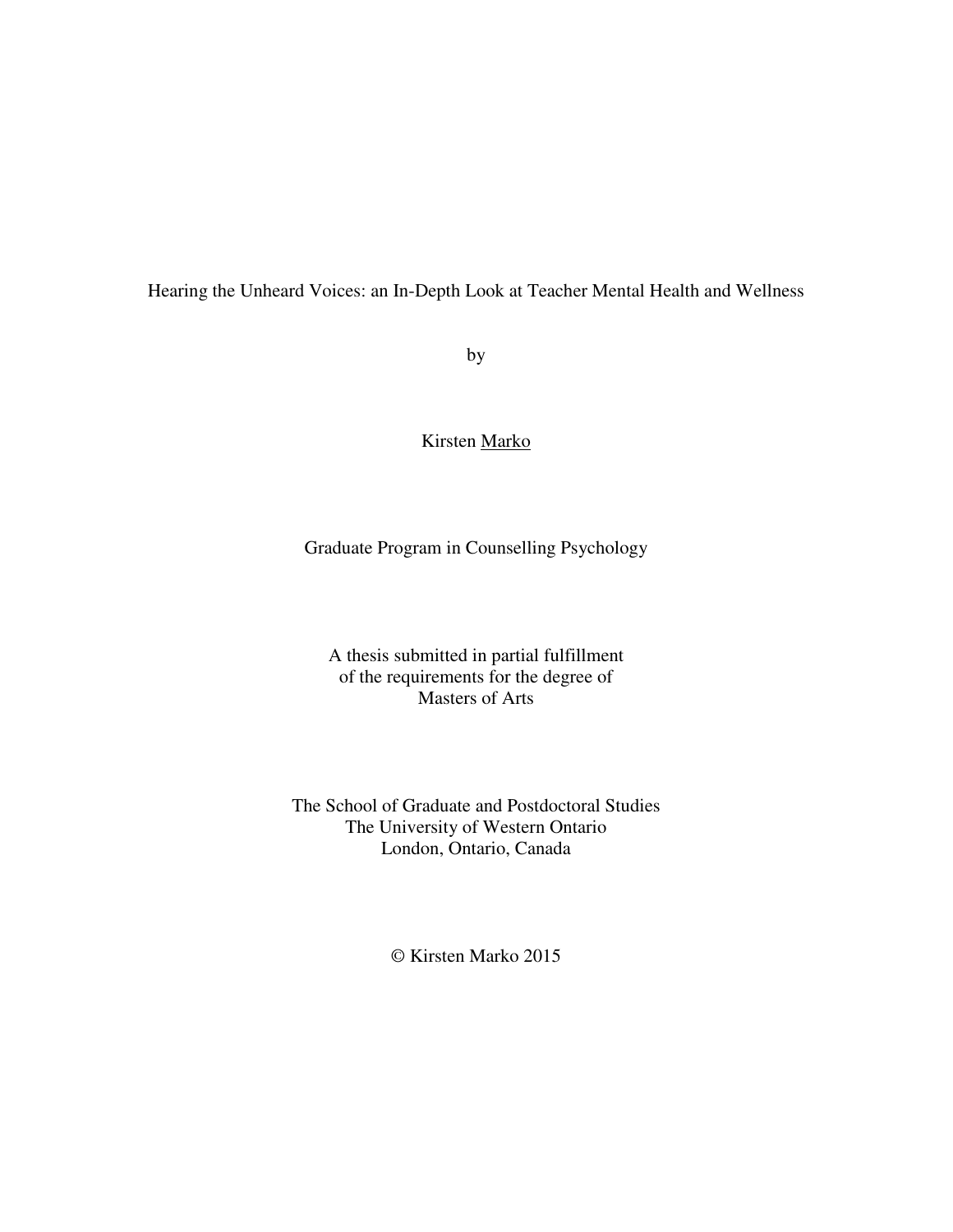Hearing the Unheard Voices: an In-Depth Look at Teacher Mental Health and Wellness

by

Kirsten Marko

Graduate Program in Counselling Psychology

A thesis submitted in partial fulfillment
of the requirements for the degree of
Masters of Arts

The School of Graduate and Postdoctoral Studies
The University of Western Ontario
London, Ontario, Canada

© Kirsten Marko 2015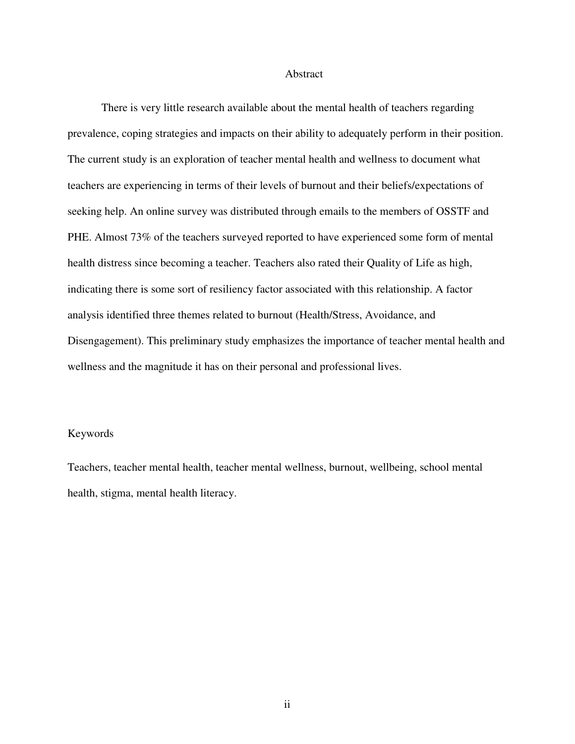# Abstract

There is very little research available about the mental health of teachers regarding prevalence, coping strategies and impacts on their ability to adequately perform in their position. The current study is an exploration of teacher mental health and wellness to document what teachers are experiencing in terms of their levels of burnout and their beliefs/expectations of seeking help. An online survey was distributed through emails to the members of OSSTF and PHE. Almost 73% of the teachers surveyed reported to have experienced some form of mental health distress since becoming a teacher. Teachers also rated their Quality of Life as high, indicating there is some sort of resiliency factor associated with this relationship. A factor analysis identified three themes related to burnout (Health/Stress, Avoidance, and Disengagement). This preliminary study emphasizes the importance of teacher mental health and wellness and the magnitude it has on their personal and professional lives.

## Keywords

Teachers, teacher mental health, teacher mental wellness, burnout, wellbeing, school mental health, stigma, mental health literacy.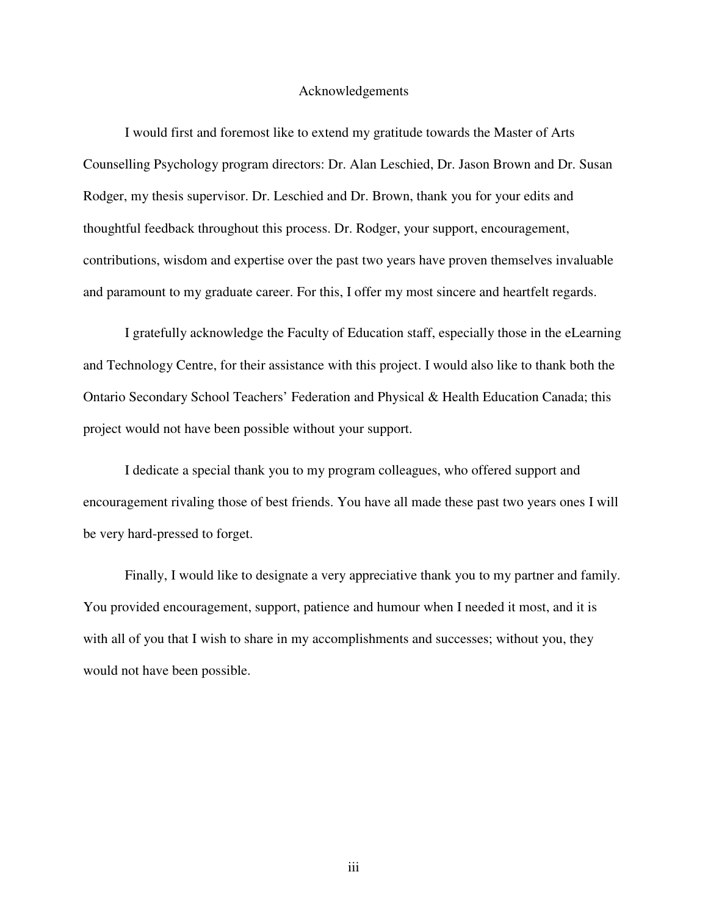# Acknowledgements

I would first and foremost like to extend my gratitude towards the Master of Arts Counselling Psychology program directors: Dr. Alan Leschied, Dr. Jason Brown and Dr. Susan Rodger, my thesis supervisor. Dr. Leschied and Dr. Brown, thank you for your edits and thoughtful feedback throughout this process. Dr. Rodger, your support, encouragement, contributions, wisdom and expertise over the past two years have proven themselves invaluable and paramount to my graduate career. For this, I offer my most sincere and heartfelt regards.

I gratefully acknowledge the Faculty of Education staff, especially those in the eLearning and Technology Centre, for their assistance with this project. I would also like to thank both the Ontario Secondary School Teachers' Federation and Physical & Health Education Canada; this project would not have been possible without your support.

I dedicate a special thank you to my program colleagues, who offered support and encouragement rivaling those of best friends. You have all made these past two years ones I will be very hard-pressed to forget.

Finally, I would like to designate a very appreciative thank you to my partner and family. You provided encouragement, support, patience and humour when I needed it most, and it is with all of you that I wish to share in my accomplishments and successes; without you, they would not have been possible.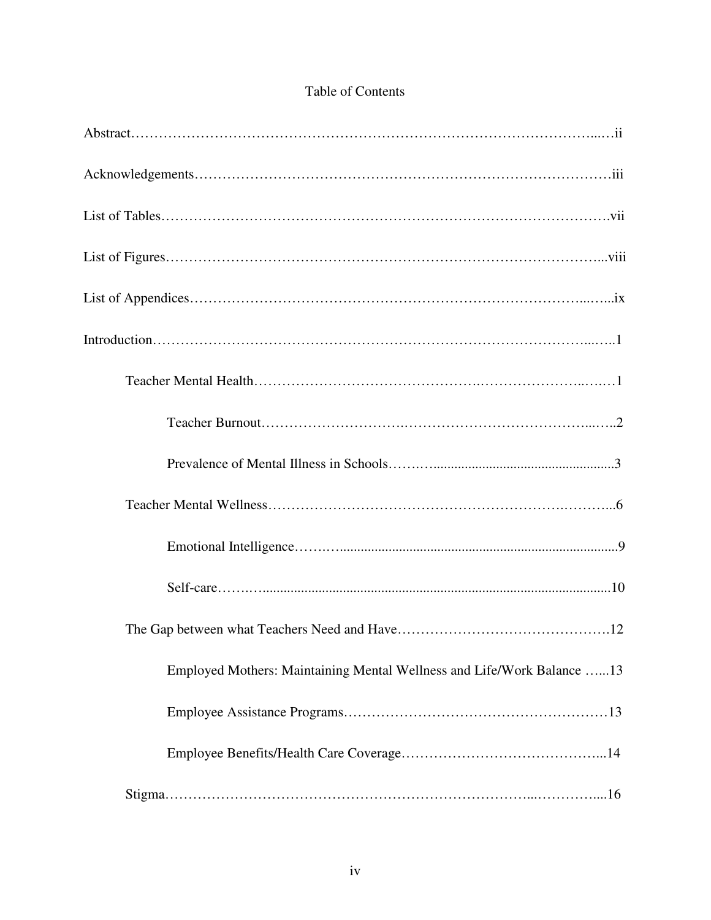# Table of Contents

Abstract……………………………………………………………………………………...…ii

Acknowledgements………………………………………………………………………………iii

List of Tables……………………………………………………………………………………vii

List of Figures…………………………………………………………………………………...viii

List of Appendices……………………………………………………………………...…...ix

Introduction………………………………………………………………………………...…..1

- Teacher Mental Health……………………………………….……………………..….…1
  - Teacher Burnout…………………………..……………………………………...…..2
  - Prevalence of Mental Illness in Schools……….....................................................3
- Teacher Mental Wellness……………………………………………………….………..6
  - Emotional Intelligence…….…................................................................................9
  - Self-care…….….....................................................................................................10
- The Gap between what Teachers Need and Have……………………………………….12
  - Employed Mothers: Maintaining Mental Wellness and Life/Work Balance …...13
  - Employee Assistance Programs…………………………………………………13
  - Employee Benefits/Health Care Coverage……………………………………...14
- Stigma……………………………………………………………………...…………....16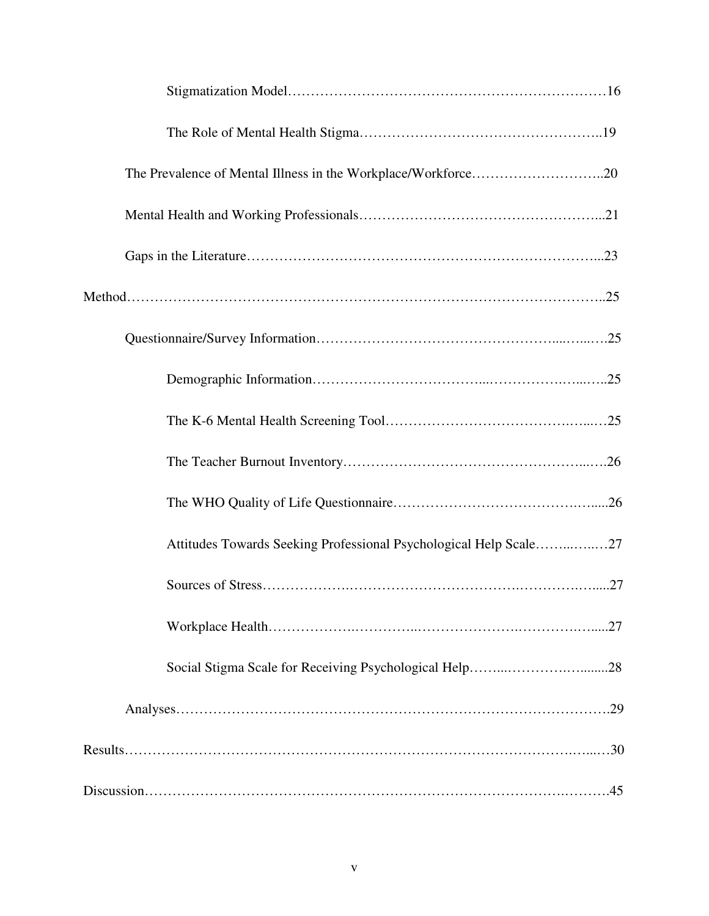Stigmatization Model……………………………………………………………16

The Role of Mental Health Stigma……………………………………………..19

The Prevalence of Mental Illness in the Workplace/Workforce………………………..20

Mental Health and Working Professionals…………………………………………...21

Gaps in the Literature…………………………………………………………………...23

Method……………………………………………………………………………………..25

Questionnaire/Survey Information…………………………………………...…...….25

Demographic Information………………………………...……………….…...…..25

The K-6 Mental Health Screening Tool……………………………………….…...…25

The Teacher Burnout Inventory……………………………………………...….26

The WHO Quality of Life Questionnaire………………………………………….....26

Attitudes Towards Seeking Professional Psychological Help Scale……...…..…27

Sources of Stress……………….……………………………….…………….…....27

Workplace Health……………….…………..………………….…………….….....27

Social Stigma Scale for Receiving Psychological Help……...………….….......28

Analyses……………………………………………………………………………….29

Results……………………………………………………………………………….…...…30

Discussion……………………………………………………………………….……….45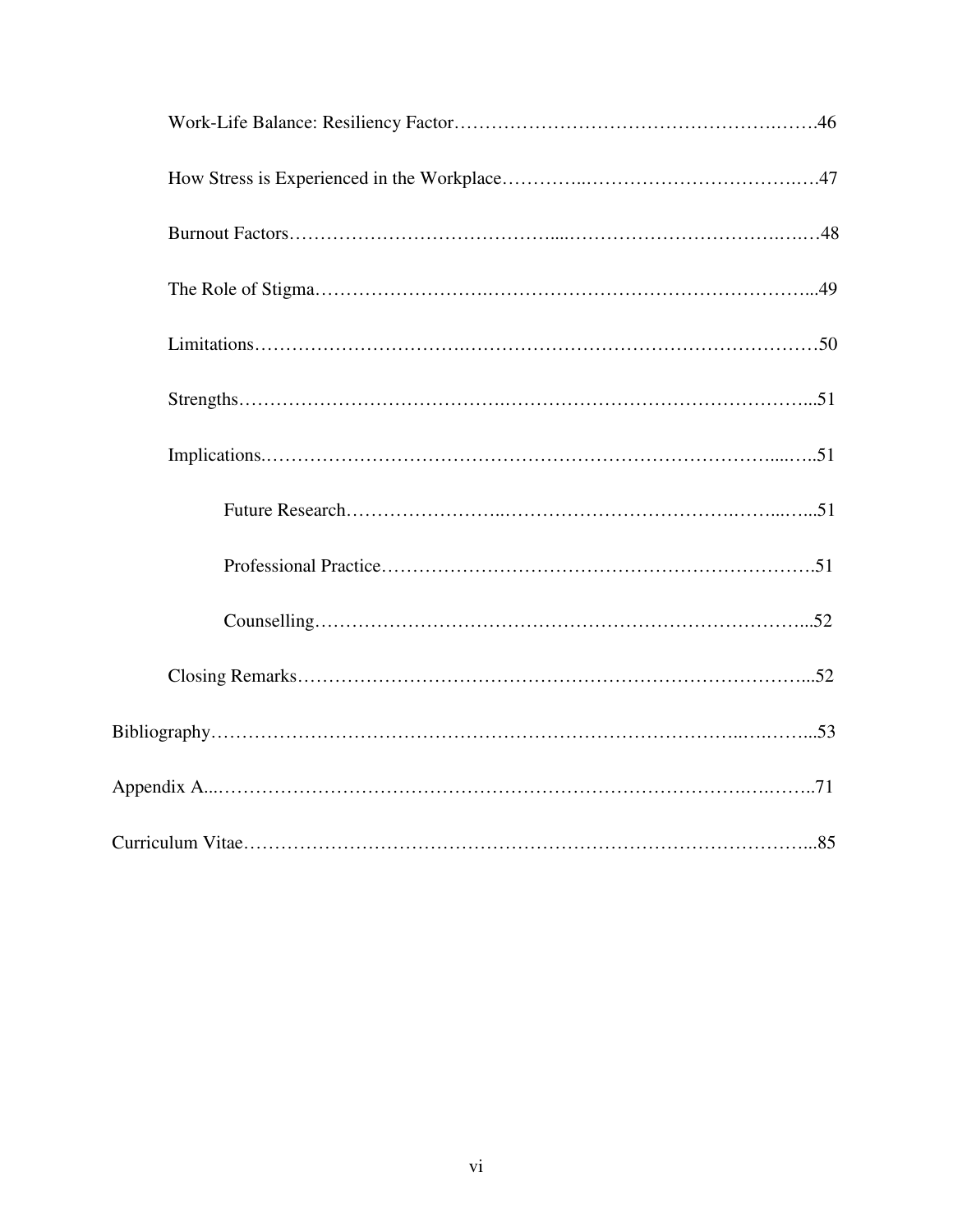Work-Life Balance: Resiliency Factor……………………………………………….…….46

How Stress is Experienced in the Workplace…………..…………………………….….47

Burnout Factors…………………………………....……………………………….….…48

The Role of Stigma……………………….…………………………………………...49

Limitations…………………………….……………………………………………….50

Strengths……………………………………….………………………………………...51

Implications.…………………………………………………………………….....…..51

Future Research……………………..………………………………….……...…...51

Professional Practice……………………………………………….……………….51

Counselling…………………………………………………………………………...52

Closing Remarks………………………………………………………………………...52

Bibliography…………………………………………………………………...….……...53

Appendix A...……………………………………………………………………….….……..71

Curriculum Vitae………………………………………………………………………...85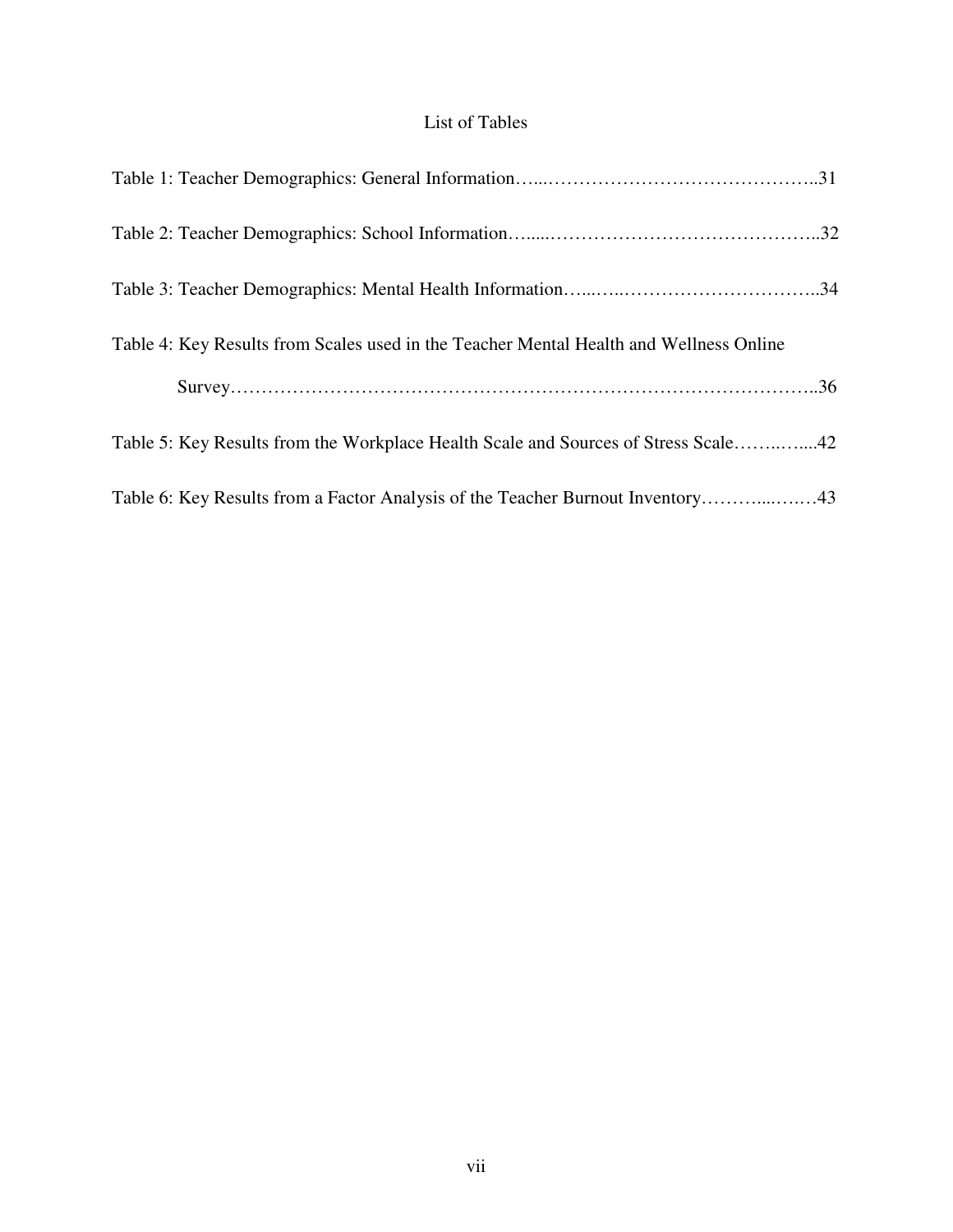# List of Tables

Table 1: Teacher Demographics: General Information…...……………………………………..31

Table 2: Teacher Demographics: School Information…....……………………………………..32

Table 3: Teacher Demographics: Mental Health Information…...…..…………………………..34

Table 4: Key Results from Scales used in the Teacher Mental Health and Wellness Online Survey……………………………………………………………………………………..36

Table 5: Key Results from the Workplace Health Scale and Sources of Stress Scale……..…....42

Table 6: Key Results from a Factor Analysis of the Teacher Burnout Inventory………....….…43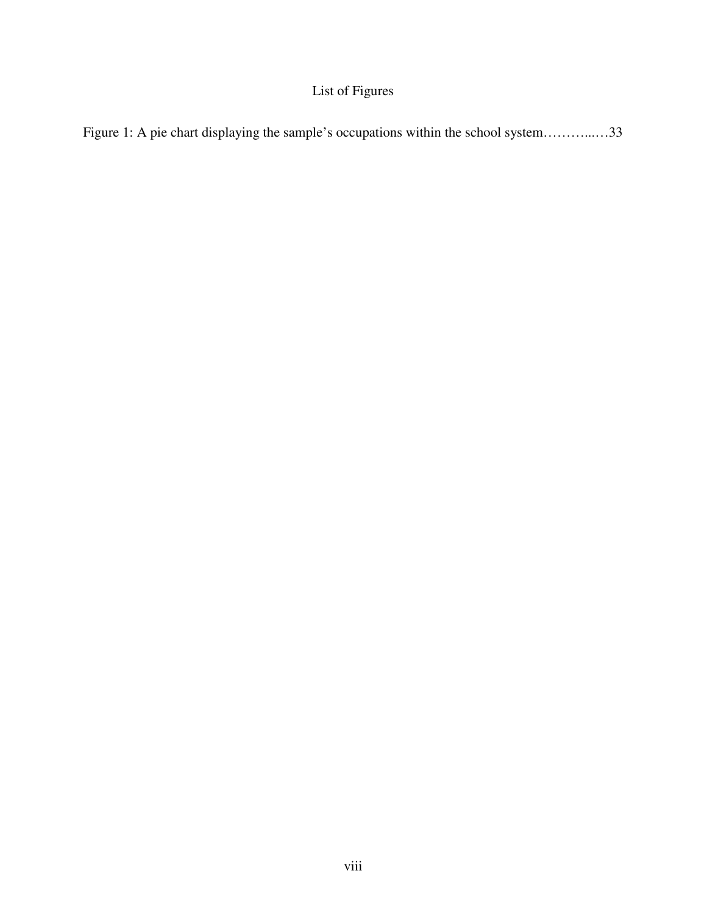# List of Figures

Figure 1: A pie chart displaying the sample's occupations within the school system………...…33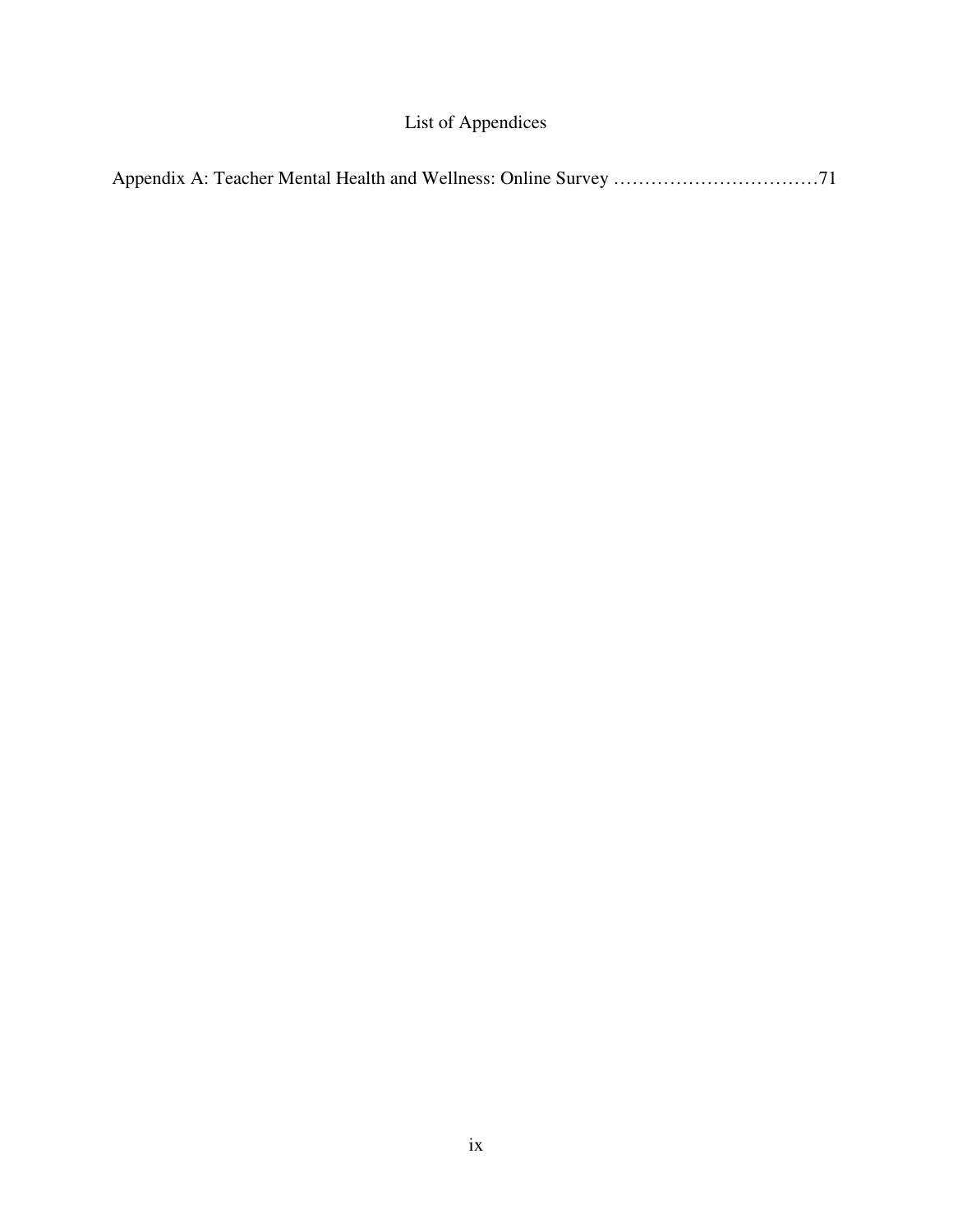# List of Appendices

Appendix A: Teacher Mental Health and Wellness: Online Survey ……………………………71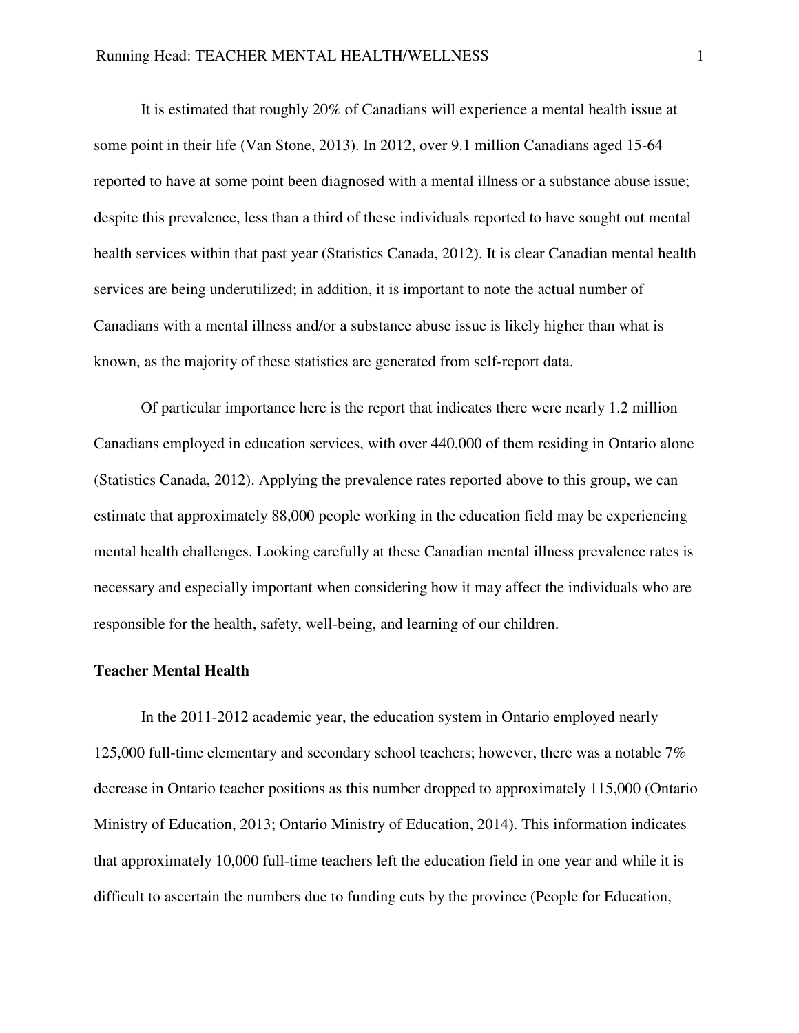It is estimated that roughly 20% of Canadians will experience a mental health issue at some point in their life (Van Stone, 2013). In 2012, over 9.1 million Canadians aged 15-64 reported to have at some point been diagnosed with a mental illness or a substance abuse issue; despite this prevalence, less than a third of these individuals reported to have sought out mental health services within that past year (Statistics Canada, 2012). It is clear Canadian mental health services are being underutilized; in addition, it is important to note the actual number of Canadians with a mental illness and/or a substance abuse issue is likely higher than what is known, as the majority of these statistics are generated from self-report data.

Of particular importance here is the report that indicates there were nearly 1.2 million Canadians employed in education services, with over 440,000 of them residing in Ontario alone (Statistics Canada, 2012). Applying the prevalence rates reported above to this group, we can estimate that approximately 88,000 people working in the education field may be experiencing mental health challenges. Looking carefully at these Canadian mental illness prevalence rates is necessary and especially important when considering how it may affect the individuals who are responsible for the health, safety, well-being, and learning of our children.

**Teacher Mental Health**

In the 2011-2012 academic year, the education system in Ontario employed nearly 125,000 full-time elementary and secondary school teachers; however, there was a notable 7% decrease in Ontario teacher positions as this number dropped to approximately 115,000 (Ontario Ministry of Education, 2013; Ontario Ministry of Education, 2014). This information indicates that approximately 10,000 full-time teachers left the education field in one year and while it is difficult to ascertain the numbers due to funding cuts by the province (People for Education,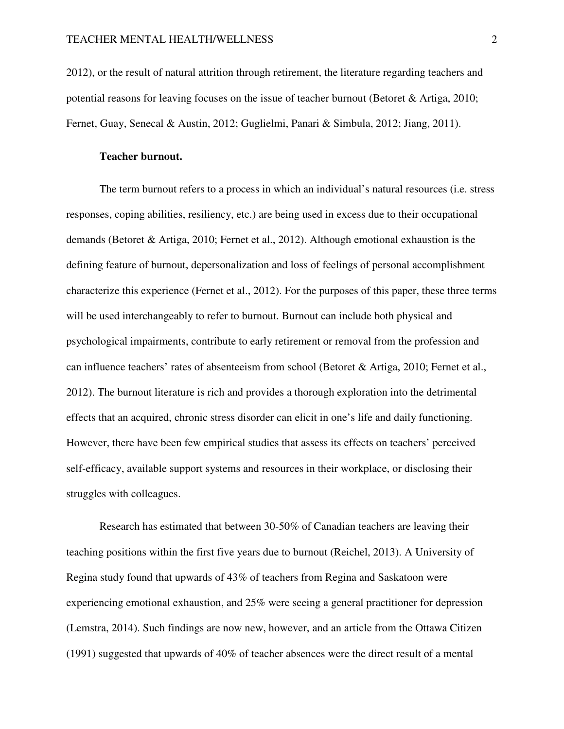2012), or the result of natural attrition through retirement, the literature regarding teachers and potential reasons for leaving focuses on the issue of teacher burnout (Betoret & Artiga, 2010; Fernet, Guay, Senecal & Austin, 2012; Guglielmi, Panari & Simbula, 2012; Jiang, 2011).

**Teacher burnout.**

The term burnout refers to a process in which an individual's natural resources (i.e. stress responses, coping abilities, resiliency, etc.) are being used in excess due to their occupational demands (Betoret & Artiga, 2010; Fernet et al., 2012). Although emotional exhaustion is the defining feature of burnout, depersonalization and loss of feelings of personal accomplishment characterize this experience (Fernet et al., 2012). For the purposes of this paper, these three terms will be used interchangeably to refer to burnout. Burnout can include both physical and psychological impairments, contribute to early retirement or removal from the profession and can influence teachers' rates of absenteeism from school (Betoret & Artiga, 2010; Fernet et al., 2012). The burnout literature is rich and provides a thorough exploration into the detrimental effects that an acquired, chronic stress disorder can elicit in one's life and daily functioning. However, there have been few empirical studies that assess its effects on teachers' perceived self-efficacy, available support systems and resources in their workplace, or disclosing their struggles with colleagues.

Research has estimated that between 30-50% of Canadian teachers are leaving their teaching positions within the first five years due to burnout (Reichel, 2013). A University of Regina study found that upwards of 43% of teachers from Regina and Saskatoon were experiencing emotional exhaustion, and 25% were seeing a general practitioner for depression (Lemstra, 2014). Such findings are now new, however, and an article from the Ottawa Citizen (1991) suggested that upwards of 40% of teacher absences were the direct result of a mental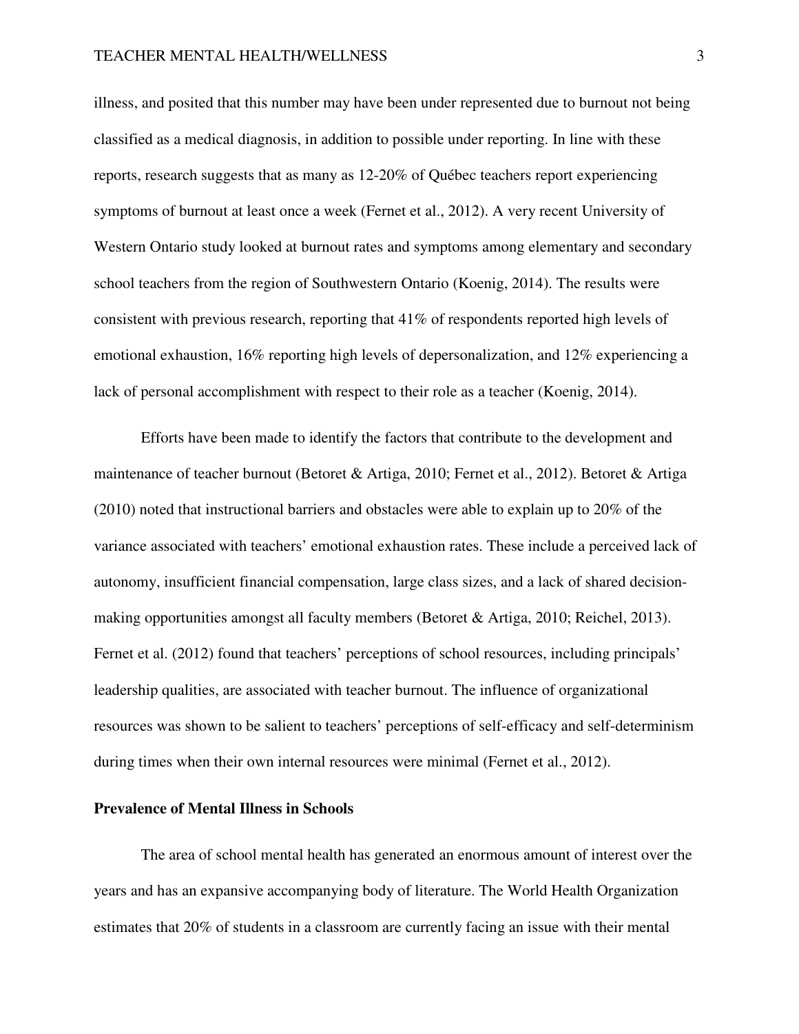illness, and posited that this number may have been under represented due to burnout not being classified as a medical diagnosis, in addition to possible under reporting. In line with these reports, research suggests that as many as 12-20% of Québec teachers report experiencing symptoms of burnout at least once a week (Fernet et al., 2012). A very recent University of Western Ontario study looked at burnout rates and symptoms among elementary and secondary school teachers from the region of Southwestern Ontario (Koenig, 2014). The results were consistent with previous research, reporting that 41% of respondents reported high levels of emotional exhaustion, 16% reporting high levels of depersonalization, and 12% experiencing a lack of personal accomplishment with respect to their role as a teacher (Koenig, 2014).

Efforts have been made to identify the factors that contribute to the development and maintenance of teacher burnout (Betoret & Artiga, 2010; Fernet et al., 2012). Betoret & Artiga (2010) noted that instructional barriers and obstacles were able to explain up to 20% of the variance associated with teachers' emotional exhaustion rates. These include a perceived lack of autonomy, insufficient financial compensation, large class sizes, and a lack of shared decision-making opportunities amongst all faculty members (Betoret & Artiga, 2010; Reichel, 2013). Fernet et al. (2012) found that teachers' perceptions of school resources, including principals' leadership qualities, are associated with teacher burnout. The influence of organizational resources was shown to be salient to teachers' perceptions of self-efficacy and self-determinism during times when their own internal resources were minimal (Fernet et al., 2012).

**Prevalence of Mental Illness in Schools**

The area of school mental health has generated an enormous amount of interest over the years and has an expansive accompanying body of literature. The World Health Organization estimates that 20% of students in a classroom are currently facing an issue with their mental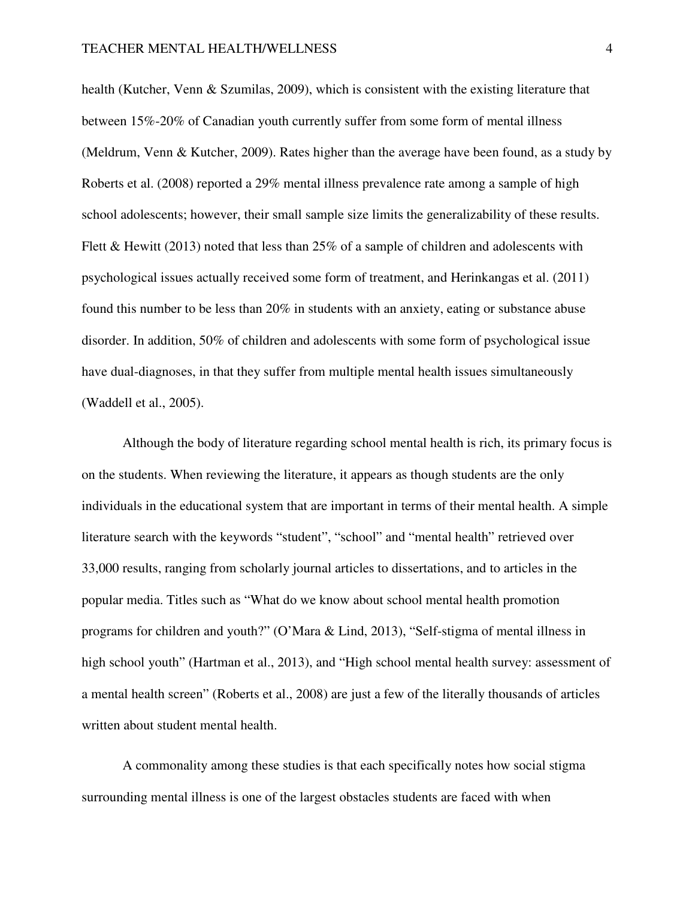health (Kutcher, Venn & Szumilas, 2009), which is consistent with the existing literature that between 15%-20% of Canadian youth currently suffer from some form of mental illness (Meldrum, Venn & Kutcher, 2009). Rates higher than the average have been found, as a study by Roberts et al. (2008) reported a 29% mental illness prevalence rate among a sample of high school adolescents; however, their small sample size limits the generalizability of these results. Flett & Hewitt (2013) noted that less than 25% of a sample of children and adolescents with psychological issues actually received some form of treatment, and Herinkangas et al. (2011) found this number to be less than 20% in students with an anxiety, eating or substance abuse disorder. In addition, 50% of children and adolescents with some form of psychological issue have dual-diagnoses, in that they suffer from multiple mental health issues simultaneously (Waddell et al., 2005).

Although the body of literature regarding school mental health is rich, its primary focus is on the students. When reviewing the literature, it appears as though students are the only individuals in the educational system that are important in terms of their mental health. A simple literature search with the keywords "student", "school" and "mental health" retrieved over 33,000 results, ranging from scholarly journal articles to dissertations, and to articles in the popular media. Titles such as "What do we know about school mental health promotion programs for children and youth?" (O'Mara & Lind, 2013), "Self-stigma of mental illness in high school youth" (Hartman et al., 2013), and "High school mental health survey: assessment of a mental health screen" (Roberts et al., 2008) are just a few of the literally thousands of articles written about student mental health.

A commonality among these studies is that each specifically notes how social stigma surrounding mental illness is one of the largest obstacles students are faced with when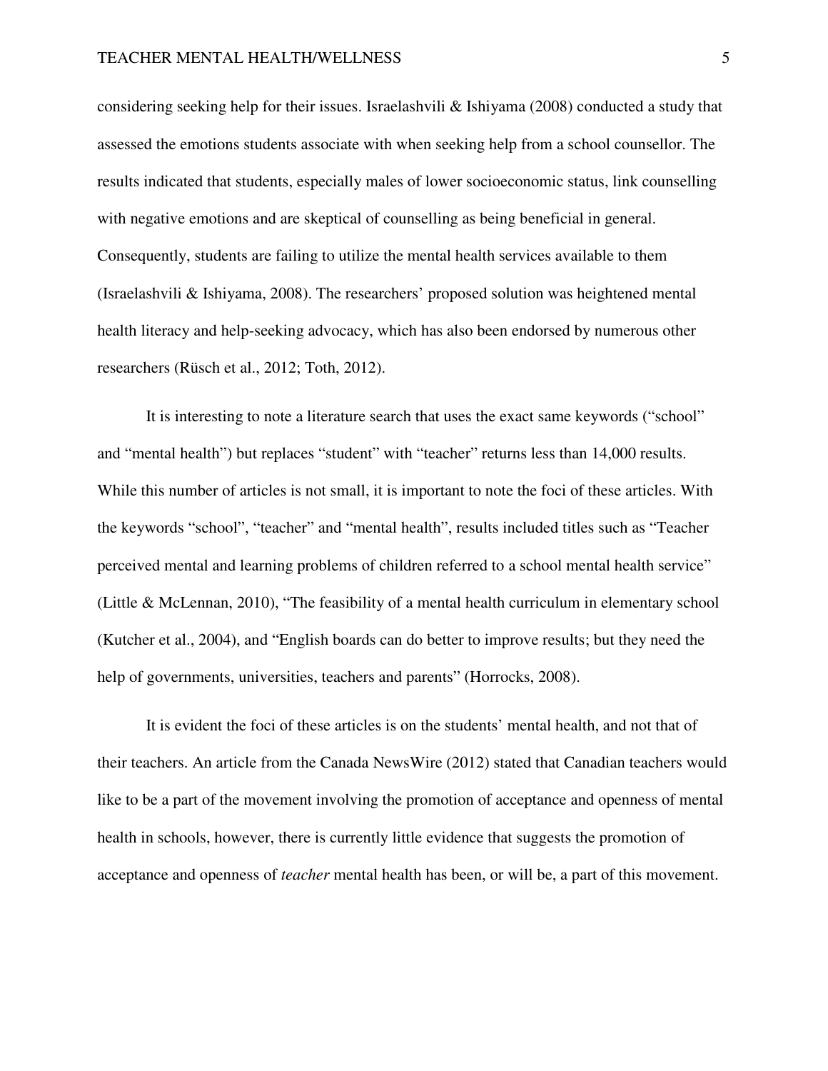considering seeking help for their issues. Israelashvili & Ishiyama (2008) conducted a study that assessed the emotions students associate with when seeking help from a school counsellor. The results indicated that students, especially males of lower socioeconomic status, link counselling with negative emotions and are skeptical of counselling as being beneficial in general. Consequently, students are failing to utilize the mental health services available to them (Israelashvili & Ishiyama, 2008). The researchers' proposed solution was heightened mental health literacy and help-seeking advocacy, which has also been endorsed by numerous other researchers (Rüsch et al., 2012; Toth, 2012).

It is interesting to note a literature search that uses the exact same keywords ("school" and "mental health") but replaces "student" with "teacher" returns less than 14,000 results. While this number of articles is not small, it is important to note the foci of these articles. With the keywords "school", "teacher" and "mental health", results included titles such as "Teacher perceived mental and learning problems of children referred to a school mental health service" (Little & McLennan, 2010), "The feasibility of a mental health curriculum in elementary school (Kutcher et al., 2004), and "English boards can do better to improve results; but they need the help of governments, universities, teachers and parents" (Horrocks, 2008).

It is evident the foci of these articles is on the students' mental health, and not that of their teachers. An article from the Canada NewsWire (2012) stated that Canadian teachers would like to be a part of the movement involving the promotion of acceptance and openness of mental health in schools, however, there is currently little evidence that suggests the promotion of acceptance and openness of *teacher* mental health has been, or will be, a part of this movement.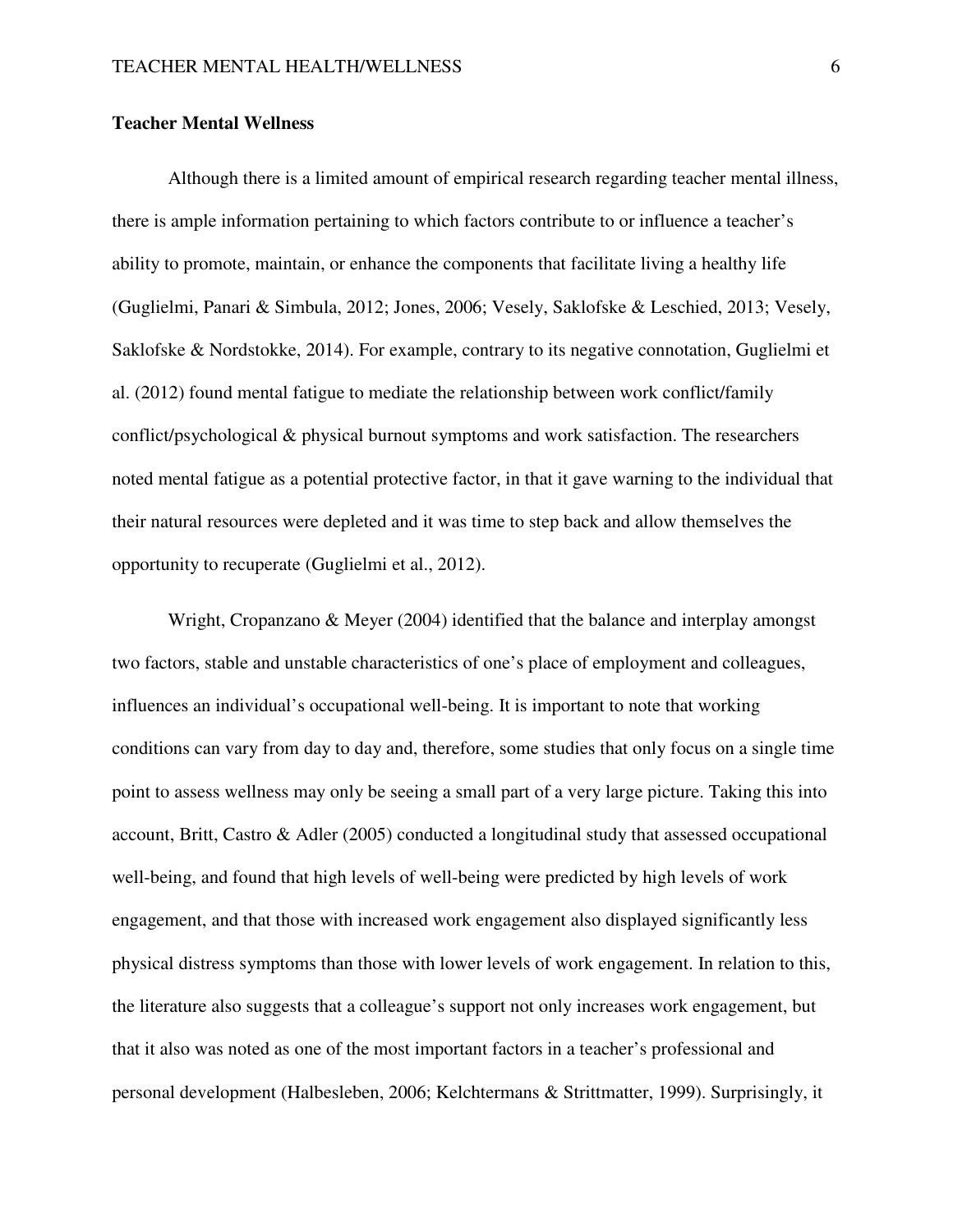**Teacher Mental Wellness**

Although there is a limited amount of empirical research regarding teacher mental illness, there is ample information pertaining to which factors contribute to or influence a teacher's ability to promote, maintain, or enhance the components that facilitate living a healthy life (Guglielmi, Panari & Simbula, 2012; Jones, 2006; Vesely, Saklofske & Leschied, 2013; Vesely, Saklofske & Nordstokke, 2014). For example, contrary to its negative connotation, Guglielmi et al. (2012) found mental fatigue to mediate the relationship between work conflict/family conflict/psychological & physical burnout symptoms and work satisfaction. The researchers noted mental fatigue as a potential protective factor, in that it gave warning to the individual that their natural resources were depleted and it was time to step back and allow themselves the opportunity to recuperate (Guglielmi et al., 2012).

Wright, Cropanzano & Meyer (2004) identified that the balance and interplay amongst two factors, stable and unstable characteristics of one's place of employment and colleagues, influences an individual's occupational well-being. It is important to note that working conditions can vary from day to day and, therefore, some studies that only focus on a single time point to assess wellness may only be seeing a small part of a very large picture. Taking this into account, Britt, Castro & Adler (2005) conducted a longitudinal study that assessed occupational well-being, and found that high levels of well-being were predicted by high levels of work engagement, and that those with increased work engagement also displayed significantly less physical distress symptoms than those with lower levels of work engagement. In relation to this, the literature also suggests that a colleague's support not only increases work engagement, but that it also was noted as one of the most important factors in a teacher's professional and personal development (Halbesleben, 2006; Kelchtermans & Strittmatter, 1999). Surprisingly, it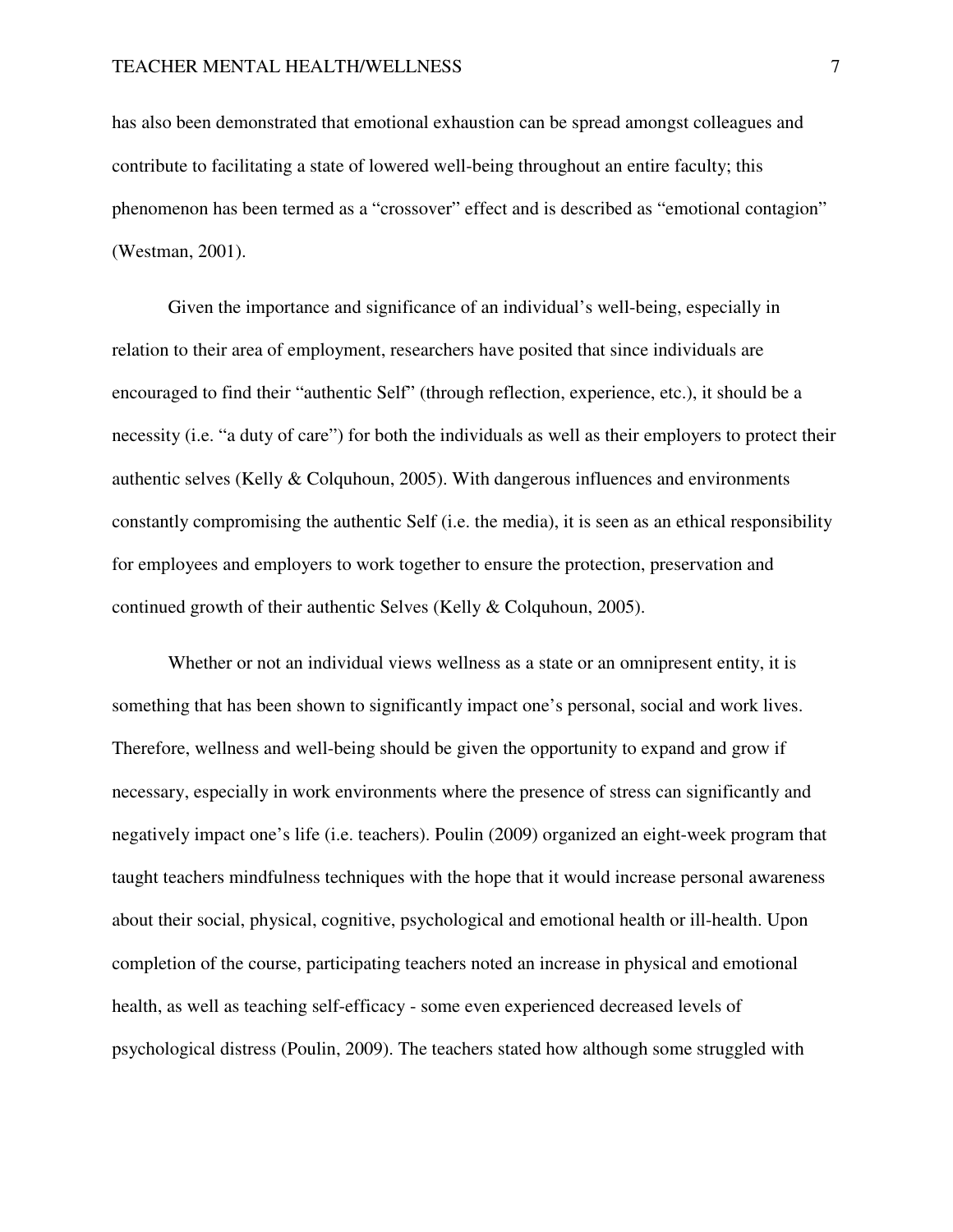has also been demonstrated that emotional exhaustion can be spread amongst colleagues and contribute to facilitating a state of lowered well-being throughout an entire faculty; this phenomenon has been termed as a “crossover” effect and is described as “emotional contagion” (Westman, 2001).

Given the importance and significance of an individual’s well-being, especially in relation to their area of employment, researchers have posited that since individuals are encouraged to find their “authentic Self” (through reflection, experience, etc.), it should be a necessity (i.e. “a duty of care”) for both the individuals as well as their employers to protect their authentic selves (Kelly & Colquhoun, 2005). With dangerous influences and environments constantly compromising the authentic Self (i.e. the media), it is seen as an ethical responsibility for employees and employers to work together to ensure the protection, preservation and continued growth of their authentic Selves (Kelly & Colquhoun, 2005).

Whether or not an individual views wellness as a state or an omnipresent entity, it is something that has been shown to significantly impact one’s personal, social and work lives. Therefore, wellness and well-being should be given the opportunity to expand and grow if necessary, especially in work environments where the presence of stress can significantly and negatively impact one’s life (i.e. teachers). Poulin (2009) organized an eight-week program that taught teachers mindfulness techniques with the hope that it would increase personal awareness about their social, physical, cognitive, psychological and emotional health or ill-health. Upon completion of the course, participating teachers noted an increase in physical and emotional health, as well as teaching self-efficacy - some even experienced decreased levels of psychological distress (Poulin, 2009). The teachers stated how although some struggled with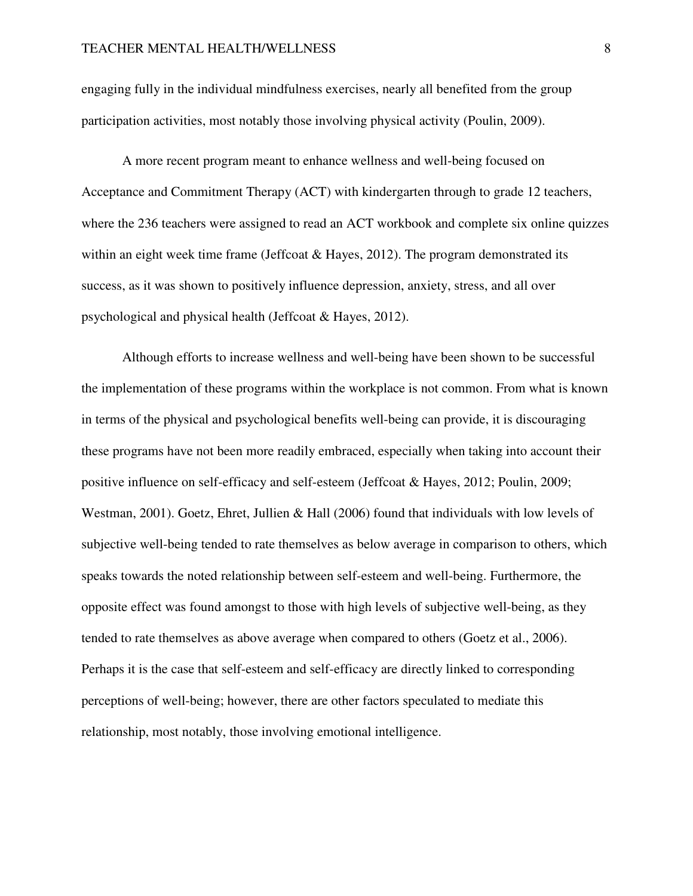engaging fully in the individual mindfulness exercises, nearly all benefited from the group participation activities, most notably those involving physical activity (Poulin, 2009).

A more recent program meant to enhance wellness and well-being focused on Acceptance and Commitment Therapy (ACT) with kindergarten through to grade 12 teachers, where the 236 teachers were assigned to read an ACT workbook and complete six online quizzes within an eight week time frame (Jeffcoat & Hayes, 2012). The program demonstrated its success, as it was shown to positively influence depression, anxiety, stress, and all over psychological and physical health (Jeffcoat & Hayes, 2012).

Although efforts to increase wellness and well-being have been shown to be successful the implementation of these programs within the workplace is not common. From what is known in terms of the physical and psychological benefits well-being can provide, it is discouraging these programs have not been more readily embraced, especially when taking into account their positive influence on self-efficacy and self-esteem (Jeffcoat & Hayes, 2012; Poulin, 2009; Westman, 2001). Goetz, Ehret, Jullien & Hall (2006) found that individuals with low levels of subjective well-being tended to rate themselves as below average in comparison to others, which speaks towards the noted relationship between self-esteem and well-being. Furthermore, the opposite effect was found amongst to those with high levels of subjective well-being, as they tended to rate themselves as above average when compared to others (Goetz et al., 2006). Perhaps it is the case that self-esteem and self-efficacy are directly linked to corresponding perceptions of well-being; however, there are other factors speculated to mediate this relationship, most notably, those involving emotional intelligence.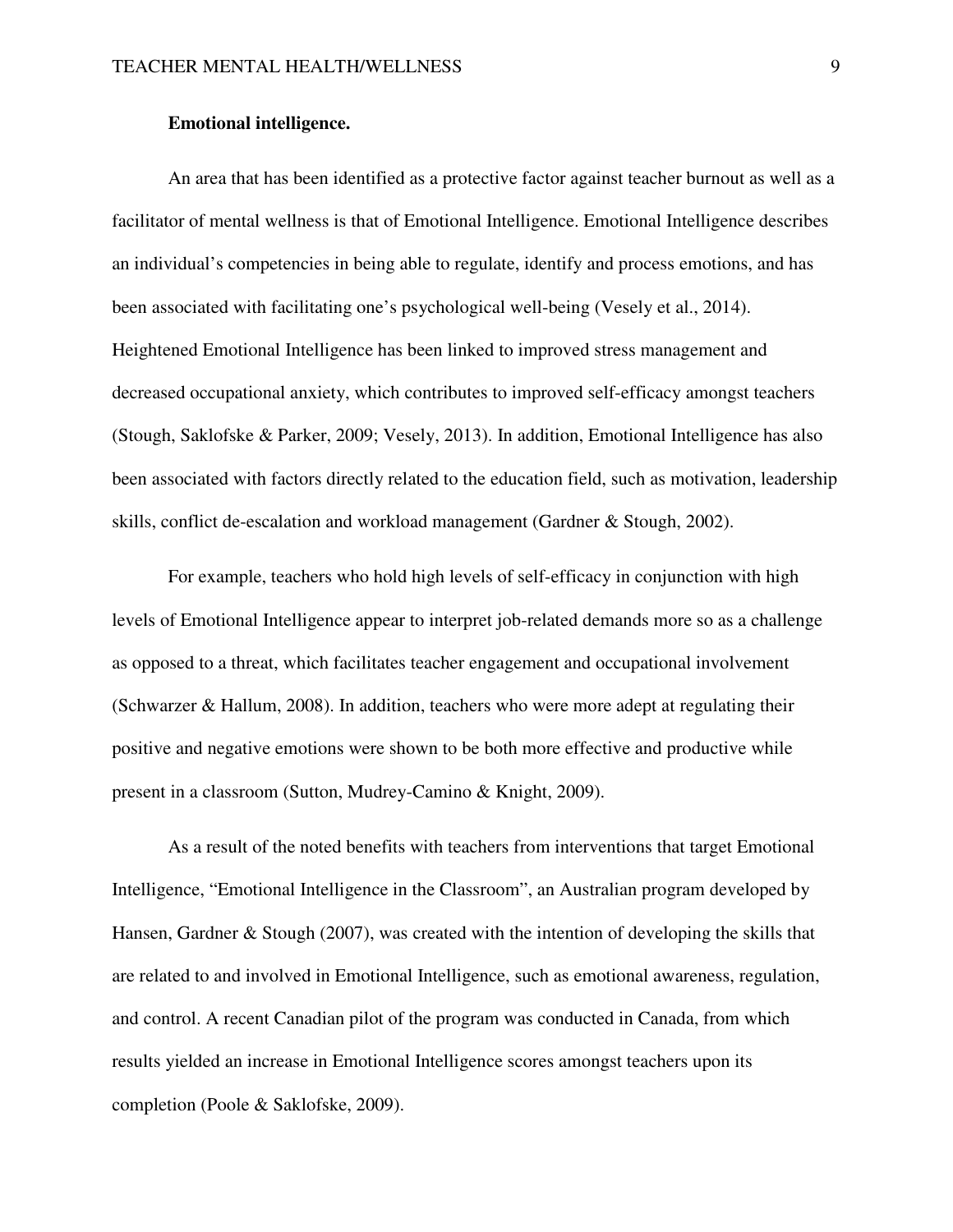**Emotional intelligence.**

An area that has been identified as a protective factor against teacher burnout as well as a facilitator of mental wellness is that of Emotional Intelligence. Emotional Intelligence describes an individual's competencies in being able to regulate, identify and process emotions, and has been associated with facilitating one's psychological well-being (Vesely et al., 2014). Heightened Emotional Intelligence has been linked to improved stress management and decreased occupational anxiety, which contributes to improved self-efficacy amongst teachers (Stough, Saklofske & Parker, 2009; Vesely, 2013). In addition, Emotional Intelligence has also been associated with factors directly related to the education field, such as motivation, leadership skills, conflict de-escalation and workload management (Gardner & Stough, 2002).

For example, teachers who hold high levels of self-efficacy in conjunction with high levels of Emotional Intelligence appear to interpret job-related demands more so as a challenge as opposed to a threat, which facilitates teacher engagement and occupational involvement (Schwarzer & Hallum, 2008). In addition, teachers who were more adept at regulating their positive and negative emotions were shown to be both more effective and productive while present in a classroom (Sutton, Mudrey-Camino & Knight, 2009).

As a result of the noted benefits with teachers from interventions that target Emotional Intelligence, "Emotional Intelligence in the Classroom", an Australian program developed by Hansen, Gardner & Stough (2007), was created with the intention of developing the skills that are related to and involved in Emotional Intelligence, such as emotional awareness, regulation, and control. A recent Canadian pilot of the program was conducted in Canada, from which results yielded an increase in Emotional Intelligence scores amongst teachers upon its completion (Poole & Saklofske, 2009).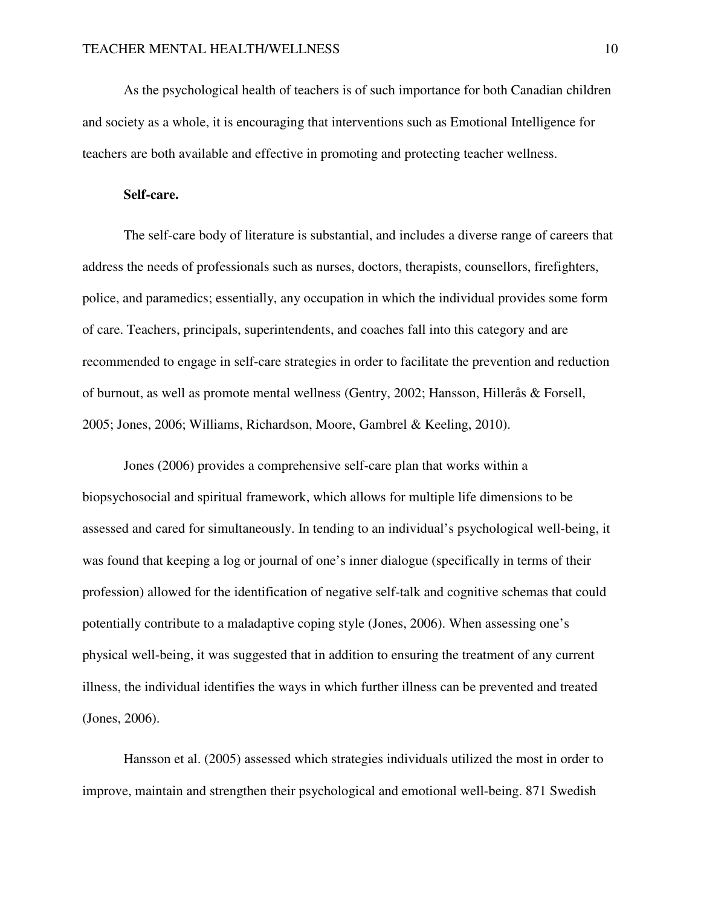As the psychological health of teachers is of such importance for both Canadian children and society as a whole, it is encouraging that interventions such as Emotional Intelligence for teachers are both available and effective in promoting and protecting teacher wellness.

**Self-care.**

The self-care body of literature is substantial, and includes a diverse range of careers that address the needs of professionals such as nurses, doctors, therapists, counsellors, firefighters, police, and paramedics; essentially, any occupation in which the individual provides some form of care. Teachers, principals, superintendents, and coaches fall into this category and are recommended to engage in self-care strategies in order to facilitate the prevention and reduction of burnout, as well as promote mental wellness (Gentry, 2002; Hansson, Hillerås & Forsell, 2005; Jones, 2006; Williams, Richardson, Moore, Gambrel & Keeling, 2010).

Jones (2006) provides a comprehensive self-care plan that works within a biopsychosocial and spiritual framework, which allows for multiple life dimensions to be assessed and cared for simultaneously. In tending to an individual's psychological well-being, it was found that keeping a log or journal of one's inner dialogue (specifically in terms of their profession) allowed for the identification of negative self-talk and cognitive schemas that could potentially contribute to a maladaptive coping style (Jones, 2006). When assessing one's physical well-being, it was suggested that in addition to ensuring the treatment of any current illness, the individual identifies the ways in which further illness can be prevented and treated (Jones, 2006).

Hansson et al. (2005) assessed which strategies individuals utilized the most in order to improve, maintain and strengthen their psychological and emotional well-being. 871 Swedish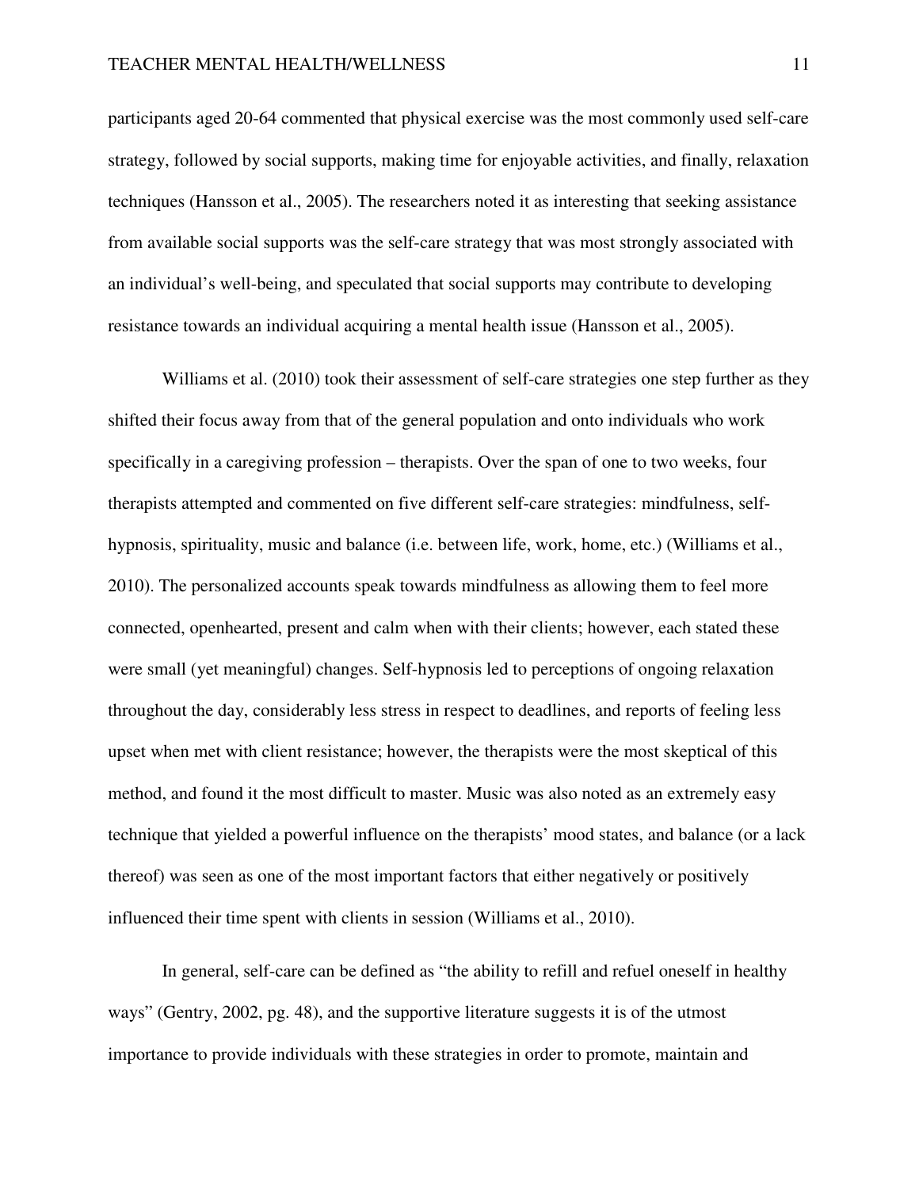participants aged 20-64 commented that physical exercise was the most commonly used self-care strategy, followed by social supports, making time for enjoyable activities, and finally, relaxation techniques (Hansson et al., 2005). The researchers noted it as interesting that seeking assistance from available social supports was the self-care strategy that was most strongly associated with an individual's well-being, and speculated that social supports may contribute to developing resistance towards an individual acquiring a mental health issue (Hansson et al., 2005).

Williams et al. (2010) took their assessment of self-care strategies one step further as they shifted their focus away from that of the general population and onto individuals who work specifically in a caregiving profession – therapists. Over the span of one to two weeks, four therapists attempted and commented on five different self-care strategies: mindfulness, self-hypnosis, spirituality, music and balance (i.e. between life, work, home, etc.) (Williams et al., 2010). The personalized accounts speak towards mindfulness as allowing them to feel more connected, openhearted, present and calm when with their clients; however, each stated these were small (yet meaningful) changes. Self-hypnosis led to perceptions of ongoing relaxation throughout the day, considerably less stress in respect to deadlines, and reports of feeling less upset when met with client resistance; however, the therapists were the most skeptical of this method, and found it the most difficult to master. Music was also noted as an extremely easy technique that yielded a powerful influence on the therapists' mood states, and balance (or a lack thereof) was seen as one of the most important factors that either negatively or positively influenced their time spent with clients in session (Williams et al., 2010).

In general, self-care can be defined as "the ability to refill and refuel oneself in healthy ways" (Gentry, 2002, pg. 48), and the supportive literature suggests it is of the utmost importance to provide individuals with these strategies in order to promote, maintain and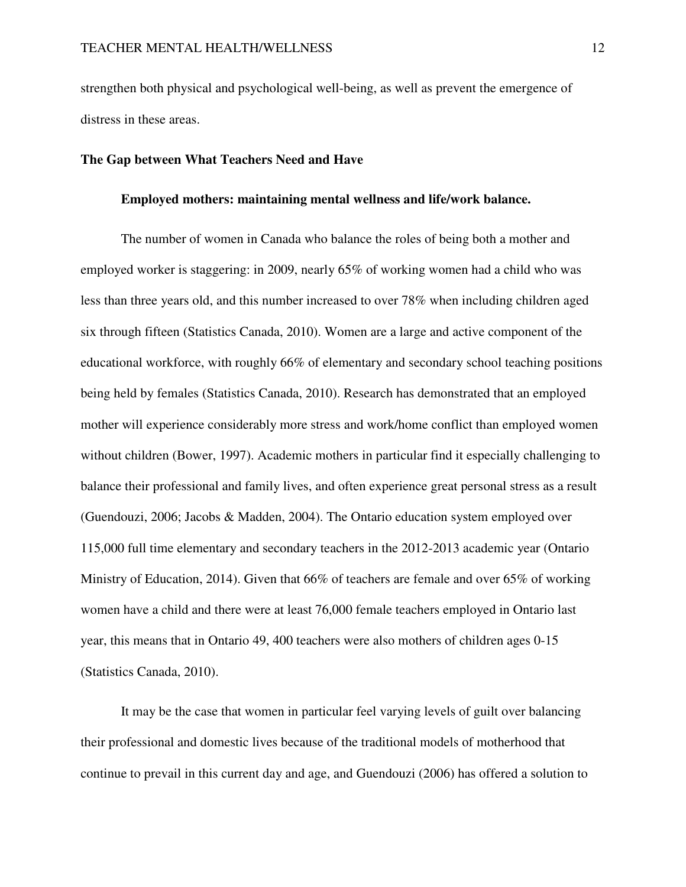strengthen both physical and psychological well-being, as well as prevent the emergence of distress in these areas.

## The Gap between What Teachers Need and Have

### Employed mothers: maintaining mental wellness and life/work balance.

The number of women in Canada who balance the roles of being both a mother and employed worker is staggering: in 2009, nearly 65% of working women had a child who was less than three years old, and this number increased to over 78% when including children aged six through fifteen (Statistics Canada, 2010). Women are a large and active component of the educational workforce, with roughly 66% of elementary and secondary school teaching positions being held by females (Statistics Canada, 2010). Research has demonstrated that an employed mother will experience considerably more stress and work/home conflict than employed women without children (Bower, 1997). Academic mothers in particular find it especially challenging to balance their professional and family lives, and often experience great personal stress as a result (Guendouzi, 2006; Jacobs & Madden, 2004). The Ontario education system employed over 115,000 full time elementary and secondary teachers in the 2012-2013 academic year (Ontario Ministry of Education, 2014). Given that 66% of teachers are female and over 65% of working women have a child and there were at least 76,000 female teachers employed in Ontario last year, this means that in Ontario 49, 400 teachers were also mothers of children ages 0-15 (Statistics Canada, 2010).

It may be the case that women in particular feel varying levels of guilt over balancing their professional and domestic lives because of the traditional models of motherhood that continue to prevail in this current day and age, and Guendouzi (2006) has offered a solution to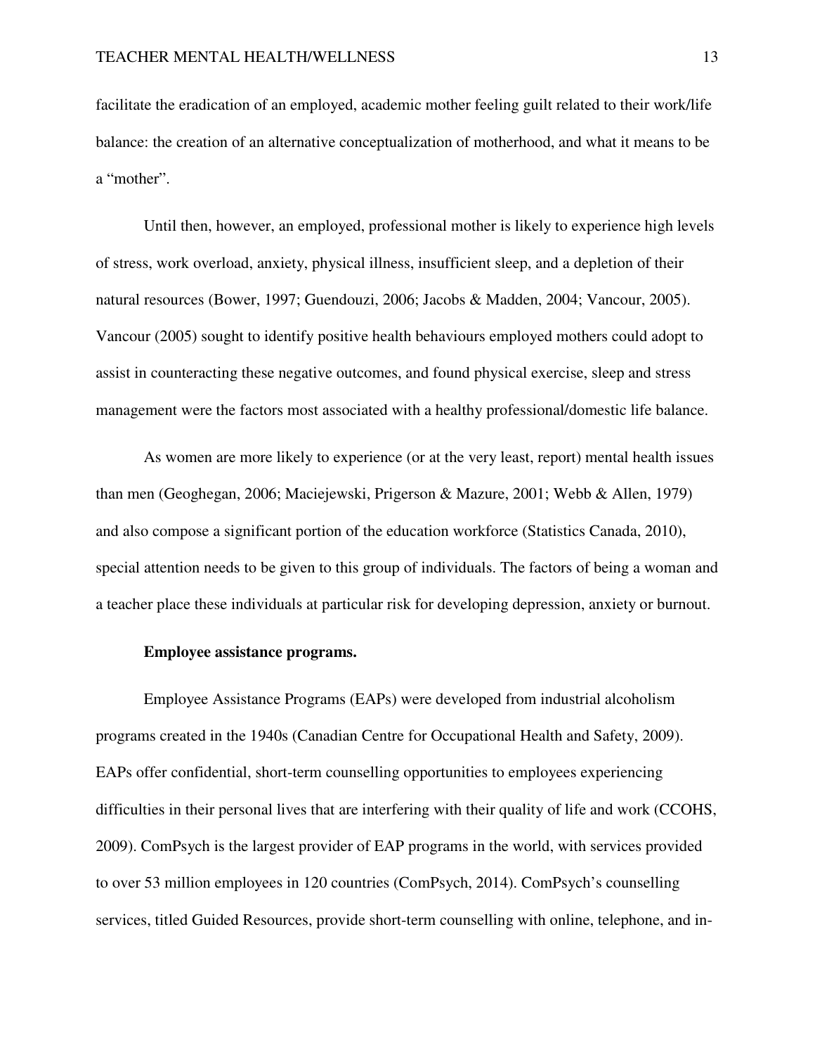facilitate the eradication of an employed, academic mother feeling guilt related to their work/life balance: the creation of an alternative conceptualization of motherhood, and what it means to be a "mother".

Until then, however, an employed, professional mother is likely to experience high levels of stress, work overload, anxiety, physical illness, insufficient sleep, and a depletion of their natural resources (Bower, 1997; Guendouzi, 2006; Jacobs & Madden, 2004; Vancour, 2005). Vancour (2005) sought to identify positive health behaviours employed mothers could adopt to assist in counteracting these negative outcomes, and found physical exercise, sleep and stress management were the factors most associated with a healthy professional/domestic life balance.

As women are more likely to experience (or at the very least, report) mental health issues than men (Geoghegan, 2006; Maciejewski, Prigerson & Mazure, 2001; Webb & Allen, 1979) and also compose a significant portion of the education workforce (Statistics Canada, 2010), special attention needs to be given to this group of individuals. The factors of being a woman and a teacher place these individuals at particular risk for developing depression, anxiety or burnout.

**Employee assistance programs.**

Employee Assistance Programs (EAPs) were developed from industrial alcoholism programs created in the 1940s (Canadian Centre for Occupational Health and Safety, 2009). EAPs offer confidential, short-term counselling opportunities to employees experiencing difficulties in their personal lives that are interfering with their quality of life and work (CCOHS, 2009). ComPsych is the largest provider of EAP programs in the world, with services provided to over 53 million employees in 120 countries (ComPsych, 2014). ComPsych's counselling services, titled Guided Resources, provide short-term counselling with online, telephone, and in-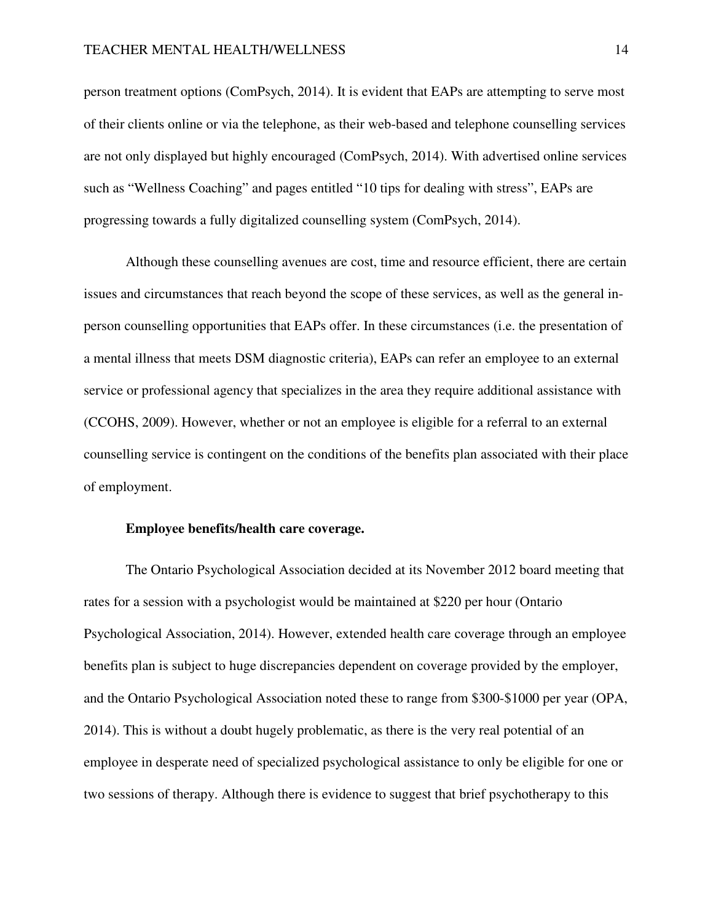person treatment options (ComPsych, 2014). It is evident that EAPs are attempting to serve most of their clients online or via the telephone, as their web-based and telephone counselling services are not only displayed but highly encouraged (ComPsych, 2014). With advertised online services such as “Wellness Coaching” and pages entitled “10 tips for dealing with stress”, EAPs are progressing towards a fully digitalized counselling system (ComPsych, 2014).

Although these counselling avenues are cost, time and resource efficient, there are certain issues and circumstances that reach beyond the scope of these services, as well as the general in-person counselling opportunities that EAPs offer. In these circumstances (i.e. the presentation of a mental illness that meets DSM diagnostic criteria), EAPs can refer an employee to an external service or professional agency that specializes in the area they require additional assistance with (CCOHS, 2009). However, whether or not an employee is eligible for a referral to an external counselling service is contingent on the conditions of the benefits plan associated with their place of employment.

**Employee benefits/health care coverage.**

The Ontario Psychological Association decided at its November 2012 board meeting that rates for a session with a psychologist would be maintained at $220 per hour (Ontario Psychological Association, 2014). However, extended health care coverage through an employee benefits plan is subject to huge discrepancies dependent on coverage provided by the employer, and the Ontario Psychological Association noted these to range from $300-$1000 per year (OPA, 2014). This is without a doubt hugely problematic, as there is the very real potential of an employee in desperate need of specialized psychological assistance to only be eligible for one or two sessions of therapy. Although there is evidence to suggest that brief psychotherapy to this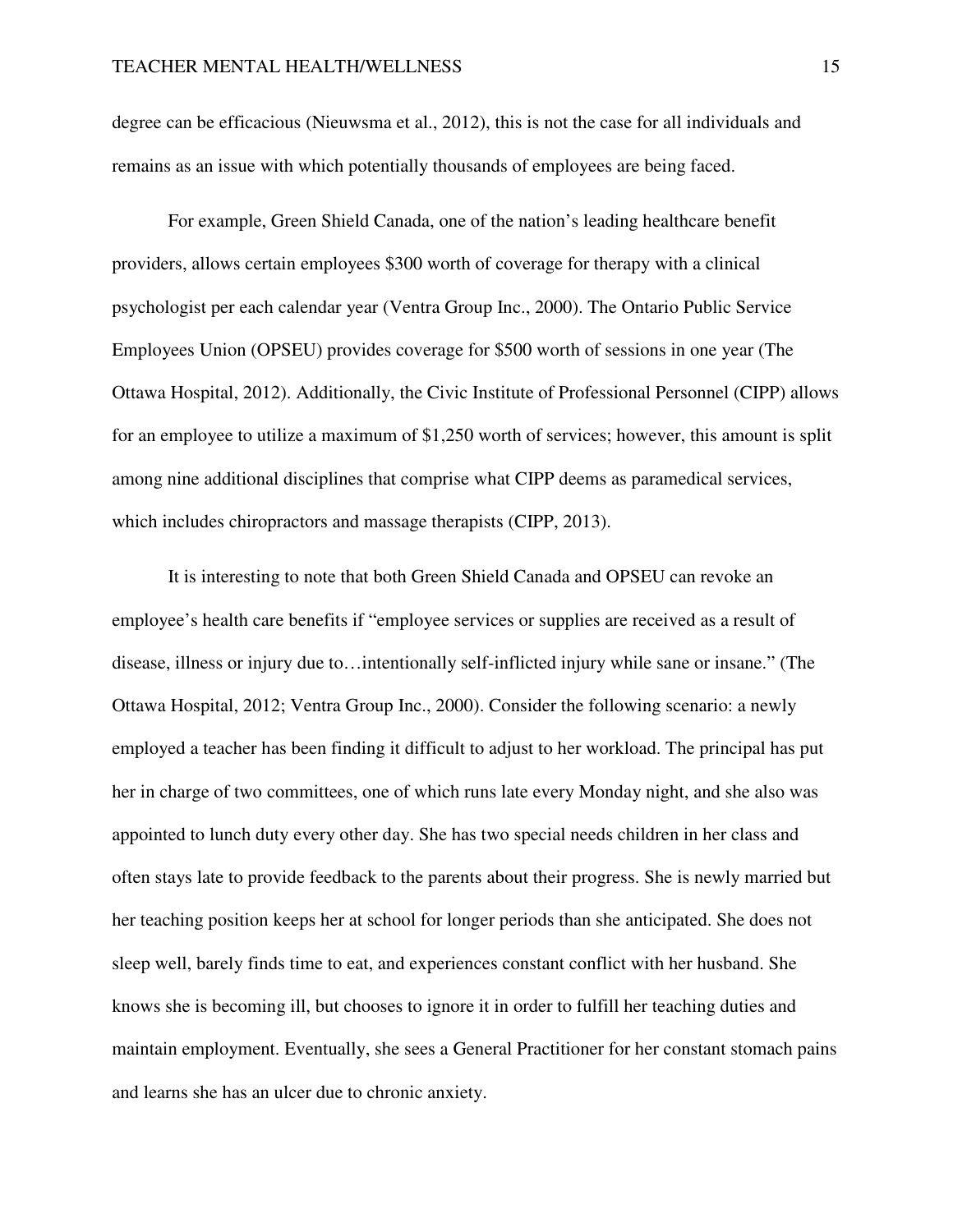degree can be efficacious (Nieuwsma et al., 2012), this is not the case for all individuals and remains as an issue with which potentially thousands of employees are being faced.

For example, Green Shield Canada, one of the nation's leading healthcare benefit providers, allows certain employees $300 worth of coverage for therapy with a clinical psychologist per each calendar year (Ventra Group Inc., 2000). The Ontario Public Service Employees Union (OPSEU) provides coverage for $500 worth of sessions in one year (The Ottawa Hospital, 2012). Additionally, the Civic Institute of Professional Personnel (CIPP) allows for an employee to utilize a maximum of $1,250 worth of services; however, this amount is split among nine additional disciplines that comprise what CIPP deems as paramedical services, which includes chiropractors and massage therapists (CIPP, 2013).

It is interesting to note that both Green Shield Canada and OPSEU can revoke an employee's health care benefits if "employee services or supplies are received as a result of disease, illness or injury due to…intentionally self-inflicted injury while sane or insane." (The Ottawa Hospital, 2012; Ventra Group Inc., 2000). Consider the following scenario: a newly employed a teacher has been finding it difficult to adjust to her workload. The principal has put her in charge of two committees, one of which runs late every Monday night, and she also was appointed to lunch duty every other day. She has two special needs children in her class and often stays late to provide feedback to the parents about their progress. She is newly married but her teaching position keeps her at school for longer periods than she anticipated. She does not sleep well, barely finds time to eat, and experiences constant conflict with her husband. She knows she is becoming ill, but chooses to ignore it in order to fulfill her teaching duties and maintain employment. Eventually, she sees a General Practitioner for her constant stomach pains and learns she has an ulcer due to chronic anxiety.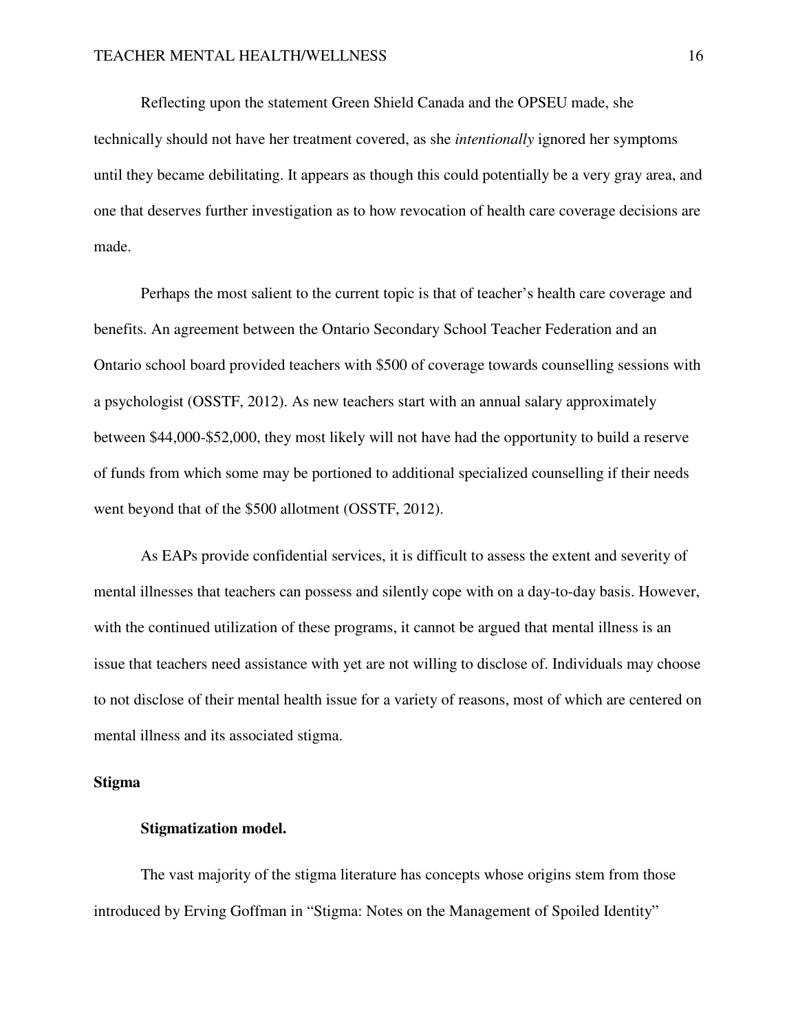Reflecting upon the statement Green Shield Canada and the OPSEU made, she technically should not have her treatment covered, as she *intentionally* ignored her symptoms until they became debilitating. It appears as though this could potentially be a very gray area, and one that deserves further investigation as to how revocation of health care coverage decisions are made.

Perhaps the most salient to the current topic is that of teacher's health care coverage and benefits. An agreement between the Ontario Secondary School Teacher Federation and an Ontario school board provided teachers with $500 of coverage towards counselling sessions with a psychologist (OSSTF, 2012). As new teachers start with an annual salary approximately between $44,000-$52,000, they most likely will not have had the opportunity to build a reserve of funds from which some may be portioned to additional specialized counselling if their needs went beyond that of the $500 allotment (OSSTF, 2012).

As EAPs provide confidential services, it is difficult to assess the extent and severity of mental illnesses that teachers can possess and silently cope with on a day-to-day basis. However, with the continued utilization of these programs, it cannot be argued that mental illness is an issue that teachers need assistance with yet are not willing to disclose of. Individuals may choose to not disclose of their mental health issue for a variety of reasons, most of which are centered on mental illness and its associated stigma.

## Stigma

### Stigmatization model.

The vast majority of the stigma literature has concepts whose origins stem from those introduced by Erving Goffman in "Stigma: Notes on the Management of Spoiled Identity"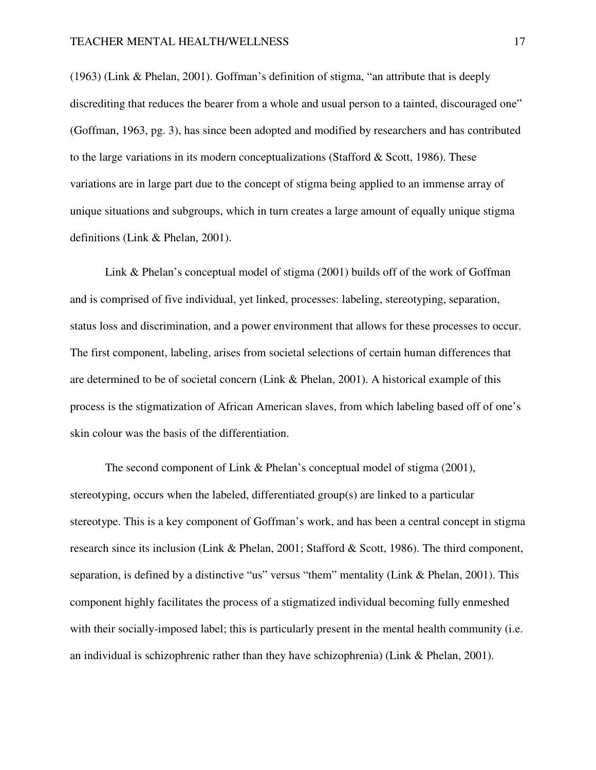(1963) (Link & Phelan, 2001). Goffman's definition of stigma, "an attribute that is deeply discrediting that reduces the bearer from a whole and usual person to a tainted, discouraged one" (Goffman, 1963, pg. 3), has since been adopted and modified by researchers and has contributed to the large variations in its modern conceptualizations (Stafford & Scott, 1986). These variations are in large part due to the concept of stigma being applied to an immense array of unique situations and subgroups, which in turn creates a large amount of equally unique stigma definitions (Link & Phelan, 2001).

Link & Phelan's conceptual model of stigma (2001) builds off of the work of Goffman and is comprised of five individual, yet linked, processes: labeling, stereotyping, separation, status loss and discrimination, and a power environment that allows for these processes to occur. The first component, labeling, arises from societal selections of certain human differences that are determined to be of societal concern (Link & Phelan, 2001). A historical example of this process is the stigmatization of African American slaves, from which labeling based off of one's skin colour was the basis of the differentiation.

The second component of Link & Phelan's conceptual model of stigma (2001), stereotyping, occurs when the labeled, differentiated group(s) are linked to a particular stereotype. This is a key component of Goffman's work, and has been a central concept in stigma research since its inclusion (Link & Phelan, 2001; Stafford & Scott, 1986). The third component, separation, is defined by a distinctive "us" versus "them" mentality (Link & Phelan, 2001). This component highly facilitates the process of a stigmatized individual becoming fully enmeshed with their socially-imposed label; this is particularly present in the mental health community (i.e. an individual is schizophrenic rather than they have schizophrenia) (Link & Phelan, 2001).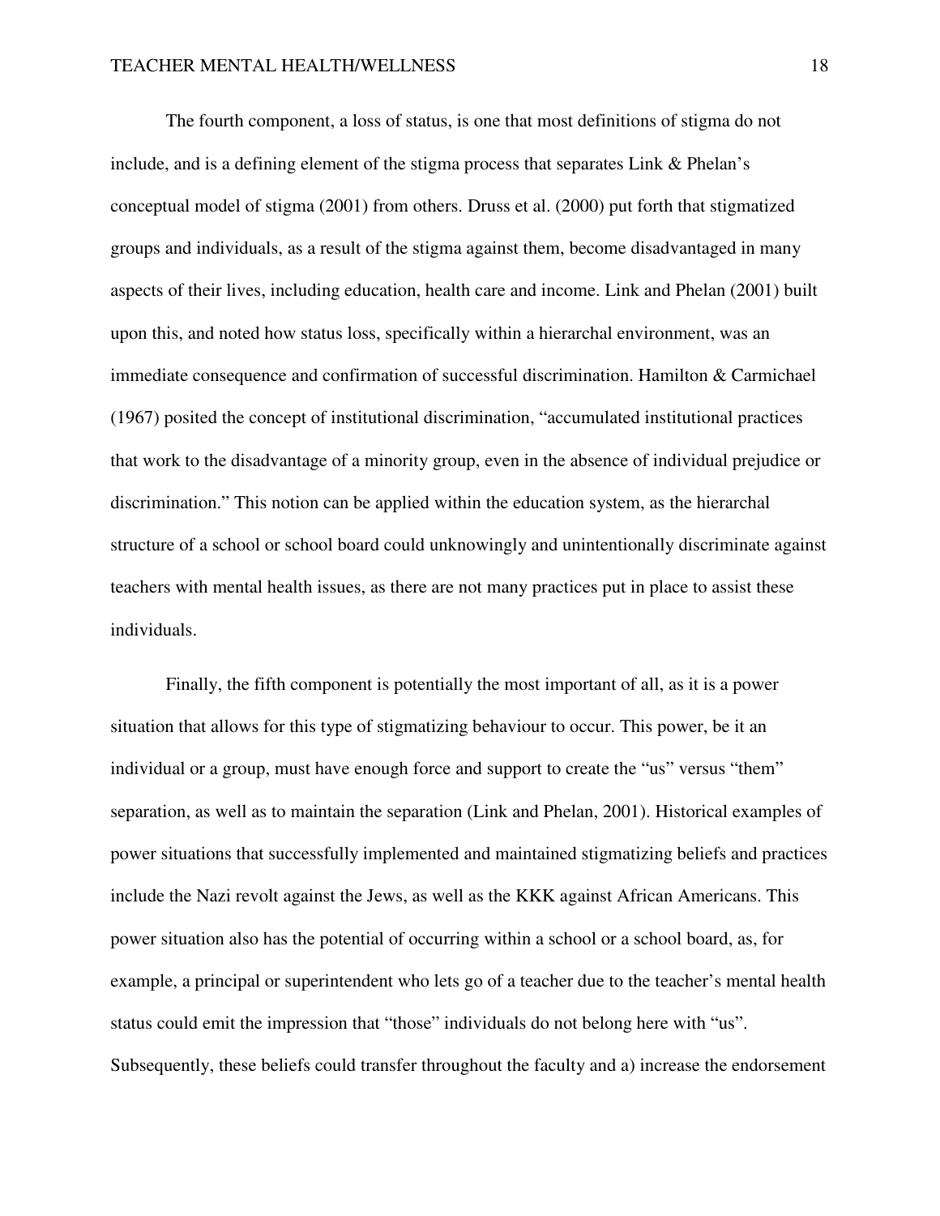The fourth component, a loss of status, is one that most definitions of stigma do not include, and is a defining element of the stigma process that separates Link & Phelan's conceptual model of stigma (2001) from others. Druss et al. (2000) put forth that stigmatized groups and individuals, as a result of the stigma against them, become disadvantaged in many aspects of their lives, including education, health care and income. Link and Phelan (2001) built upon this, and noted how status loss, specifically within a hierarchal environment, was an immediate consequence and confirmation of successful discrimination. Hamilton & Carmichael (1967) posited the concept of institutional discrimination, "accumulated institutional practices that work to the disadvantage of a minority group, even in the absence of individual prejudice or discrimination." This notion can be applied within the education system, as the hierarchal structure of a school or school board could unknowingly and unintentionally discriminate against teachers with mental health issues, as there are not many practices put in place to assist these individuals.

Finally, the fifth component is potentially the most important of all, as it is a power situation that allows for this type of stigmatizing behaviour to occur. This power, be it an individual or a group, must have enough force and support to create the "us" versus "them" separation, as well as to maintain the separation (Link and Phelan, 2001). Historical examples of power situations that successfully implemented and maintained stigmatizing beliefs and practices include the Nazi revolt against the Jews, as well as the KKK against African Americans. This power situation also has the potential of occurring within a school or a school board, as, for example, a principal or superintendent who lets go of a teacher due to the teacher's mental health status could emit the impression that "those" individuals do not belong here with "us". Subsequently, these beliefs could transfer throughout the faculty and a) increase the endorsement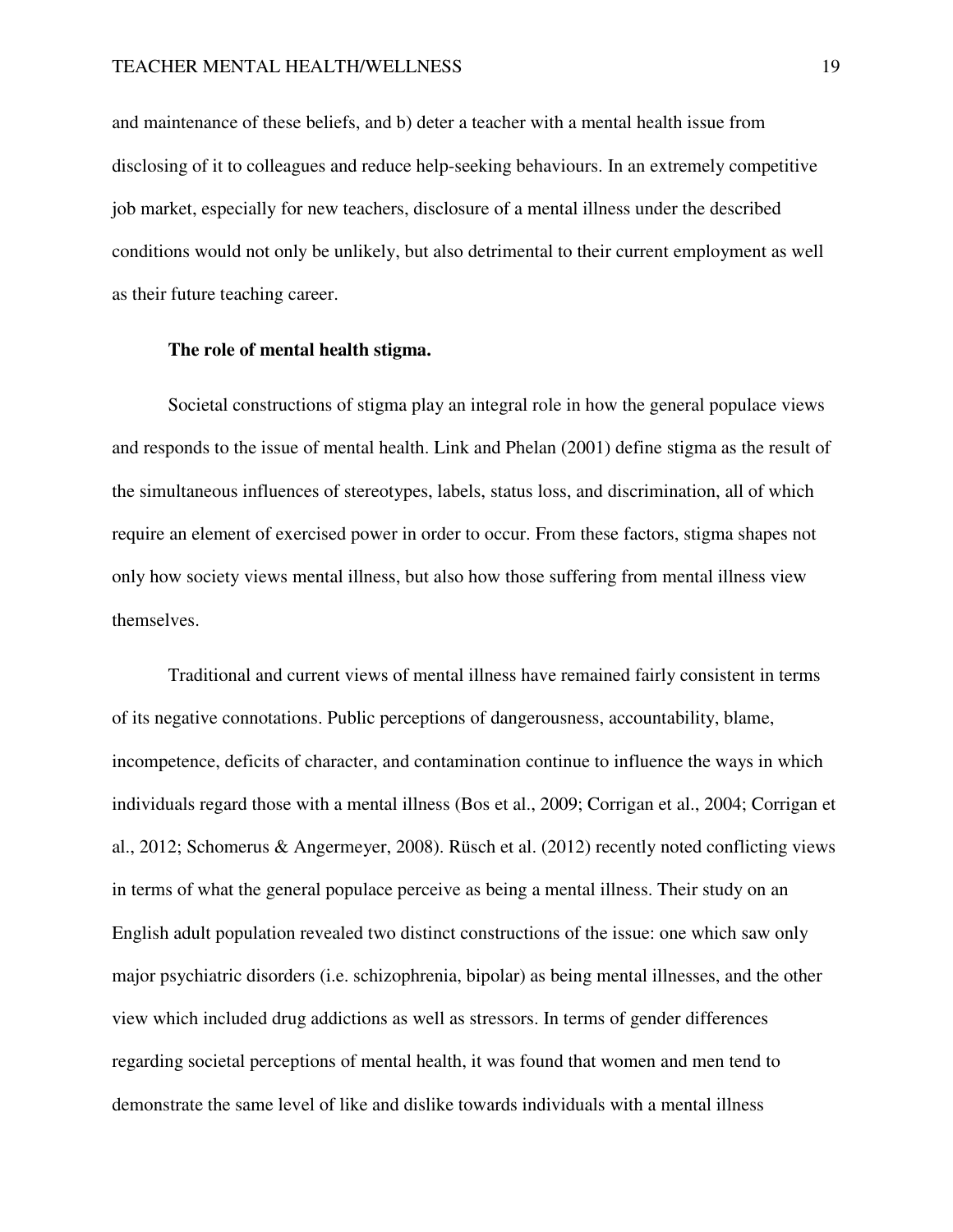and maintenance of these beliefs, and b) deter a teacher with a mental health issue from disclosing of it to colleagues and reduce help-seeking behaviours. In an extremely competitive job market, especially for new teachers, disclosure of a mental illness under the described conditions would not only be unlikely, but also detrimental to their current employment as well as their future teaching career.

#### The role of mental health stigma.

Societal constructions of stigma play an integral role in how the general populace views and responds to the issue of mental health. Link and Phelan (2001) define stigma as the result of the simultaneous influences of stereotypes, labels, status loss, and discrimination, all of which require an element of exercised power in order to occur. From these factors, stigma shapes not only how society views mental illness, but also how those suffering from mental illness view themselves.

Traditional and current views of mental illness have remained fairly consistent in terms of its negative connotations. Public perceptions of dangerousness, accountability, blame, incompetence, deficits of character, and contamination continue to influence the ways in which individuals regard those with a mental illness (Bos et al., 2009; Corrigan et al., 2004; Corrigan et al., 2012; Schomerus & Angermeyer, 2008). Rüsch et al. (2012) recently noted conflicting views in terms of what the general populace perceive as being a mental illness. Their study on an English adult population revealed two distinct constructions of the issue: one which saw only major psychiatric disorders (i.e. schizophrenia, bipolar) as being mental illnesses, and the other view which included drug addictions as well as stressors. In terms of gender differences regarding societal perceptions of mental health, it was found that women and men tend to demonstrate the same level of like and dislike towards individuals with a mental illness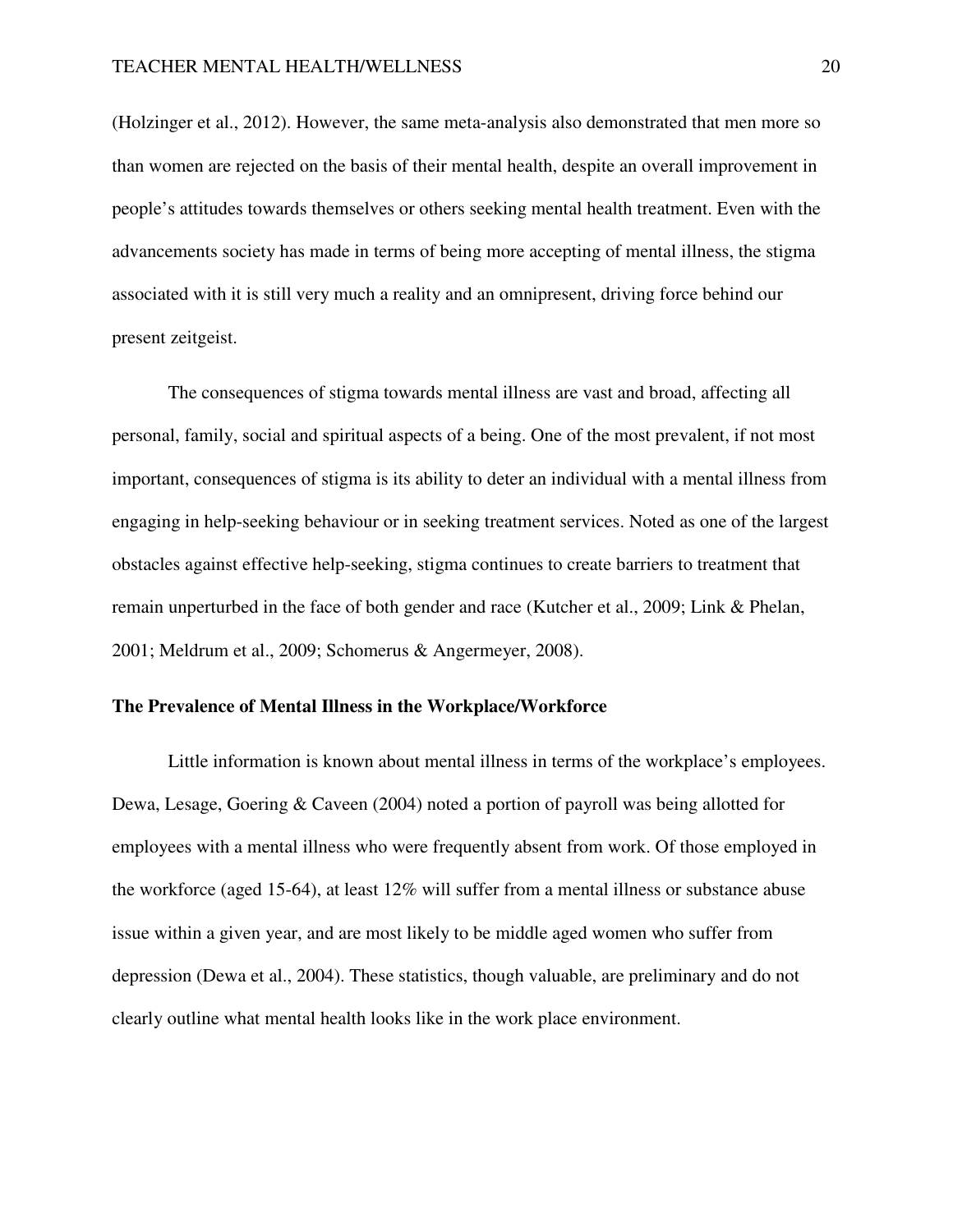(Holzinger et al., 2012). However, the same meta-analysis also demonstrated that men more so than women are rejected on the basis of their mental health, despite an overall improvement in people's attitudes towards themselves or others seeking mental health treatment. Even with the advancements society has made in terms of being more accepting of mental illness, the stigma associated with it is still very much a reality and an omnipresent, driving force behind our present zeitgeist.

The consequences of stigma towards mental illness are vast and broad, affecting all personal, family, social and spiritual aspects of a being. One of the most prevalent, if not most important, consequences of stigma is its ability to deter an individual with a mental illness from engaging in help-seeking behaviour or in seeking treatment services. Noted as one of the largest obstacles against effective help-seeking, stigma continues to create barriers to treatment that remain unperturbed in the face of both gender and race (Kutcher et al., 2009; Link & Phelan, 2001; Meldrum et al., 2009; Schomerus & Angermeyer, 2008).

**The Prevalence of Mental Illness in the Workplace/Workforce**

Little information is known about mental illness in terms of the workplace's employees. Dewa, Lesage, Goering & Caveen (2004) noted a portion of payroll was being allotted for employees with a mental illness who were frequently absent from work. Of those employed in the workforce (aged 15-64), at least 12% will suffer from a mental illness or substance abuse issue within a given year, and are most likely to be middle aged women who suffer from depression (Dewa et al., 2004). These statistics, though valuable, are preliminary and do not clearly outline what mental health looks like in the work place environment.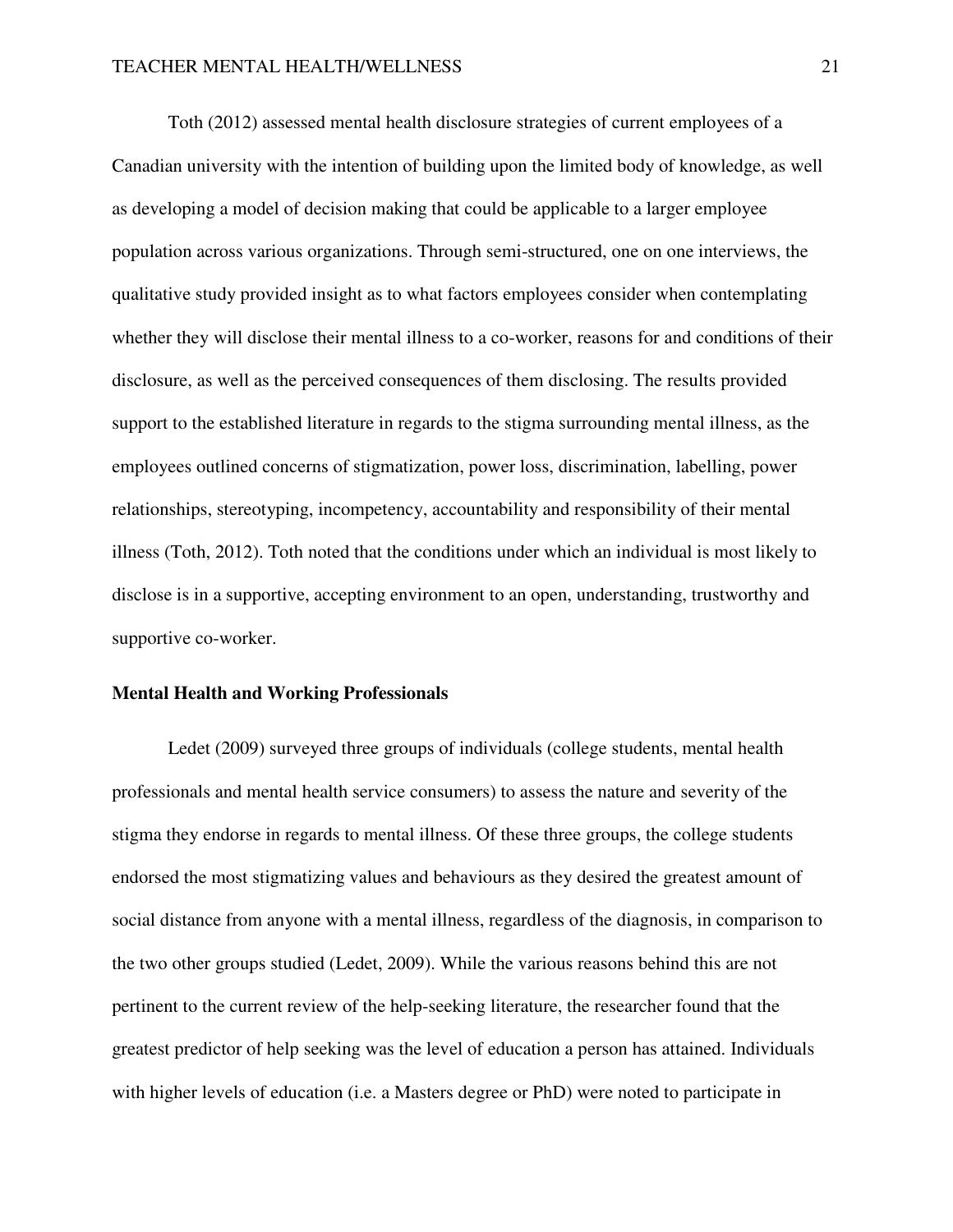Toth (2012) assessed mental health disclosure strategies of current employees of a Canadian university with the intention of building upon the limited body of knowledge, as well as developing a model of decision making that could be applicable to a larger employee population across various organizations. Through semi-structured, one on one interviews, the qualitative study provided insight as to what factors employees consider when contemplating whether they will disclose their mental illness to a co-worker, reasons for and conditions of their disclosure, as well as the perceived consequences of them disclosing. The results provided support to the established literature in regards to the stigma surrounding mental illness, as the employees outlined concerns of stigmatization, power loss, discrimination, labelling, power relationships, stereotyping, incompetency, accountability and responsibility of their mental illness (Toth, 2012). Toth noted that the conditions under which an individual is most likely to disclose is in a supportive, accepting environment to an open, understanding, trustworthy and supportive co-worker.

## Mental Health and Working Professionals

Ledet (2009) surveyed three groups of individuals (college students, mental health professionals and mental health service consumers) to assess the nature and severity of the stigma they endorse in regards to mental illness. Of these three groups, the college students endorsed the most stigmatizing values and behaviours as they desired the greatest amount of social distance from anyone with a mental illness, regardless of the diagnosis, in comparison to the two other groups studied (Ledet, 2009). While the various reasons behind this are not pertinent to the current review of the help-seeking literature, the researcher found that the greatest predictor of help seeking was the level of education a person has attained. Individuals with higher levels of education (i.e. a Masters degree or PhD) were noted to participate in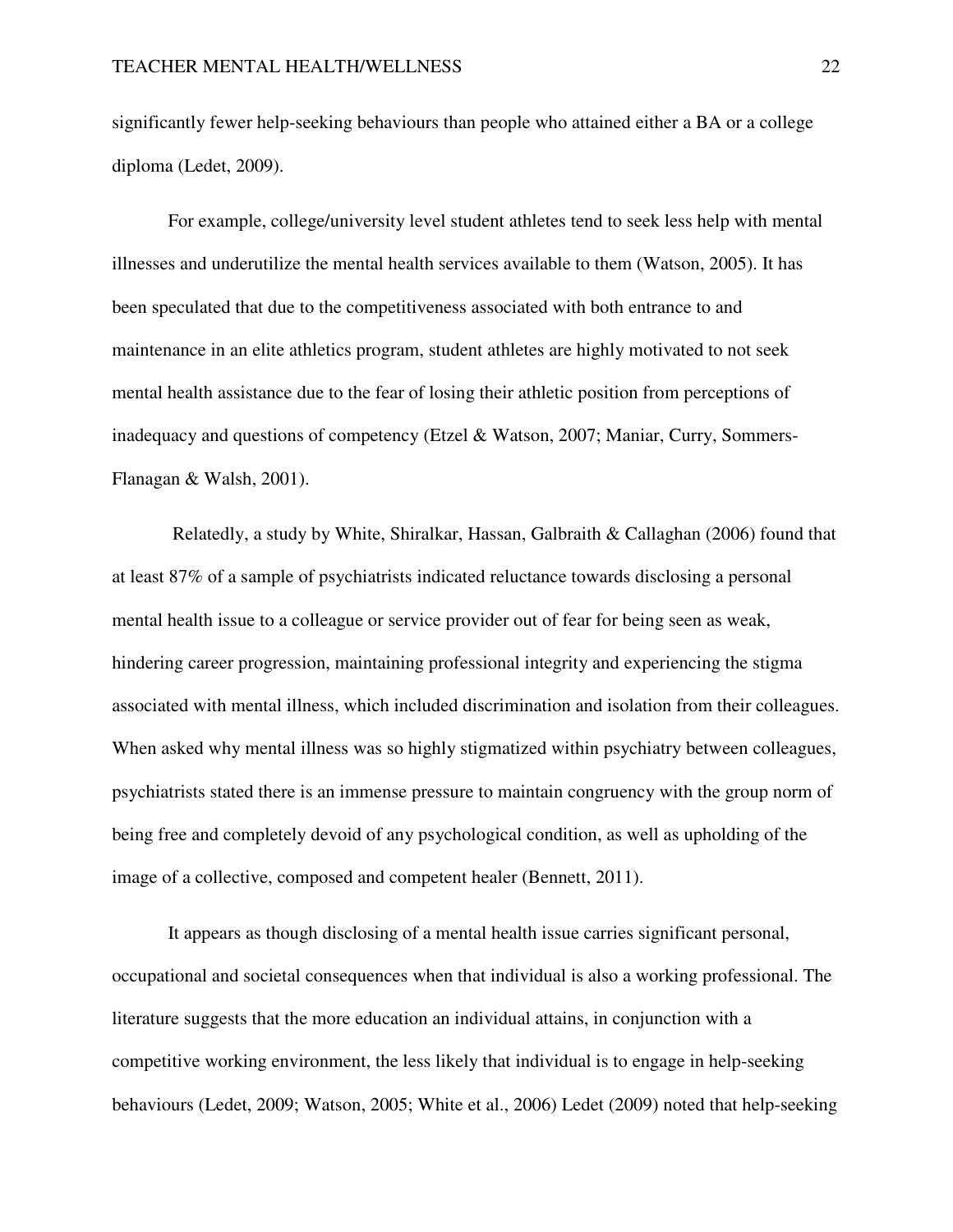significantly fewer help-seeking behaviours than people who attained either a BA or a college diploma (Ledet, 2009).

For example, college/university level student athletes tend to seek less help with mental illnesses and underutilize the mental health services available to them (Watson, 2005). It has been speculated that due to the competitiveness associated with both entrance to and maintenance in an elite athletics program, student athletes are highly motivated to not seek mental health assistance due to the fear of losing their athletic position from perceptions of inadequacy and questions of competency (Etzel & Watson, 2007; Maniar, Curry, Sommers-Flanagan & Walsh, 2001).

Relatedly, a study by White, Shiralkar, Hassan, Galbraith & Callaghan (2006) found that at least 87% of a sample of psychiatrists indicated reluctance towards disclosing a personal mental health issue to a colleague or service provider out of fear for being seen as weak, hindering career progression, maintaining professional integrity and experiencing the stigma associated with mental illness, which included discrimination and isolation from their colleagues. When asked why mental illness was so highly stigmatized within psychiatry between colleagues, psychiatrists stated there is an immense pressure to maintain congruency with the group norm of being free and completely devoid of any psychological condition, as well as upholding of the image of a collective, composed and competent healer (Bennett, 2011).

It appears as though disclosing of a mental health issue carries significant personal, occupational and societal consequences when that individual is also a working professional. The literature suggests that the more education an individual attains, in conjunction with a competitive working environment, the less likely that individual is to engage in help-seeking behaviours (Ledet, 2009; Watson, 2005; White et al., 2006) Ledet (2009) noted that help-seeking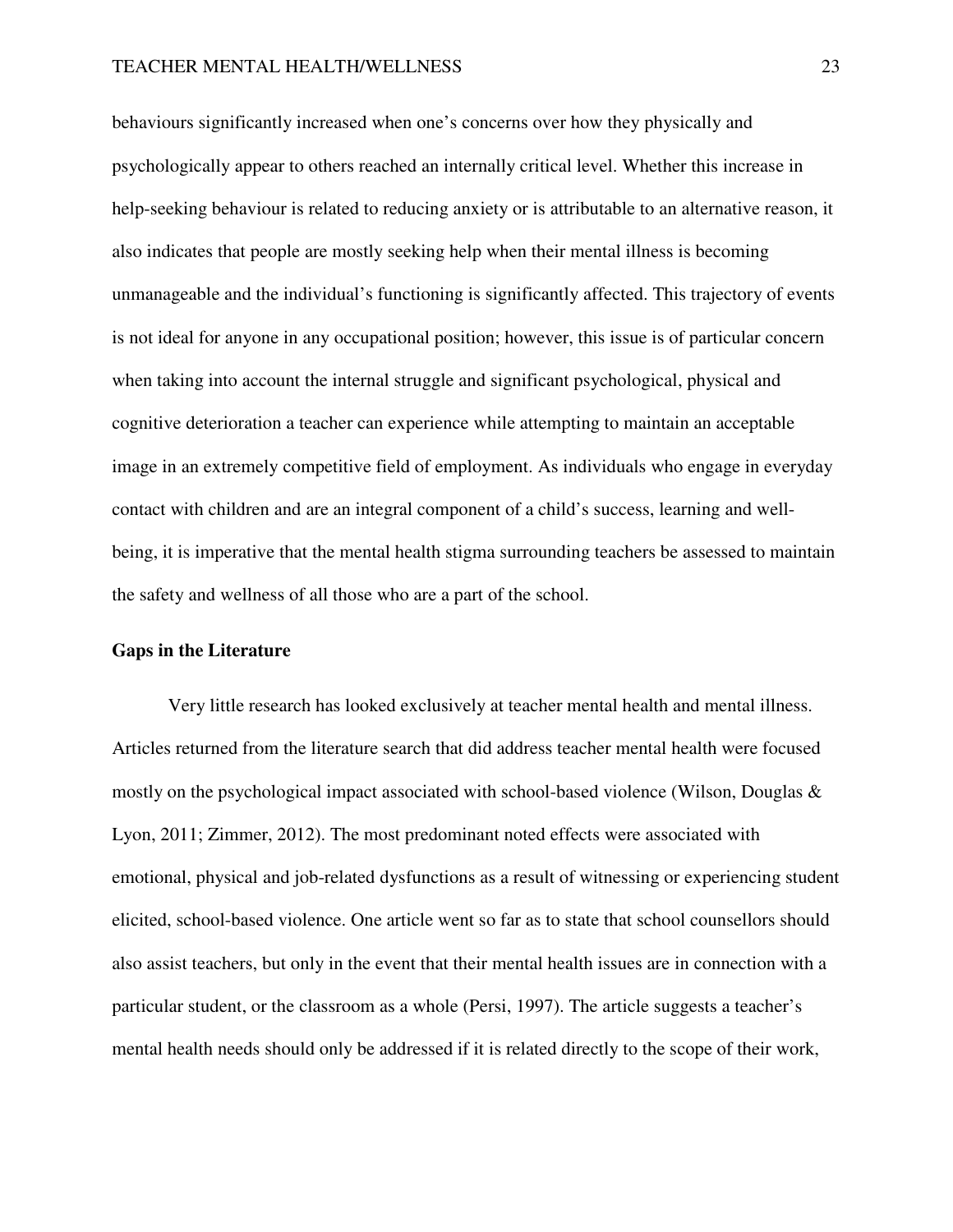behaviours significantly increased when one's concerns over how they physically and psychologically appear to others reached an internally critical level. Whether this increase in help-seeking behaviour is related to reducing anxiety or is attributable to an alternative reason, it also indicates that people are mostly seeking help when their mental illness is becoming unmanageable and the individual's functioning is significantly affected. This trajectory of events is not ideal for anyone in any occupational position; however, this issue is of particular concern when taking into account the internal struggle and significant psychological, physical and cognitive deterioration a teacher can experience while attempting to maintain an acceptable image in an extremely competitive field of employment. As individuals who engage in everyday contact with children and are an integral component of a child's success, learning and well-being, it is imperative that the mental health stigma surrounding teachers be assessed to maintain the safety and wellness of all those who are a part of the school.

**Gaps in the Literature**

Very little research has looked exclusively at teacher mental health and mental illness. Articles returned from the literature search that did address teacher mental health were focused mostly on the psychological impact associated with school-based violence (Wilson, Douglas & Lyon, 2011; Zimmer, 2012). The most predominant noted effects were associated with emotional, physical and job-related dysfunctions as a result of witnessing or experiencing student elicited, school-based violence. One article went so far as to state that school counsellors should also assist teachers, but only in the event that their mental health issues are in connection with a particular student, or the classroom as a whole (Persi, 1997). The article suggests a teacher's mental health needs should only be addressed if it is related directly to the scope of their work,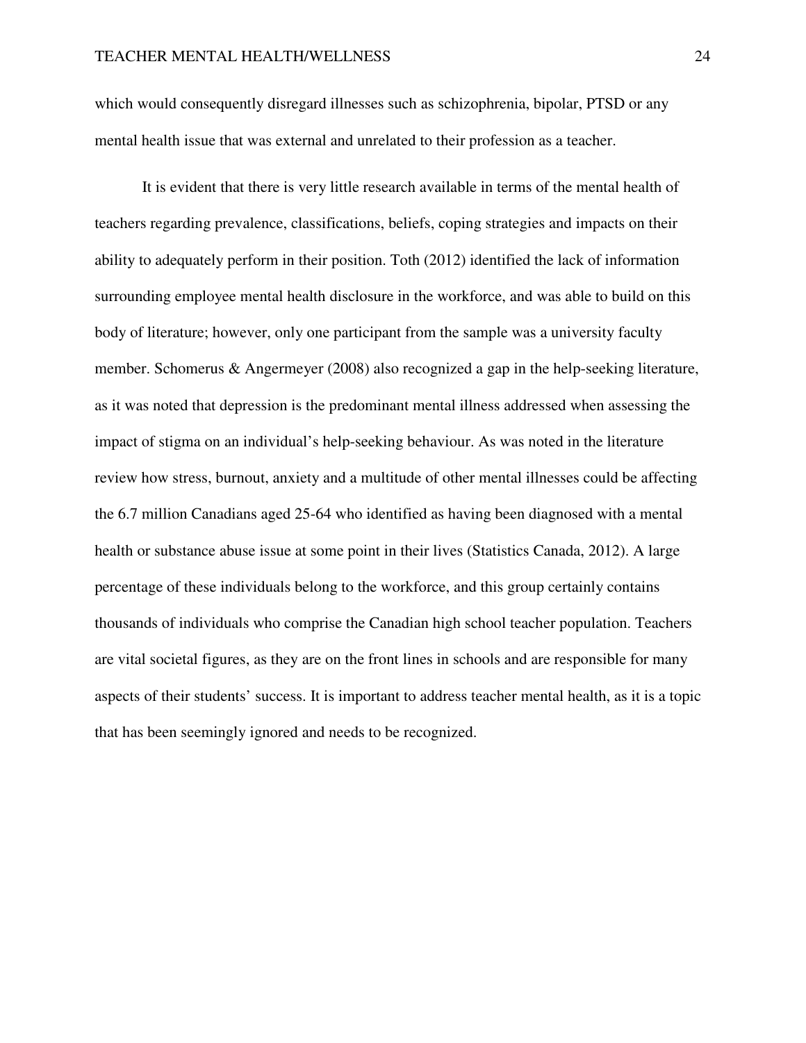which would consequently disregard illnesses such as schizophrenia, bipolar, PTSD or any mental health issue that was external and unrelated to their profession as a teacher.

It is evident that there is very little research available in terms of the mental health of teachers regarding prevalence, classifications, beliefs, coping strategies and impacts on their ability to adequately perform in their position. Toth (2012) identified the lack of information surrounding employee mental health disclosure in the workforce, and was able to build on this body of literature; however, only one participant from the sample was a university faculty member. Schomerus & Angermeyer (2008) also recognized a gap in the help-seeking literature, as it was noted that depression is the predominant mental illness addressed when assessing the impact of stigma on an individual's help-seeking behaviour. As was noted in the literature review how stress, burnout, anxiety and a multitude of other mental illnesses could be affecting the 6.7 million Canadians aged 25-64 who identified as having been diagnosed with a mental health or substance abuse issue at some point in their lives (Statistics Canada, 2012). A large percentage of these individuals belong to the workforce, and this group certainly contains thousands of individuals who comprise the Canadian high school teacher population. Teachers are vital societal figures, as they are on the front lines in schools and are responsible for many aspects of their students' success. It is important to address teacher mental health, as it is a topic that has been seemingly ignored and needs to be recognized.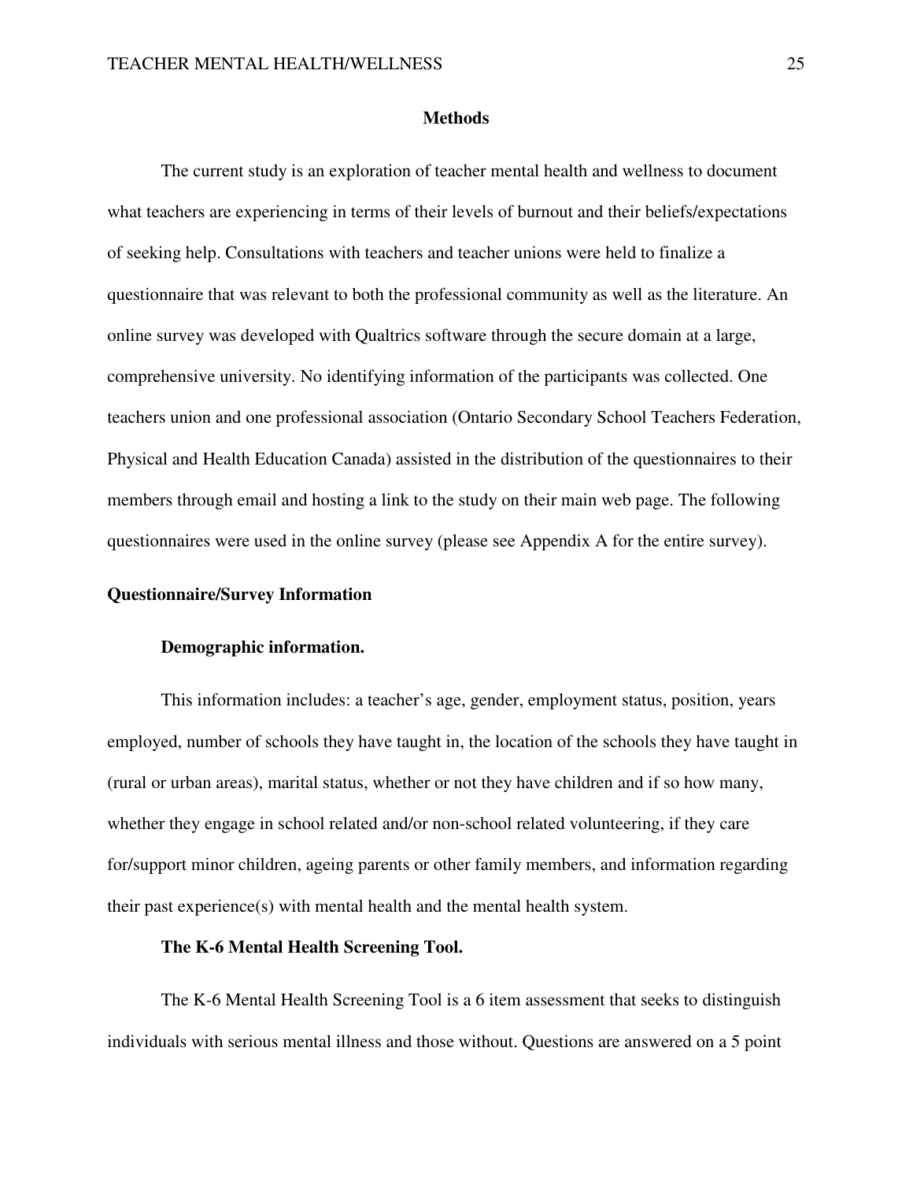## Methods

The current study is an exploration of teacher mental health and wellness to document what teachers are experiencing in terms of their levels of burnout and their beliefs/expectations of seeking help. Consultations with teachers and teacher unions were held to finalize a questionnaire that was relevant to both the professional community as well as the literature. An online survey was developed with Qualtrics software through the secure domain at a large, comprehensive university. No identifying information of the participants was collected. One teachers union and one professional association (Ontario Secondary School Teachers Federation, Physical and Health Education Canada) assisted in the distribution of the questionnaires to their members through email and hosting a link to the study on their main web page. The following questionnaires were used in the online survey (please see Appendix A for the entire survey).

### Questionnaire/Survey Information

#### Demographic information.

This information includes: a teacher's age, gender, employment status, position, years employed, number of schools they have taught in, the location of the schools they have taught in (rural or urban areas), marital status, whether or not they have children and if so how many, whether they engage in school related and/or non-school related volunteering, if they care for/support minor children, ageing parents or other family members, and information regarding their past experience(s) with mental health and the mental health system.

#### The K-6 Mental Health Screening Tool.

The K-6 Mental Health Screening Tool is a 6 item assessment that seeks to distinguish individuals with serious mental illness and those without. Questions are answered on a 5 point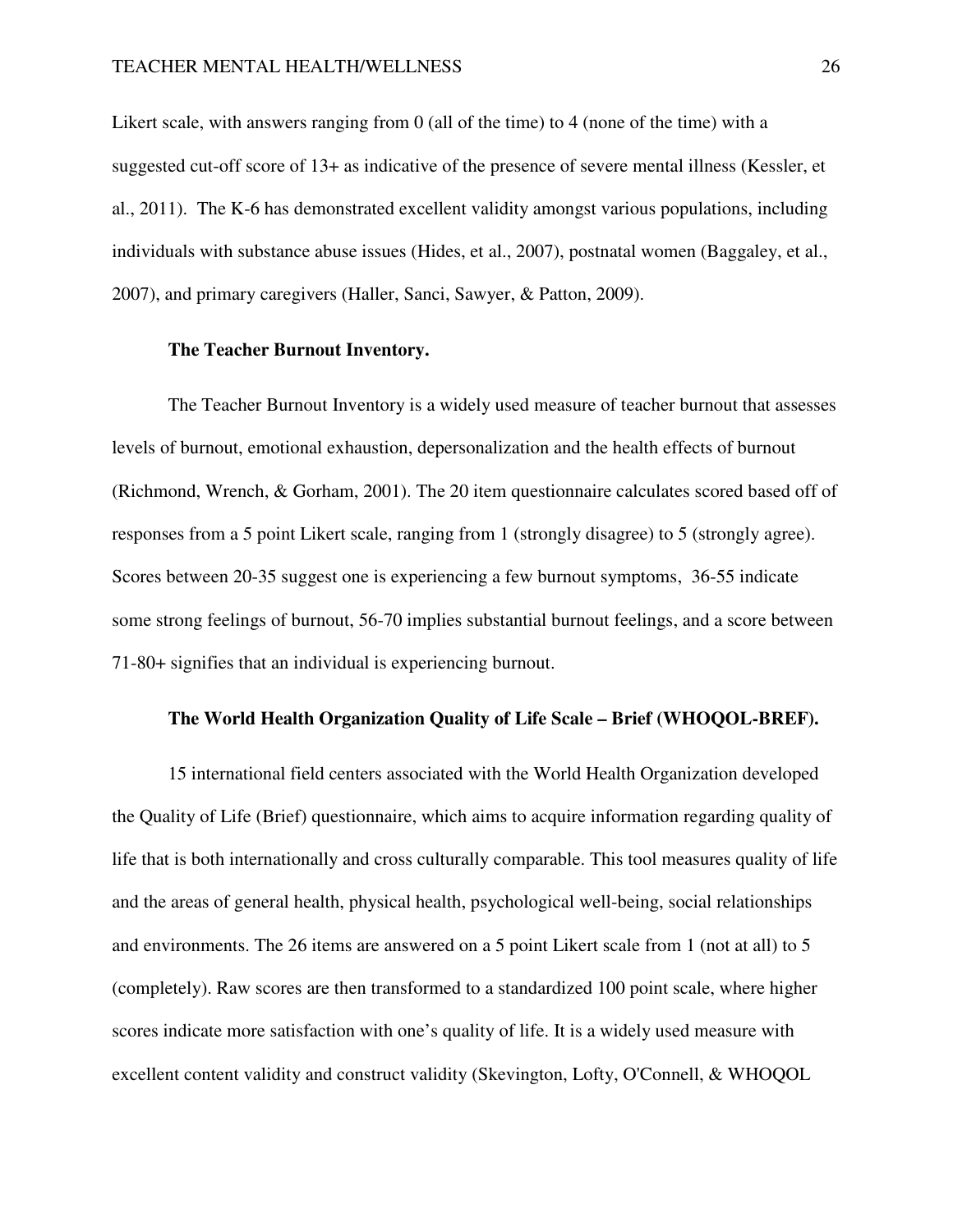Likert scale, with answers ranging from 0 (all of the time) to 4 (none of the time) with a suggested cut-off score of 13+ as indicative of the presence of severe mental illness (Kessler, et al., 2011). The K-6 has demonstrated excellent validity amongst various populations, including individuals with substance abuse issues (Hides, et al., 2007), postnatal women (Baggaley, et al., 2007), and primary caregivers (Haller, Sanci, Sawyer, & Patton, 2009).

**The Teacher Burnout Inventory.**

The Teacher Burnout Inventory is a widely used measure of teacher burnout that assesses levels of burnout, emotional exhaustion, depersonalization and the health effects of burnout (Richmond, Wrench, & Gorham, 2001). The 20 item questionnaire calculates scored based off of responses from a 5 point Likert scale, ranging from 1 (strongly disagree) to 5 (strongly agree). Scores between 20-35 suggest one is experiencing a few burnout symptoms, 36-55 indicate some strong feelings of burnout, 56-70 implies substantial burnout feelings, and a score between 71-80+ signifies that an individual is experiencing burnout.

**The World Health Organization Quality of Life Scale – Brief (WHOQOL-BREF).**

15 international field centers associated with the World Health Organization developed the Quality of Life (Brief) questionnaire, which aims to acquire information regarding quality of life that is both internationally and cross culturally comparable. This tool measures quality of life and the areas of general health, physical health, psychological well-being, social relationships and environments. The 26 items are answered on a 5 point Likert scale from 1 (not at all) to 5 (completely). Raw scores are then transformed to a standardized 100 point scale, where higher scores indicate more satisfaction with one's quality of life. It is a widely used measure with excellent content validity and construct validity (Skevington, Lofty, O'Connell, & WHOQOL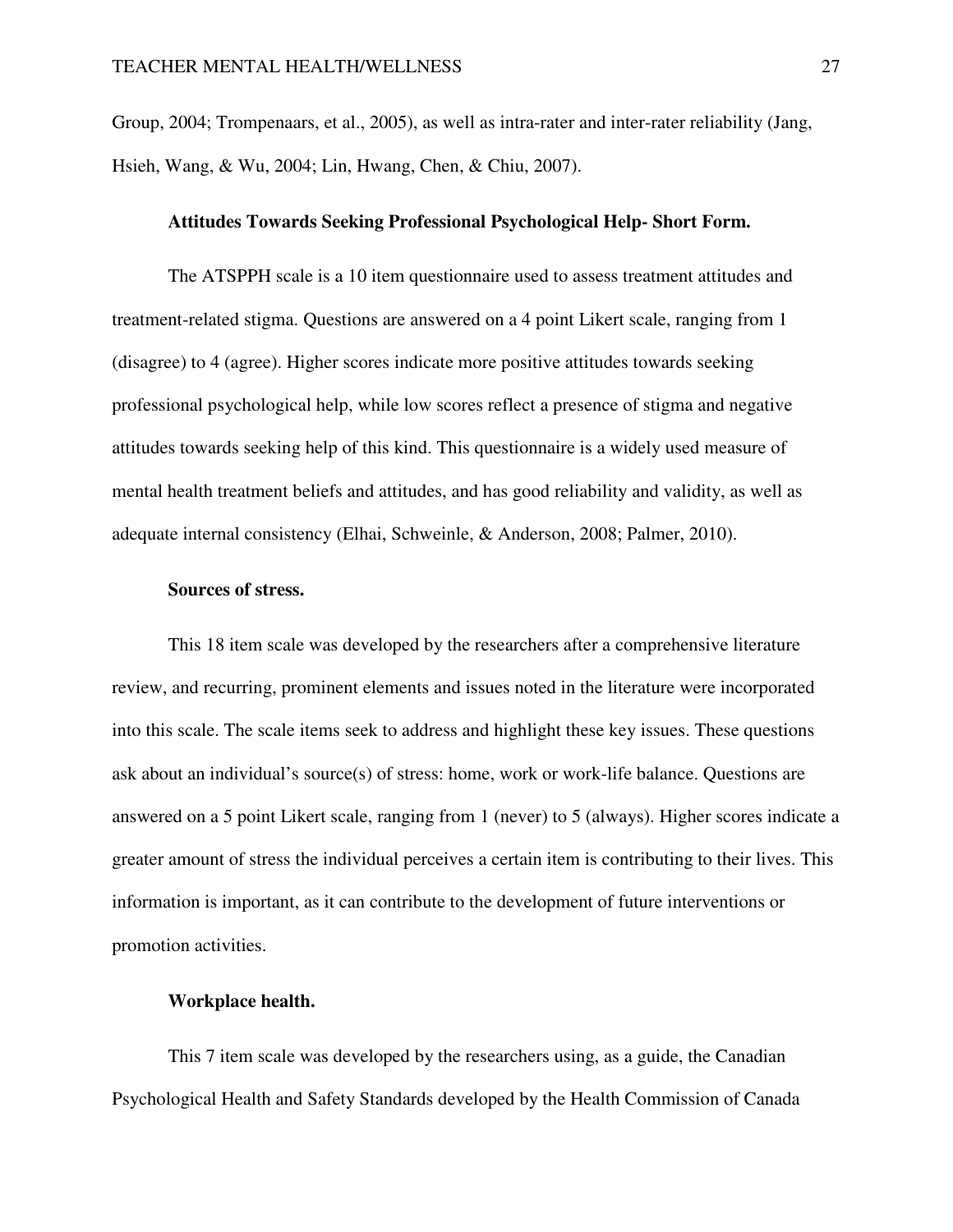Group, 2004; Trompenaars, et al., 2005), as well as intra-rater and inter-rater reliability (Jang, Hsieh, Wang, & Wu, 2004; Lin, Hwang, Chen, & Chiu, 2007).

**Attitudes Towards Seeking Professional Psychological Help- Short Form.**

The ATSPPH scale is a 10 item questionnaire used to assess treatment attitudes and treatment-related stigma. Questions are answered on a 4 point Likert scale, ranging from 1 (disagree) to 4 (agree). Higher scores indicate more positive attitudes towards seeking professional psychological help, while low scores reflect a presence of stigma and negative attitudes towards seeking help of this kind. This questionnaire is a widely used measure of mental health treatment beliefs and attitudes, and has good reliability and validity, as well as adequate internal consistency (Elhai, Schweinle, & Anderson, 2008; Palmer, 2010).

**Sources of stress.**

This 18 item scale was developed by the researchers after a comprehensive literature review, and recurring, prominent elements and issues noted in the literature were incorporated into this scale. The scale items seek to address and highlight these key issues. These questions ask about an individual's source(s) of stress: home, work or work-life balance. Questions are answered on a 5 point Likert scale, ranging from 1 (never) to 5 (always). Higher scores indicate a greater amount of stress the individual perceives a certain item is contributing to their lives. This information is important, as it can contribute to the development of future interventions or promotion activities.

**Workplace health.**

This 7 item scale was developed by the researchers using, as a guide, the Canadian Psychological Health and Safety Standards developed by the Health Commission of Canada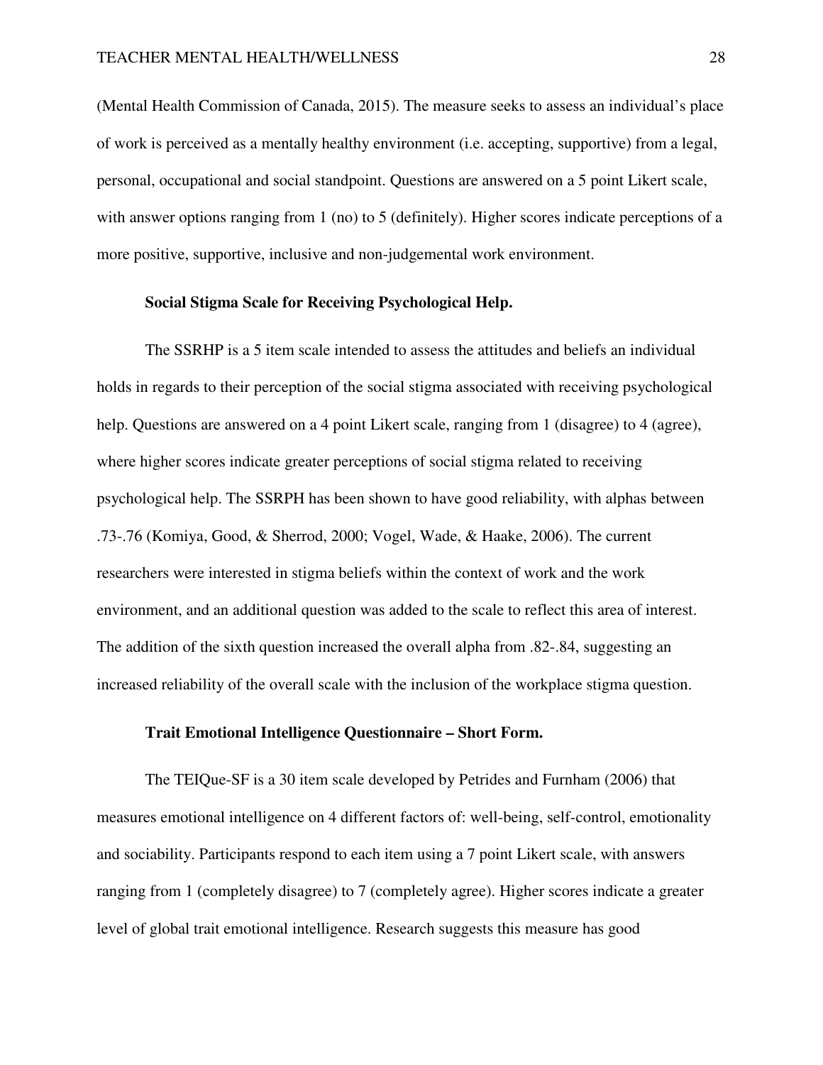(Mental Health Commission of Canada, 2015). The measure seeks to assess an individual's place of work is perceived as a mentally healthy environment (i.e. accepting, supportive) from a legal, personal, occupational and social standpoint. Questions are answered on a 5 point Likert scale, with answer options ranging from 1 (no) to 5 (definitely). Higher scores indicate perceptions of a more positive, supportive, inclusive and non-judgemental work environment.

**Social Stigma Scale for Receiving Psychological Help.**

The SSRHP is a 5 item scale intended to assess the attitudes and beliefs an individual holds in regards to their perception of the social stigma associated with receiving psychological help. Questions are answered on a 4 point Likert scale, ranging from 1 (disagree) to 4 (agree), where higher scores indicate greater perceptions of social stigma related to receiving psychological help. The SSRPH has been shown to have good reliability, with alphas between .73-.76 (Komiya, Good, & Sherrod, 2000; Vogel, Wade, & Haake, 2006). The current researchers were interested in stigma beliefs within the context of work and the work environment, and an additional question was added to the scale to reflect this area of interest. The addition of the sixth question increased the overall alpha from .82-.84, suggesting an increased reliability of the overall scale with the inclusion of the workplace stigma question.

**Trait Emotional Intelligence Questionnaire – Short Form.**

The TEIQue-SF is a 30 item scale developed by Petrides and Furnham (2006) that measures emotional intelligence on 4 different factors of: well-being, self-control, emotionality and sociability. Participants respond to each item using a 7 point Likert scale, with answers ranging from 1 (completely disagree) to 7 (completely agree). Higher scores indicate a greater level of global trait emotional intelligence. Research suggests this measure has good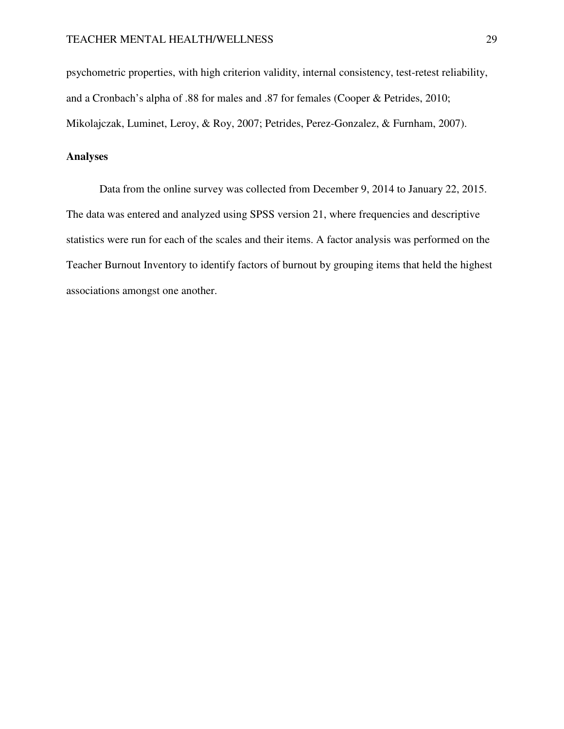psychometric properties, with high criterion validity, internal consistency, test-retest reliability, and a Cronbach's alpha of .88 for males and .87 for females (Cooper & Petrides, 2010; Mikolajczak, Luminet, Leroy, & Roy, 2007; Petrides, Perez-Gonzalez, & Furnham, 2007).

**Analyses**

Data from the online survey was collected from December 9, 2014 to January 22, 2015. The data was entered and analyzed using SPSS version 21, where frequencies and descriptive statistics were run for each of the scales and their items. A factor analysis was performed on the Teacher Burnout Inventory to identify factors of burnout by grouping items that held the highest associations amongst one another.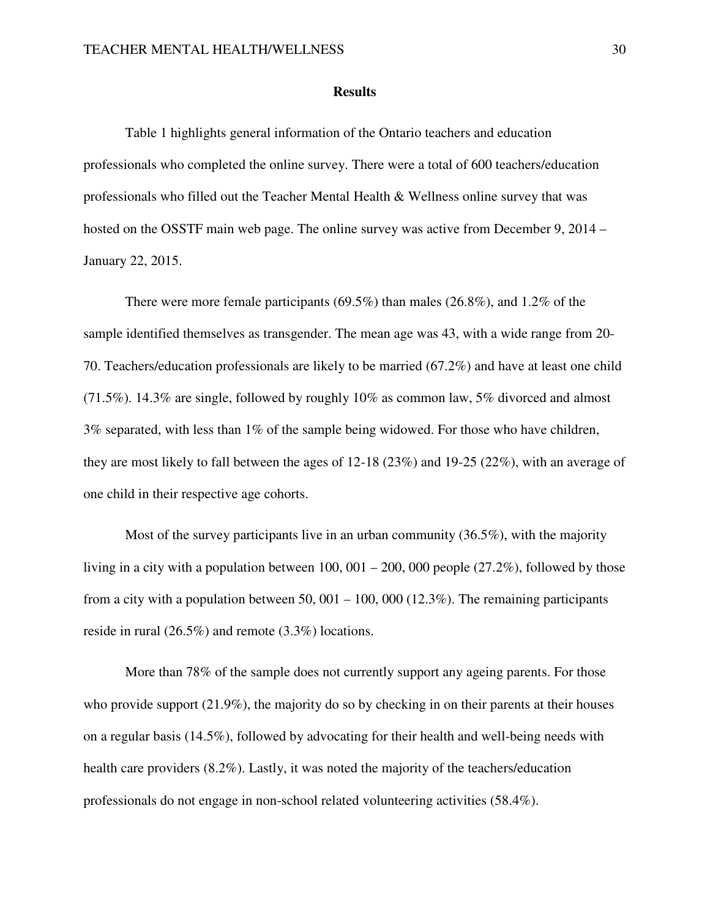## Results

Table 1 highlights general information of the Ontario teachers and education professionals who completed the online survey. There were a total of 600 teachers/education professionals who filled out the Teacher Mental Health & Wellness online survey that was hosted on the OSSTF main web page. The online survey was active from December 9, 2014 – January 22, 2015.

There were more female participants (69.5%) than males (26.8%), and 1.2% of the sample identified themselves as transgender. The mean age was 43, with a wide range from 20-70. Teachers/education professionals are likely to be married (67.2%) and have at least one child (71.5%). 14.3% are single, followed by roughly 10% as common law, 5% divorced and almost 3% separated, with less than 1% of the sample being widowed. For those who have children, they are most likely to fall between the ages of 12-18 (23%) and 19-25 (22%), with an average of one child in their respective age cohorts.

Most of the survey participants live in an urban community (36.5%), with the majority living in a city with a population between 100, 001 – 200, 000 people (27.2%), followed by those from a city with a population between 50, 001 – 100, 000 (12.3%). The remaining participants reside in rural (26.5%) and remote (3.3%) locations.

More than 78% of the sample does not currently support any ageing parents. For those who provide support (21.9%), the majority do so by checking in on their parents at their houses on a regular basis (14.5%), followed by advocating for their health and well-being needs with health care providers (8.2%). Lastly, it was noted the majority of the teachers/education professionals do not engage in non-school related volunteering activities (58.4%).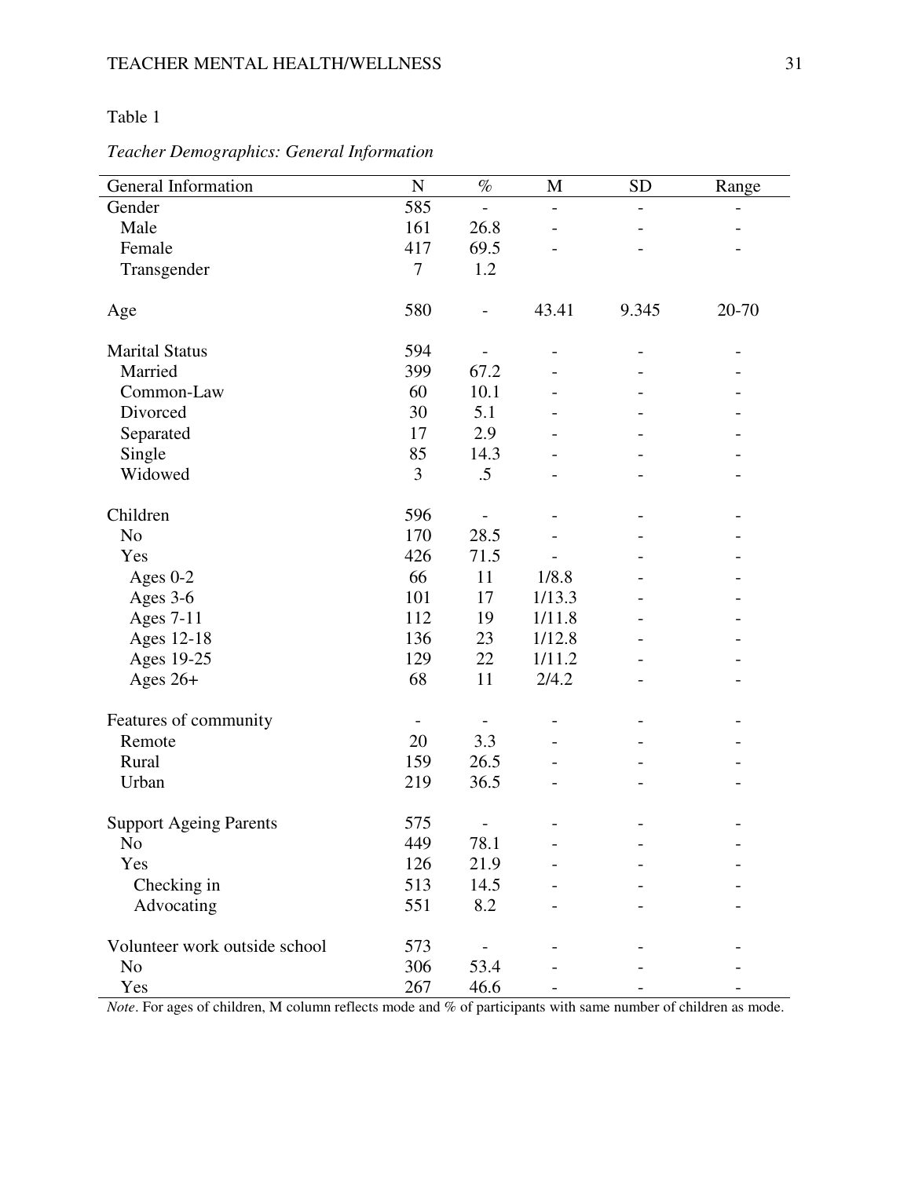Table 1

*Teacher Demographics: General Information*

| General Information | N | % | M | SD | Range |
|---|---|---|---|---|---|
| Gender | 585 | - | - | - | - |
| Male | 161 | 26.8 | - | - | - |
| Female | 417 | 69.5 | - | - | - |
| Transgender | 7 | 1.2 | | | |
| Age | 580 | - | 43.41 | 9.345 | 20-70 |
| Marital Status | 594 | - | - | - | - |
| Married | 399 | 67.2 | - | - | - |
| Common-Law | 60 | 10.1 | - | - | - |
| Divorced | 30 | 5.1 | - | - | - |
| Separated | 17 | 2.9 | - | - | - |
| Single | 85 | 14.3 | - | - | - |
| Widowed | 3 | .5 | - | - | - |
| Children | 596 | - | - | - | - |
| No | 170 | 28.5 | - | - | - |
| Yes | 426 | 71.5 | - | - | - |
| Ages 0-2 | 66 | 11 | 1/8.8 | - | - |
| Ages 3-6 | 101 | 17 | 1/13.3 | - | - |
| Ages 7-11 | 112 | 19 | 1/11.8 | - | - |
| Ages 12-18 | 136 | 23 | 1/12.8 | - | - |
| Ages 19-25 | 129 | 22 | 1/11.2 | - | - |
| Ages 26+ | 68 | 11 | 2/4.2 | - | - |
| Features of community | - | - | - | - | - |
| Remote | 20 | 3.3 | - | - | - |
| Rural | 159 | 26.5 | - | - | - |
| Urban | 219 | 36.5 | - | - | - |
| Support Ageing Parents | 575 | - | - | - | - |
| No | 449 | 78.1 | - | - | - |
| Yes | 126 | 21.9 | - | - | - |
| Checking in | 513 | 14.5 | - | - | - |
| Advocating | 551 | 8.2 | - | - | - |
| Volunteer work outside school | 573 | - | - | - | - |
| No | 306 | 53.4 | - | - | - |
| Yes | 267 | 46.6 | - | - | - |

*Note*. For ages of children, M column reflects mode and % of participants with same number of children as mode.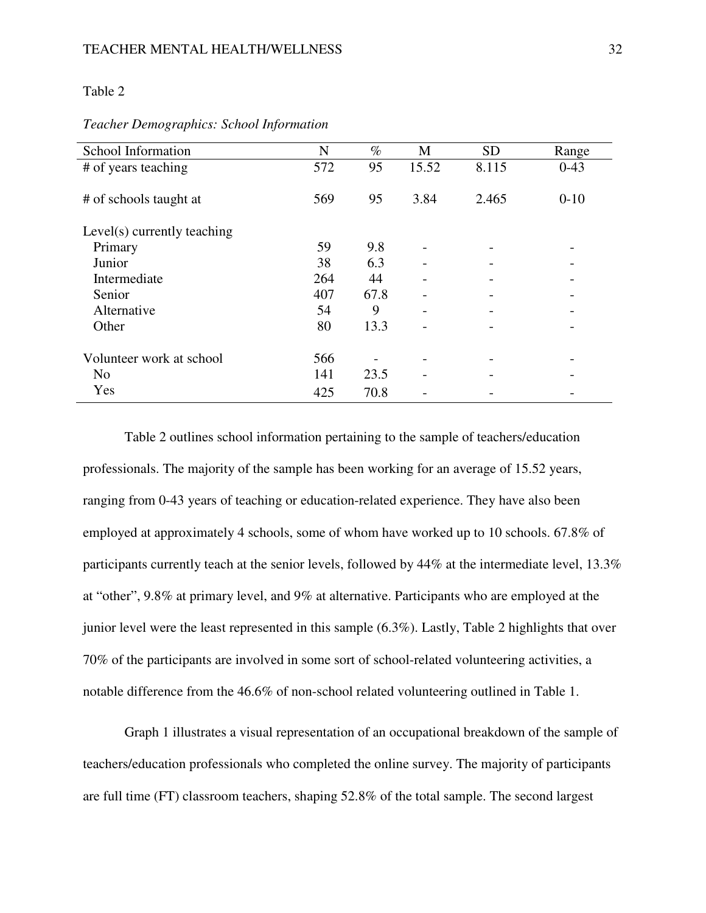Table 2

*Teacher Demographics: School Information*

| School Information | N | % | M | SD | Range |
|---|---|---|---|---|---|
| # of years teaching | 572 | 95 | 15.52 | 8.115 | 0-43 |
| # of schools taught at | 569 | 95 | 3.84 | 2.465 | 0-10 |
| Level(s) currently teaching | | | | | |
| Primary | 59 | 9.8 | - | - | - |
| Junior | 38 | 6.3 | - | - | - |
| Intermediate | 264 | 44 | - | - | - |
| Senior | 407 | 67.8 | - | - | - |
| Alternative | 54 | 9 | - | - | - |
| Other | 80 | 13.3 | - | - | - |
| Volunteer work at school | 566 | - | - | - | - |
| No | 141 | 23.5 | - | - | - |
| Yes | 425 | 70.8 | - | - | - |

Table 2 outlines school information pertaining to the sample of teachers/education professionals. The majority of the sample has been working for an average of 15.52 years, ranging from 0-43 years of teaching or education-related experience. They have also been employed at approximately 4 schools, some of whom have worked up to 10 schools. 67.8% of participants currently teach at the senior levels, followed by 44% at the intermediate level, 13.3% at "other", 9.8% at primary level, and 9% at alternative. Participants who are employed at the junior level were the least represented in this sample (6.3%). Lastly, Table 2 highlights that over 70% of the participants are involved in some sort of school-related volunteering activities, a notable difference from the 46.6% of non-school related volunteering outlined in Table 1.

Graph 1 illustrates a visual representation of an occupational breakdown of the sample of teachers/education professionals who completed the online survey. The majority of participants are full time (FT) classroom teachers, shaping 52.8% of the total sample. The second largest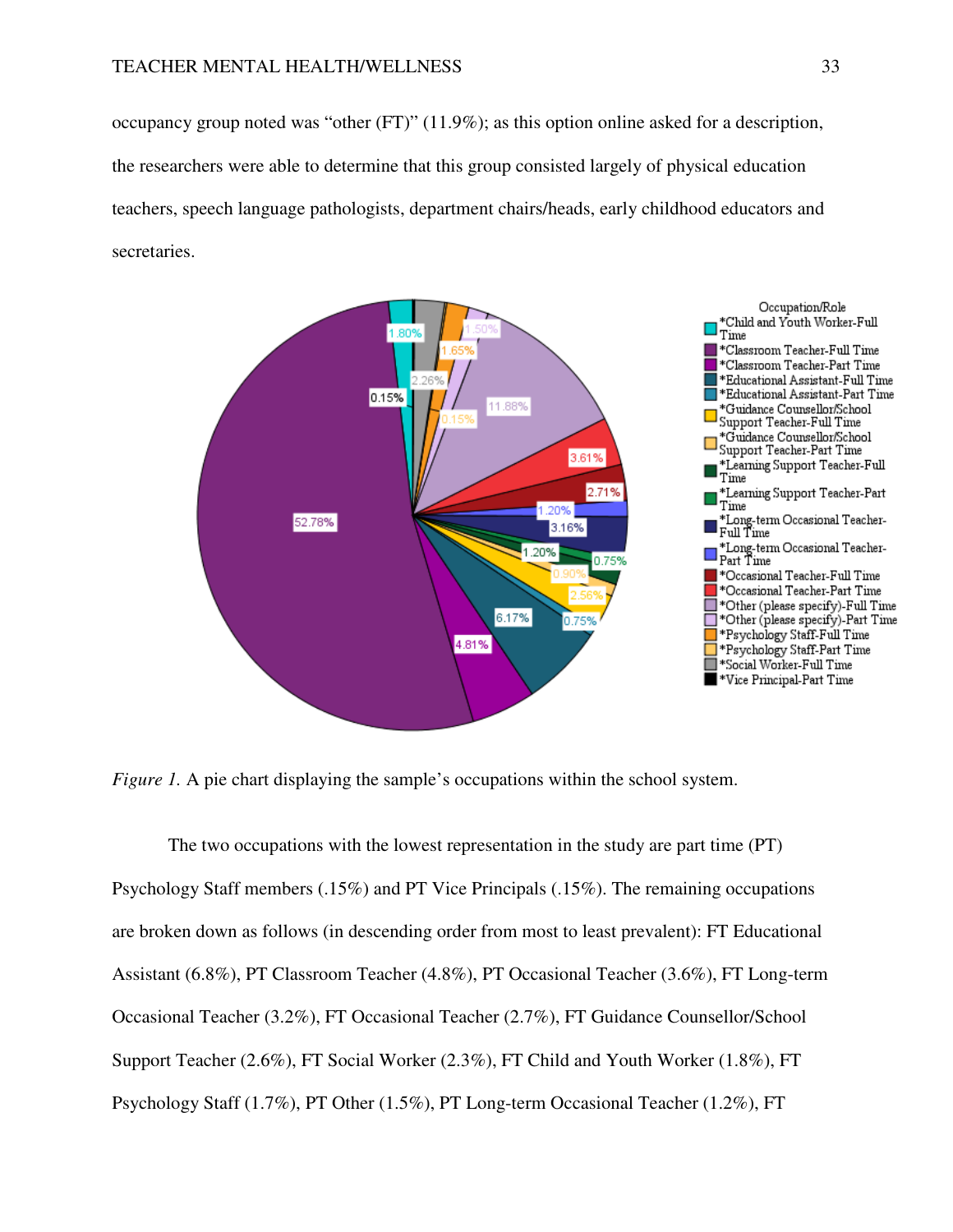occupancy group noted was “other (FT)” (11.9%); as this option online asked for a description, the researchers were able to determine that this group consisted largely of physical education teachers, speech language pathologists, department chairs/heads, early childhood educators and secretaries.

*Figure 1.* A pie chart displaying the sample’s occupations within the school system.

The two occupations with the lowest representation in the study are part time (PT) Psychology Staff members (.15%) and PT Vice Principals (.15%). The remaining occupations are broken down as follows (in descending order from most to least prevalent): FT Educational Assistant (6.8%), PT Classroom Teacher (4.8%), PT Occasional Teacher (3.6%), FT Long-term Occasional Teacher (3.2%), FT Occasional Teacher (2.7%), FT Guidance Counsellor/School Support Teacher (2.6%), FT Social Worker (2.3%), FT Child and Youth Worker (1.8%), FT Psychology Staff (1.7%), PT Other (1.5%), PT Long-term Occasional Teacher (1.2%), FT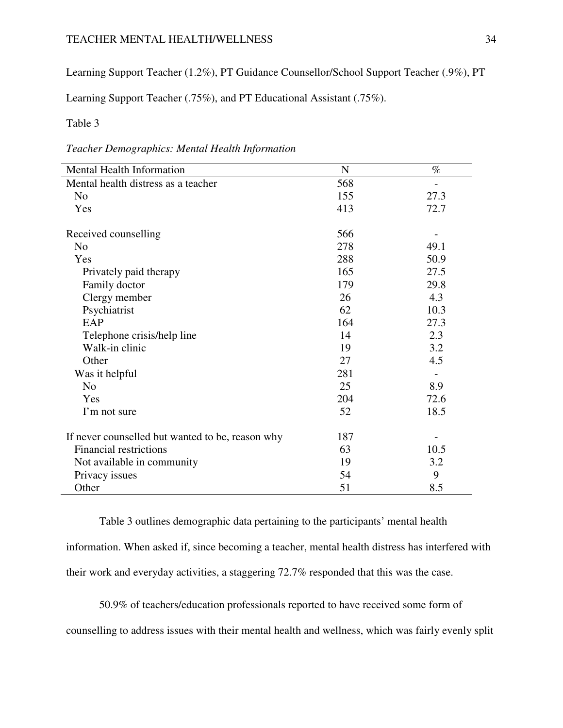Learning Support Teacher (1.2%), PT Guidance Counsellor/School Support Teacher (.9%), PT Learning Support Teacher (.75%), and PT Educational Assistant (.75%).

Table 3

*Teacher Demographics: Mental Health Information*

| Mental Health Information | N | % |
|---|---|---|
| Mental health distress as a teacher | 568 | - |
| No | 155 | 27.3 |
| Yes | 413 | 72.7 |
| | | |
| Received counselling | 566 | - |
| No | 278 | 49.1 |
| Yes | 288 | 50.9 |
| Privately paid therapy | 165 | 27.5 |
| Family doctor | 179 | 29.8 |
| Clergy member | 26 | 4.3 |
| Psychiatrist | 62 | 10.3 |
| EAP | 164 | 27.3 |
| Telephone crisis/help line | 14 | 2.3 |
| Walk-in clinic | 19 | 3.2 |
| Other | 27 | 4.5 |
| Was it helpful | 281 | - |
| No | 25 | 8.9 |
| Yes | 204 | 72.6 |
| I'm not sure | 52 | 18.5 |
| | | |
| If never counselled but wanted to be, reason why | 187 | - |
| Financial restrictions | 63 | 10.5 |
| Not available in community | 19 | 3.2 |
| Privacy issues | 54 | 9 |
| Other | 51 | 8.5 |

Table 3 outlines demographic data pertaining to the participants' mental health information. When asked if, since becoming a teacher, mental health distress has interfered with their work and everyday activities, a staggering 72.7% responded that this was the case.

50.9% of teachers/education professionals reported to have received some form of counselling to address issues with their mental health and wellness, which was fairly evenly split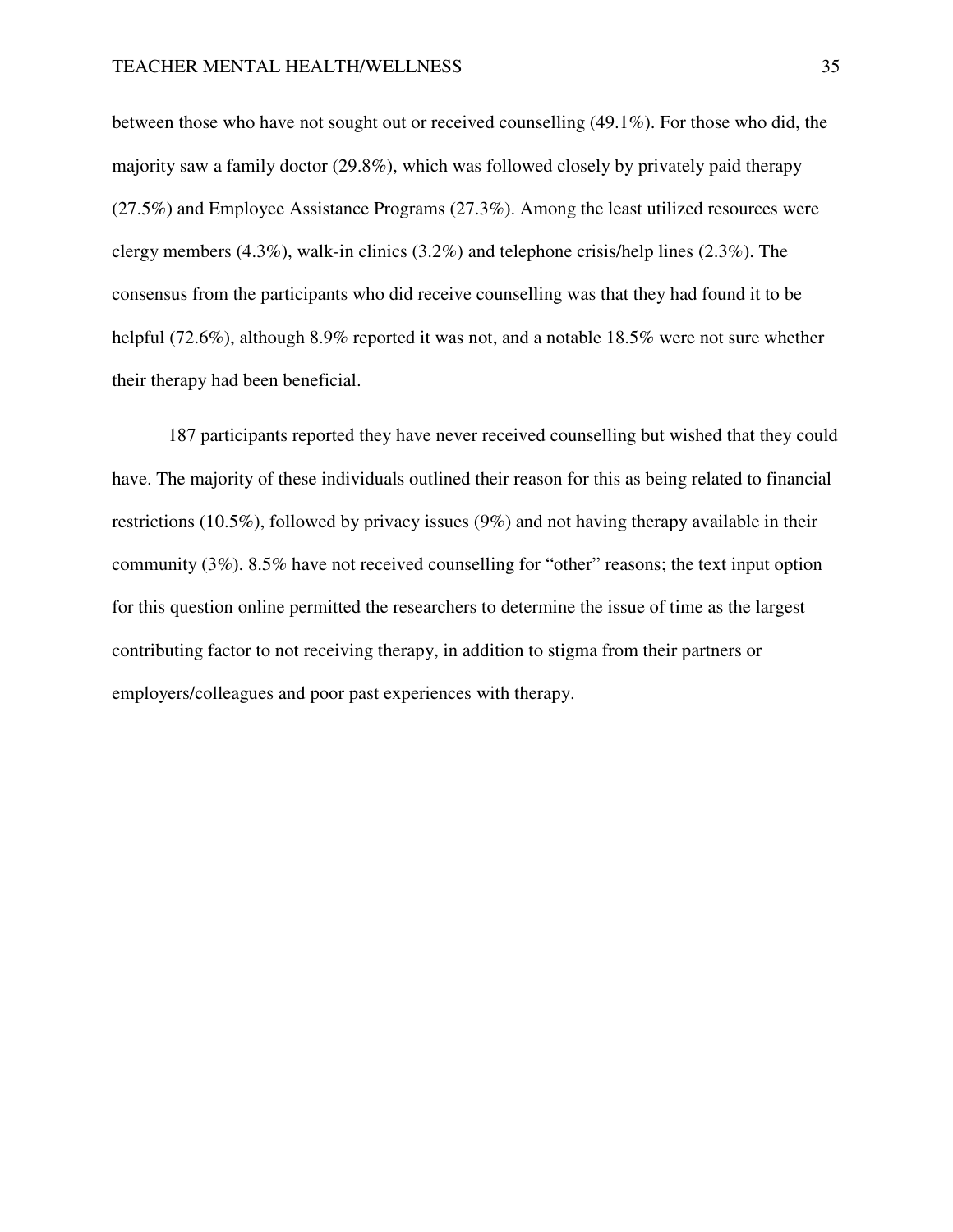between those who have not sought out or received counselling (49.1%). For those who did, the majority saw a family doctor (29.8%), which was followed closely by privately paid therapy (27.5%) and Employee Assistance Programs (27.3%). Among the least utilized resources were clergy members (4.3%), walk-in clinics (3.2%) and telephone crisis/help lines (2.3%). The consensus from the participants who did receive counselling was that they had found it to be helpful (72.6%), although 8.9% reported it was not, and a notable 18.5% were not sure whether their therapy had been beneficial.

187 participants reported they have never received counselling but wished that they could have. The majority of these individuals outlined their reason for this as being related to financial restrictions (10.5%), followed by privacy issues (9%) and not having therapy available in their community (3%). 8.5% have not received counselling for "other" reasons; the text input option for this question online permitted the researchers to determine the issue of time as the largest contributing factor to not receiving therapy, in addition to stigma from their partners or employers/colleagues and poor past experiences with therapy.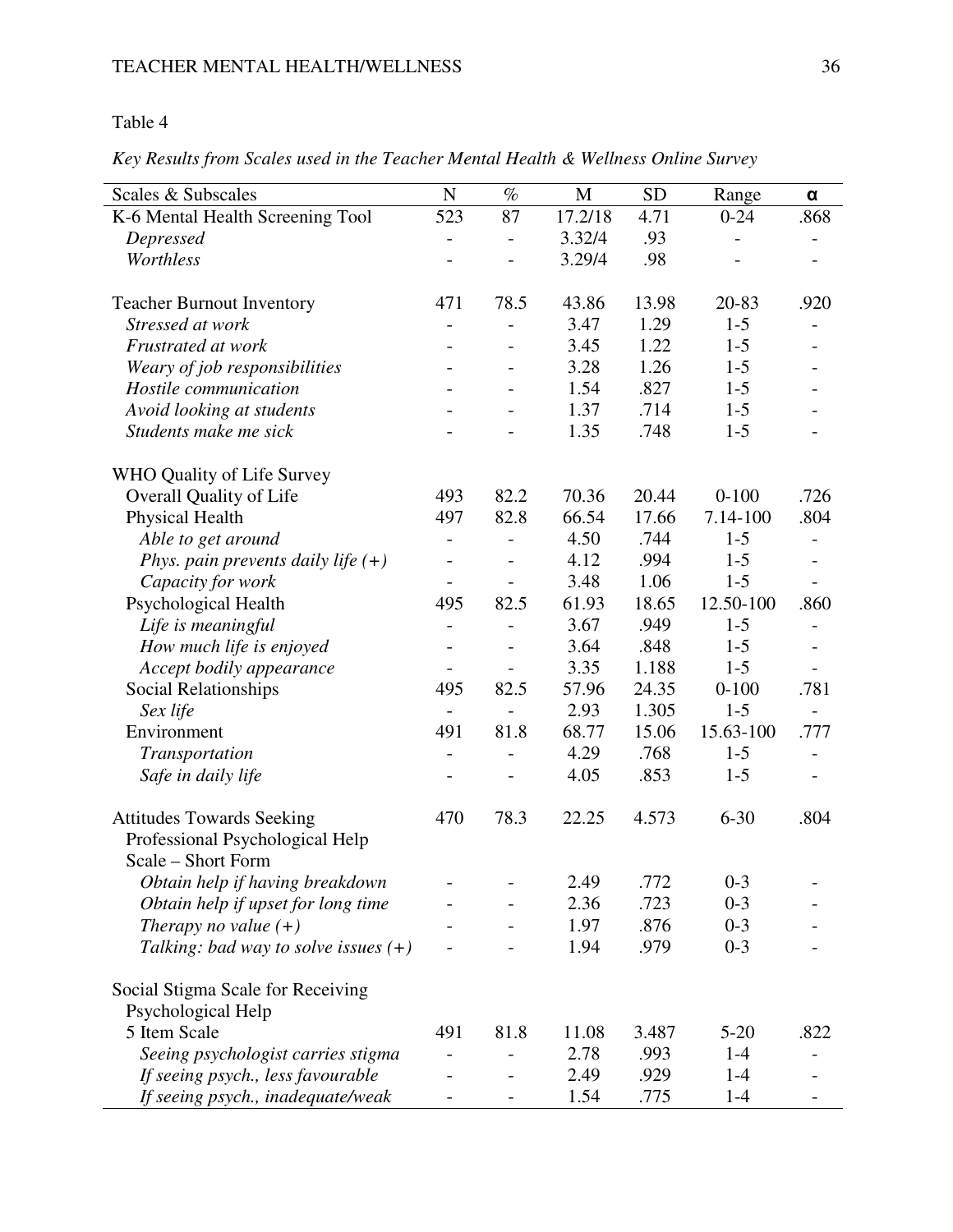Table 4

*Key Results from Scales used in the Teacher Mental Health & Wellness Online Survey*

| Scales & Subscales | N | % | M | SD | Range | α |
|---|---|---|---|---|---|---|
| K-6 Mental Health Screening Tool | 523 | 87 | 17.2/18 | 4.71 | 0-24 | .868 |
| *Depressed* | - | - | 3.32/4 | .93 | - | - |
| *Worthless* | - | - | 3.29/4 | .98 | - | - |
| Teacher Burnout Inventory | 471 | 78.5 | 43.86 | 13.98 | 20-83 | .920 |
| *Stressed at work* | - | - | 3.47 | 1.29 | 1-5 | - |
| *Frustrated at work* | - | - | 3.45 | 1.22 | 1-5 | - |
| *Weary of job responsibilities* | - | - | 3.28 | 1.26 | 1-5 | - |
| *Hostile communication* | - | - | 1.54 | .827 | 1-5 | - |
| *Avoid looking at students* | - | - | 1.37 | .714 | 1-5 | - |
| *Students make me sick* | - | - | 1.35 | .748 | 1-5 | - |
| WHO Quality of Life Survey | | | | | | |
| Overall Quality of Life | 493 | 82.2 | 70.36 | 20.44 | 0-100 | .726 |
| Physical Health | 497 | 82.8 | 66.54 | 17.66 | 7.14-100 | .804 |
| *Able to get around* | - | - | 4.50 | .744 | 1-5 | - |
| *Phys. pain prevents daily life (+)* | - | - | 4.12 | .994 | 1-5 | - |
| *Capacity for work* | - | - | 3.48 | 1.06 | 1-5 | - |
| Psychological Health | 495 | 82.5 | 61.93 | 18.65 | 12.50-100 | .860 |
| *Life is meaningful* | - | - | 3.67 | .949 | 1-5 | - |
| *How much life is enjoyed* | - | - | 3.64 | .848 | 1-5 | - |
| *Accept bodily appearance* | - | - | 3.35 | 1.188 | 1-5 | - |
| Social Relationships | 495 | 82.5 | 57.96 | 24.35 | 0-100 | .781 |
| *Sex life* | - | - | 2.93 | 1.305 | 1-5 | - |
| Environment | 491 | 81.8 | 68.77 | 15.06 | 15.63-100 | .777 |
| *Transportation* | - | - | 4.29 | .768 | 1-5 | - |
| *Safe in daily life* | - | - | 4.05 | .853 | 1-5 | - |
| Attitudes Towards Seeking Professional Psychological Help Scale – Short Form | 470 | 78.3 | 22.25 | 4.573 | 6-30 | .804 |
| *Obtain help if having breakdown* | - | - | 2.49 | .772 | 0-3 | - |
| *Obtain help if upset for long time* | - | - | 2.36 | .723 | 0-3 | - |
| *Therapy no value (+)* | - | - | 1.97 | .876 | 0-3 | - |
| *Talking: bad way to solve issues (+)* | - | - | 1.94 | .979 | 0-3 | - |
| Social Stigma Scale for Receiving Psychological Help | | | | | | |
| 5 Item Scale | 491 | 81.8 | 11.08 | 3.487 | 5-20 | .822 |
| *Seeing psychologist carries stigma* | - | - | 2.78 | .993 | 1-4 | - |
| *If seeing psych., less favourable* | - | - | 2.49 | .929 | 1-4 | - |
| *If seeing psych., inadequate/weak* | - | - | 1.54 | .775 | 1-4 | - |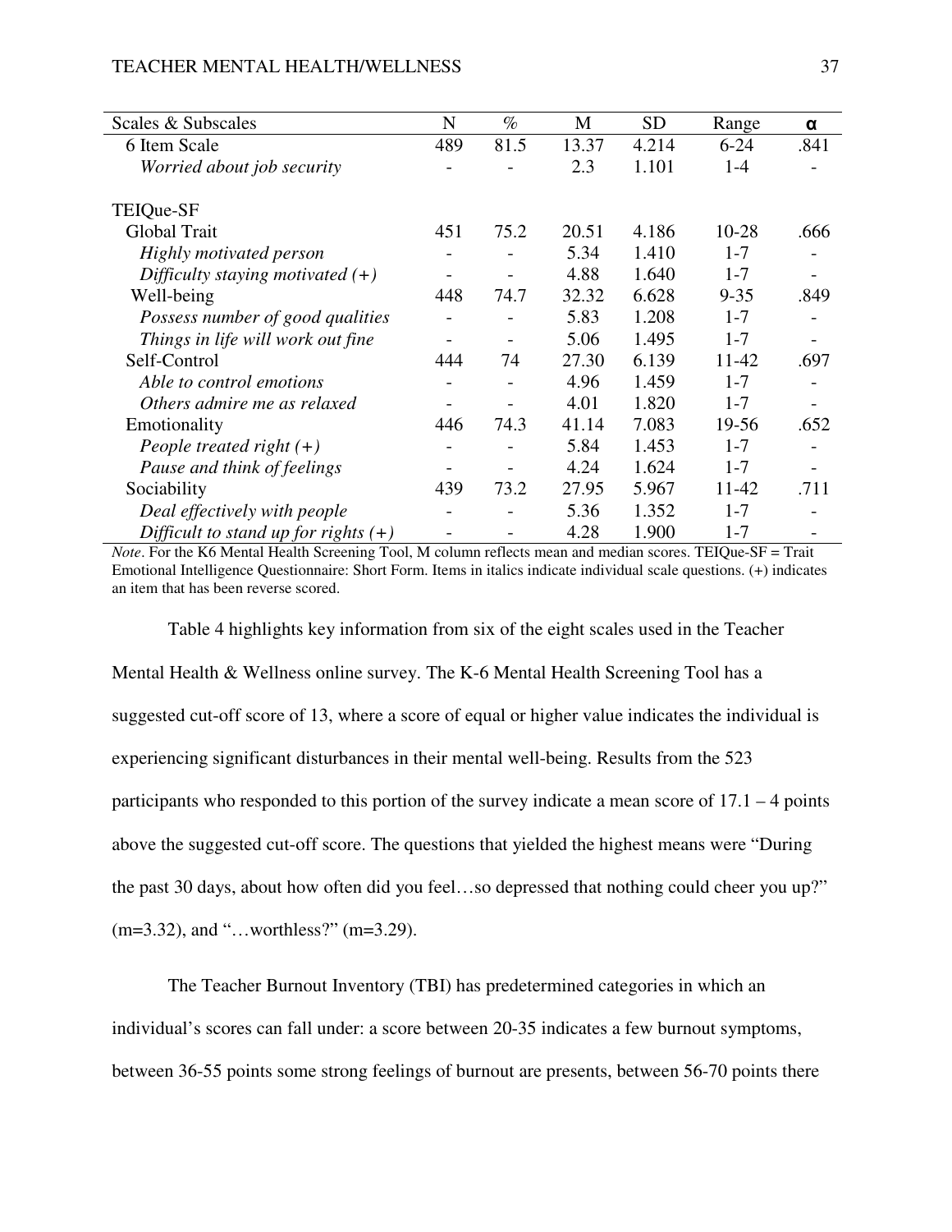| Scales & Subscales | N | % | M | SD | Range | α |
|---|---|---|---|---|---|---|
| 6 Item Scale | 489 | 81.5 | 13.37 | 4.214 | 6-24 | .841 |
| *Worried about job security* | - | - | 2.3 | 1.101 | 1-4 | - |
| | | | | | | |
| TEIQue-SF | | | | | | |
| Global Trait | 451 | 75.2 | 20.51 | 4.186 | 10-28 | .666 |
| *Highly motivated person* | - | - | 5.34 | 1.410 | 1-7 | - |
| *Difficulty staying motivated (+)* | - | - | 4.88 | 1.640 | 1-7 | - |
| Well-being | 448 | 74.7 | 32.32 | 6.628 | 9-35 | .849 |
| *Possess number of good qualities* | - | - | 5.83 | 1.208 | 1-7 | - |
| *Things in life will work out fine* | - | - | 5.06 | 1.495 | 1-7 | - |
| Self-Control | 444 | 74 | 27.30 | 6.139 | 11-42 | .697 |
| *Able to control emotions* | - | - | 4.96 | 1.459 | 1-7 | - |
| *Others admire me as relaxed* | - | - | 4.01 | 1.820 | 1-7 | - |
| Emotionality | 446 | 74.3 | 41.14 | 7.083 | 19-56 | .652 |
| *People treated right (+)* | - | - | 5.84 | 1.453 | 1-7 | - |
| *Pause and think of feelings* | - | - | 4.24 | 1.624 | 1-7 | - |
| Sociability | 439 | 73.2 | 27.95 | 5.967 | 11-42 | .711 |
| *Deal effectively with people* | - | - | 5.36 | 1.352 | 1-7 | - |
| *Difficult to stand up for rights (+)* | - | - | 4.28 | 1.900 | 1-7 | - |

*Note*. For the K6 Mental Health Screening Tool, M column reflects mean and median scores. TEIQue-SF = Trait Emotional Intelligence Questionnaire: Short Form. Items in italics indicate individual scale questions. (+) indicates an item that has been reverse scored.

Table 4 highlights key information from six of the eight scales used in the Teacher Mental Health & Wellness online survey. The K-6 Mental Health Screening Tool has a suggested cut-off score of 13, where a score of equal or higher value indicates the individual is experiencing significant disturbances in their mental well-being. Results from the 523 participants who responded to this portion of the survey indicate a mean score of 17.1 – 4 points above the suggested cut-off score. The questions that yielded the highest means were "During the past 30 days, about how often did you feel…so depressed that nothing could cheer you up?" (m=3.32), and "…worthless?" (m=3.29).

The Teacher Burnout Inventory (TBI) has predetermined categories in which an individual's scores can fall under: a score between 20-35 indicates a few burnout symptoms, between 36-55 points some strong feelings of burnout are presents, between 56-70 points there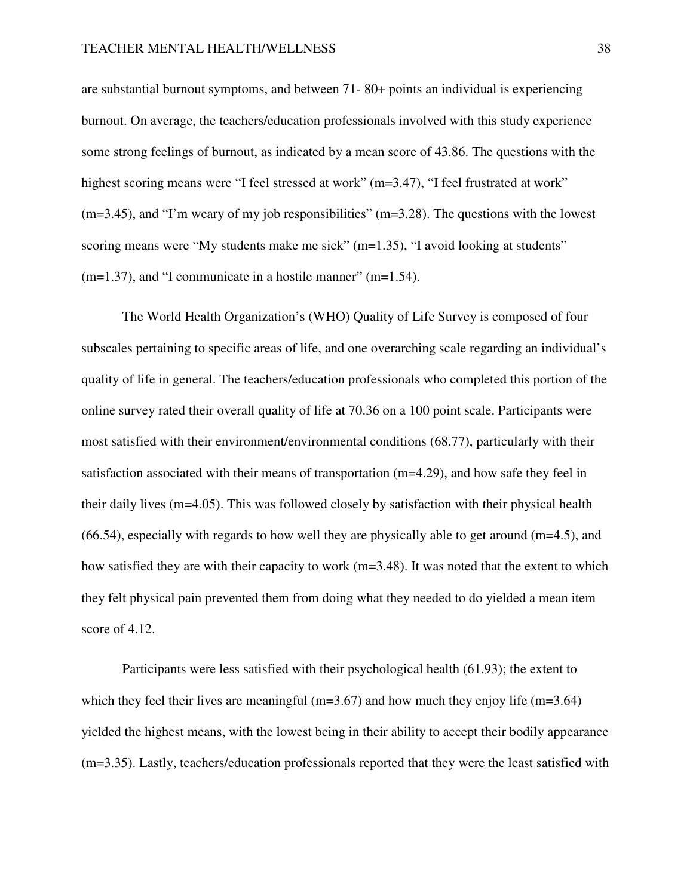are substantial burnout symptoms, and between 71- 80+ points an individual is experiencing burnout. On average, the teachers/education professionals involved with this study experience some strong feelings of burnout, as indicated by a mean score of 43.86. The questions with the highest scoring means were “I feel stressed at work” (m=3.47), “I feel frustrated at work” (m=3.45), and “I’m weary of my job responsibilities” (m=3.28). The questions with the lowest scoring means were “My students make me sick” (m=1.35), “I avoid looking at students” (m=1.37), and “I communicate in a hostile manner” (m=1.54).

The World Health Organization’s (WHO) Quality of Life Survey is composed of four subscales pertaining to specific areas of life, and one overarching scale regarding an individual’s quality of life in general. The teachers/education professionals who completed this portion of the online survey rated their overall quality of life at 70.36 on a 100 point scale. Participants were most satisfied with their environment/environmental conditions (68.77), particularly with their satisfaction associated with their means of transportation (m=4.29), and how safe they feel in their daily lives (m=4.05). This was followed closely by satisfaction with their physical health (66.54), especially with regards to how well they are physically able to get around (m=4.5), and how satisfied they are with their capacity to work (m=3.48). It was noted that the extent to which they felt physical pain prevented them from doing what they needed to do yielded a mean item score of 4.12.

Participants were less satisfied with their psychological health (61.93); the extent to which they feel their lives are meaningful (m=3.67) and how much they enjoy life (m=3.64) yielded the highest means, with the lowest being in their ability to accept their bodily appearance (m=3.35). Lastly, teachers/education professionals reported that they were the least satisfied with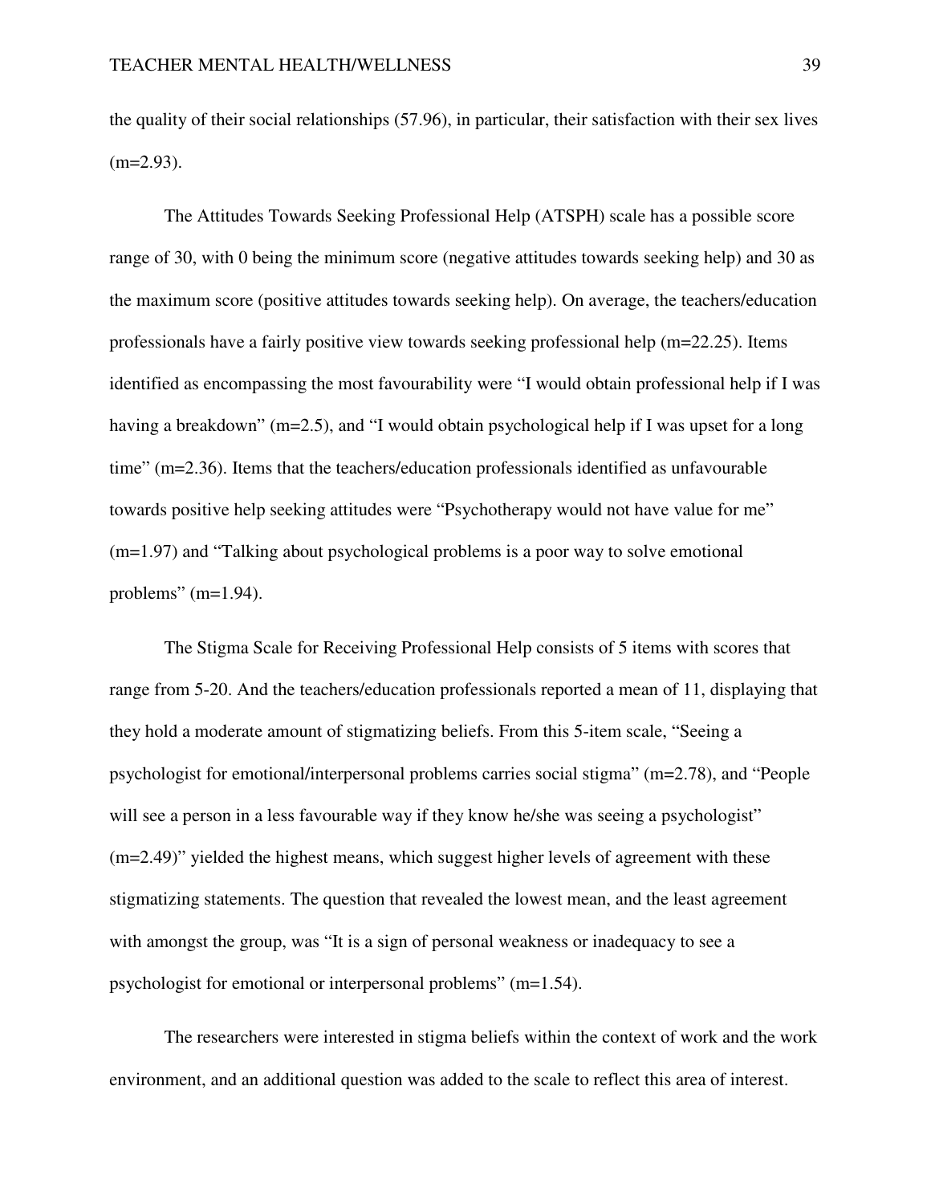the quality of their social relationships (57.96), in particular, their satisfaction with their sex lives (m=2.93).

The Attitudes Towards Seeking Professional Help (ATSPH) scale has a possible score range of 30, with 0 being the minimum score (negative attitudes towards seeking help) and 30 as the maximum score (positive attitudes towards seeking help). On average, the teachers/education professionals have a fairly positive view towards seeking professional help (m=22.25). Items identified as encompassing the most favourability were "I would obtain professional help if I was having a breakdown" (m=2.5), and "I would obtain psychological help if I was upset for a long time" (m=2.36). Items that the teachers/education professionals identified as unfavourable towards positive help seeking attitudes were "Psychotherapy would not have value for me" (m=1.97) and "Talking about psychological problems is a poor way to solve emotional problems" (m=1.94).

The Stigma Scale for Receiving Professional Help consists of 5 items with scores that range from 5-20. And the teachers/education professionals reported a mean of 11, displaying that they hold a moderate amount of stigmatizing beliefs. From this 5-item scale, "Seeing a psychologist for emotional/interpersonal problems carries social stigma" (m=2.78), and "People will see a person in a less favourable way if they know he/she was seeing a psychologist" (m=2.49)" yielded the highest means, which suggest higher levels of agreement with these stigmatizing statements. The question that revealed the lowest mean, and the least agreement with amongst the group, was "It is a sign of personal weakness or inadequacy to see a psychologist for emotional or interpersonal problems" (m=1.54).

The researchers were interested in stigma beliefs within the context of work and the work environment, and an additional question was added to the scale to reflect this area of interest.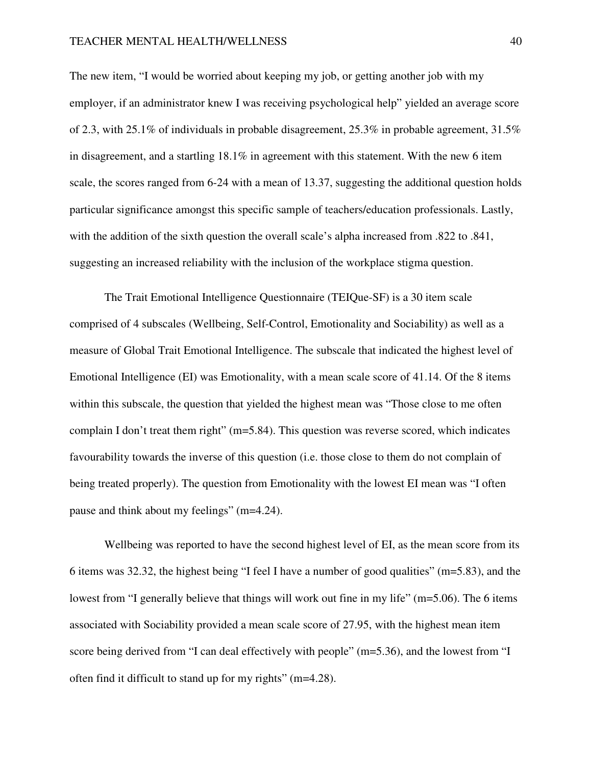The new item, "I would be worried about keeping my job, or getting another job with my employer, if an administrator knew I was receiving psychological help" yielded an average score of 2.3, with 25.1% of individuals in probable disagreement, 25.3% in probable agreement, 31.5% in disagreement, and a startling 18.1% in agreement with this statement. With the new 6 item scale, the scores ranged from 6-24 with a mean of 13.37, suggesting the additional question holds particular significance amongst this specific sample of teachers/education professionals. Lastly, with the addition of the sixth question the overall scale's alpha increased from .822 to .841, suggesting an increased reliability with the inclusion of the workplace stigma question.

The Trait Emotional Intelligence Questionnaire (TEIQue-SF) is a 30 item scale comprised of 4 subscales (Wellbeing, Self-Control, Emotionality and Sociability) as well as a measure of Global Trait Emotional Intelligence. The subscale that indicated the highest level of Emotional Intelligence (EI) was Emotionality, with a mean scale score of 41.14. Of the 8 items within this subscale, the question that yielded the highest mean was "Those close to me often complain I don't treat them right" (m=5.84). This question was reverse scored, which indicates favourability towards the inverse of this question (i.e. those close to them do not complain of being treated properly). The question from Emotionality with the lowest EI mean was "I often pause and think about my feelings" (m=4.24).

Wellbeing was reported to have the second highest level of EI, as the mean score from its 6 items was 32.32, the highest being "I feel I have a number of good qualities" (m=5.83), and the lowest from "I generally believe that things will work out fine in my life" (m=5.06). The 6 items associated with Sociability provided a mean scale score of 27.95, with the highest mean item score being derived from "I can deal effectively with people" (m=5.36), and the lowest from "I often find it difficult to stand up for my rights" (m=4.28).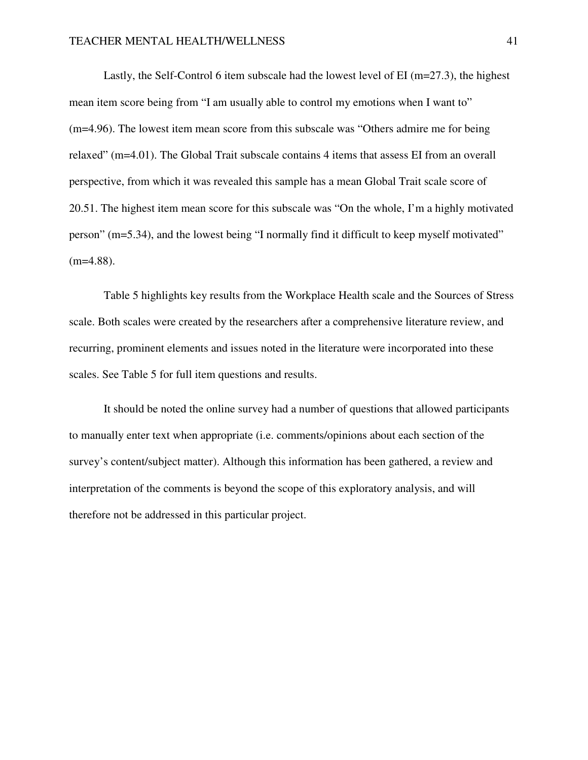Lastly, the Self-Control 6 item subscale had the lowest level of EI (m=27.3), the highest mean item score being from “I am usually able to control my emotions when I want to” (m=4.96). The lowest item mean score from this subscale was “Others admire me for being relaxed” (m=4.01). The Global Trait subscale contains 4 items that assess EI from an overall perspective, from which it was revealed this sample has a mean Global Trait scale score of 20.51. The highest item mean score for this subscale was “On the whole, I’m a highly motivated person” (m=5.34), and the lowest being “I normally find it difficult to keep myself motivated” (m=4.88).

Table 5 highlights key results from the Workplace Health scale and the Sources of Stress scale. Both scales were created by the researchers after a comprehensive literature review, and recurring, prominent elements and issues noted in the literature were incorporated into these scales. See Table 5 for full item questions and results.

It should be noted the online survey had a number of questions that allowed participants to manually enter text when appropriate (i.e. comments/opinions about each section of the survey’s content/subject matter). Although this information has been gathered, a review and interpretation of the comments is beyond the scope of this exploratory analysis, and will therefore not be addressed in this particular project.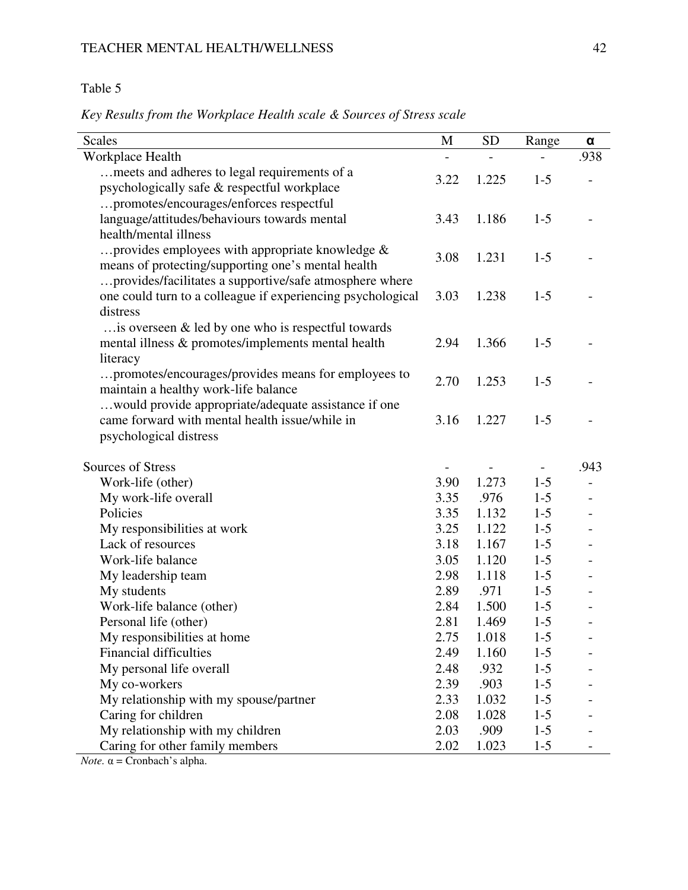Table 5

*Key Results from the Workplace Health scale & Sources of Stress scale*

| Scales | M | SD | Range | α |
|---|---|---|---|---|
| Workplace Health | - | - | - | .938 |
| …meets and adheres to legal requirements of a psychologically safe & respectful workplace | 3.22 | 1.225 | 1-5 | - |
| …promotes/encourages/enforces respectful language/attitudes/behaviours towards mental health/mental illness | 3.43 | 1.186 | 1-5 | - |
| …provides employees with appropriate knowledge & means of protecting/supporting one's mental health | 3.08 | 1.231 | 1-5 | - |
| …provides/facilitates a supportive/safe atmosphere where one could turn to a colleague if experiencing psychological distress | 3.03 | 1.238 | 1-5 | - |
| …is overseen & led by one who is respectful towards mental illness & promotes/implements mental health literacy | 2.94 | 1.366 | 1-5 | - |
| …promotes/encourages/provides means for employees to maintain a healthy work-life balance | 2.70 | 1.253 | 1-5 | - |
| …would provide appropriate/adequate assistance if one came forward with mental health issue/while in psychological distress | 3.16 | 1.227 | 1-5 | - |
| Sources of Stress | - | - | - | .943 |
| Work-life (other) | 3.90 | 1.273 | 1-5 | - |
| My work-life overall | 3.35 | .976 | 1-5 | - |
| Policies | 3.35 | 1.132 | 1-5 | - |
| My responsibilities at work | 3.25 | 1.122 | 1-5 | - |
| Lack of resources | 3.18 | 1.167 | 1-5 | - |
| Work-life balance | 3.05 | 1.120 | 1-5 | - |
| My leadership team | 2.98 | 1.118 | 1-5 | - |
| My students | 2.89 | .971 | 1-5 | - |
| Work-life balance (other) | 2.84 | 1.500 | 1-5 | - |
| Personal life (other) | 2.81 | 1.469 | 1-5 | - |
| My responsibilities at home | 2.75 | 1.018 | 1-5 | - |
| Financial difficulties | 2.49 | 1.160 | 1-5 | - |
| My personal life overall | 2.48 | .932 | 1-5 | - |
| My co-workers | 2.39 | .903 | 1-5 | - |
| My relationship with my spouse/partner | 2.33 | 1.032 | 1-5 | - |
| Caring for children | 2.08 | 1.028 | 1-5 | - |
| My relationship with my children | 2.03 | .909 | 1-5 | - |
| Caring for other family members | 2.02 | 1.023 | 1-5 | - |

*Note.* α = Cronbach's alpha.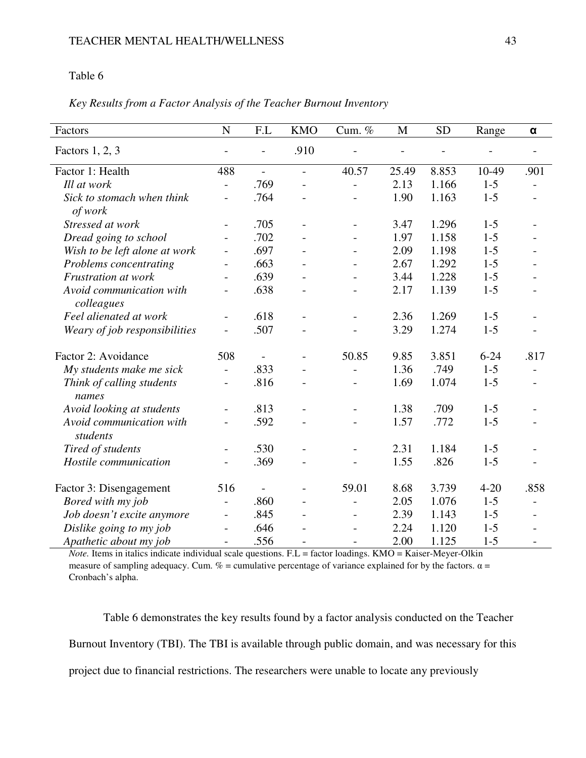Table 6

*Key Results from a Factor Analysis of the Teacher Burnout Inventory*

| Factors | N | F.L | KMO | Cum. % | M | SD | Range | α |
|---|---|---|---|---|---|---|---|---|
| Factors 1, 2, 3 | - | - | .910 | - | - | - | - | - |
| Factor 1: Health | 488 | - | - | 40.57 | 25.49 | 8.853 | 10-49 | .901 |
| *Ill at work* | - | .769 | - | - | 2.13 | 1.166 | 1-5 | - |
| *Sick to stomach when think of work* | - | .764 | - | - | 1.90 | 1.163 | 1-5 | - |
| *Stressed at work* | - | .705 | - | - | 3.47 | 1.296 | 1-5 | - |
| *Dread going to school* | - | .702 | - | - | 1.97 | 1.158 | 1-5 | - |
| *Wish to be left alone at work* | - | .697 | - | - | 2.09 | 1.198 | 1-5 | - |
| *Problems concentrating* | - | .663 | - | - | 2.67 | 1.292 | 1-5 | - |
| *Frustration at work* | - | .639 | - | - | 3.44 | 1.228 | 1-5 | - |
| *Avoid communication with colleagues* | - | .638 | - | - | 2.17 | 1.139 | 1-5 | - |
| *Feel alienated at work* | - | .618 | - | - | 2.36 | 1.269 | 1-5 | - |
| *Weary of job responsibilities* | - | .507 | - | - | 3.29 | 1.274 | 1-5 | - |
| Factor 2: Avoidance | 508 | - | - | 50.85 | 9.85 | 3.851 | 6-24 | .817 |
| *My students make me sick* | - | .833 | - | - | 1.36 | .749 | 1-5 | - |
| *Think of calling students names* | - | .816 | - | - | 1.69 | 1.074 | 1-5 | - |
| *Avoid looking at students* | - | .813 | - | - | 1.38 | .709 | 1-5 | - |
| *Avoid communication with students* | - | .592 | - | - | 1.57 | .772 | 1-5 | - |
| *Tired of students* | - | .530 | - | - | 2.31 | 1.184 | 1-5 | - |
| *Hostile communication* | - | .369 | - | - | 1.55 | .826 | 1-5 | - |
| Factor 3: Disengagement | 516 | - | - | 59.01 | 8.68 | 3.739 | 4-20 | .858 |
| *Bored with my job* | - | .860 | - | - | 2.05 | 1.076 | 1-5 | - |
| *Job doesn't excite anymore* | - | .845 | - | - | 2.39 | 1.143 | 1-5 | - |
| *Dislike going to my job* | - | .646 | - | - | 2.24 | 1.120 | 1-5 | - |
| *Apathetic about my job* | - | .556 | - | - | 2.00 | 1.125 | 1-5 | - |

*Note.* Items in italics indicate individual scale questions. F.L = factor loadings. KMO = Kaiser-Meyer-Olkin measure of sampling adequacy. Cum. % = cumulative percentage of variance explained for by the factors. α = Cronbach's alpha.

Table 6 demonstrates the key results found by a factor analysis conducted on the Teacher Burnout Inventory (TBI). The TBI is available through public domain, and was necessary for this project due to financial restrictions. The researchers were unable to locate any previously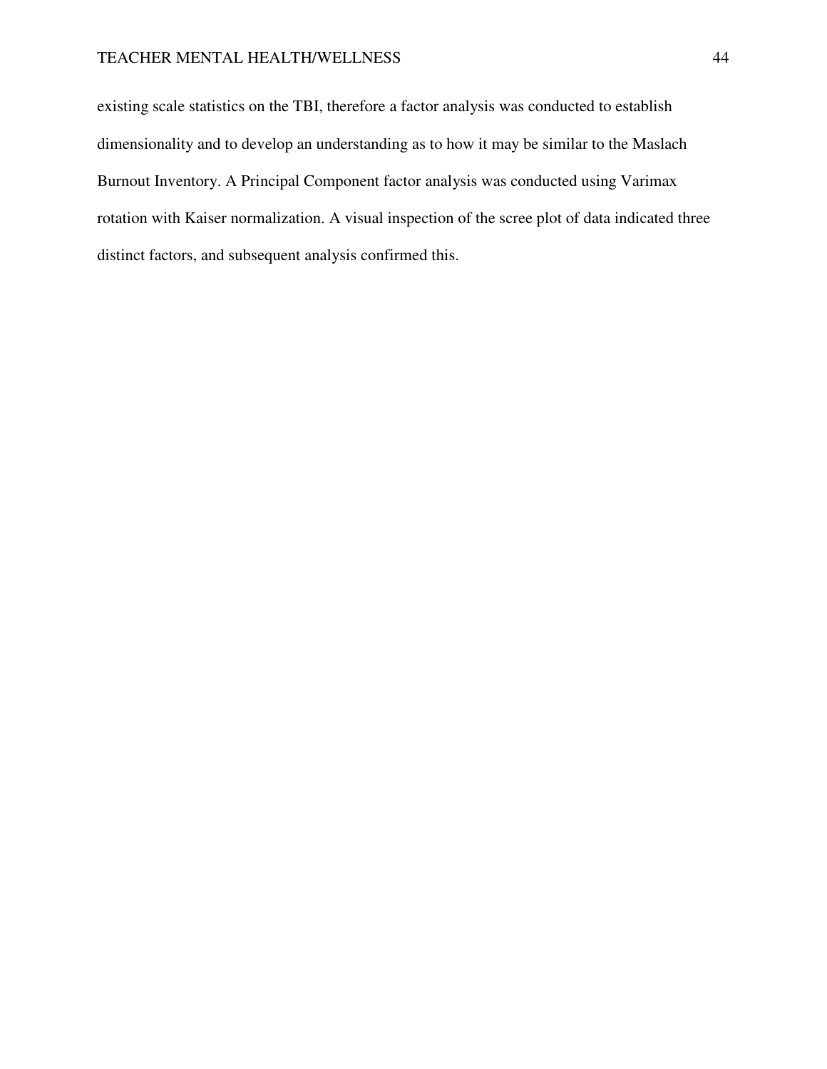existing scale statistics on the TBI, therefore a factor analysis was conducted to establish dimensionality and to develop an understanding as to how it may be similar to the Maslach Burnout Inventory. A Principal Component factor analysis was conducted using Varimax rotation with Kaiser normalization. A visual inspection of the scree plot of data indicated three distinct factors, and subsequent analysis confirmed this.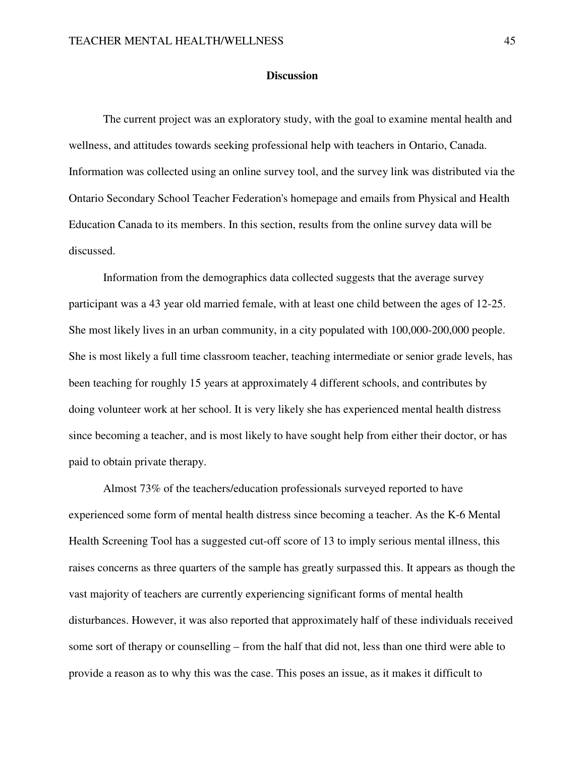## Discussion

The current project was an exploratory study, with the goal to examine mental health and wellness, and attitudes towards seeking professional help with teachers in Ontario, Canada. Information was collected using an online survey tool, and the survey link was distributed via the Ontario Secondary School Teacher Federation's homepage and emails from Physical and Health Education Canada to its members. In this section, results from the online survey data will be discussed.

Information from the demographics data collected suggests that the average survey participant was a 43 year old married female, with at least one child between the ages of 12-25. She most likely lives in an urban community, in a city populated with 100,000-200,000 people. She is most likely a full time classroom teacher, teaching intermediate or senior grade levels, has been teaching for roughly 15 years at approximately 4 different schools, and contributes by doing volunteer work at her school. It is very likely she has experienced mental health distress since becoming a teacher, and is most likely to have sought help from either their doctor, or has paid to obtain private therapy.

Almost 73% of the teachers/education professionals surveyed reported to have experienced some form of mental health distress since becoming a teacher. As the K-6 Mental Health Screening Tool has a suggested cut-off score of 13 to imply serious mental illness, this raises concerns as three quarters of the sample has greatly surpassed this. It appears as though the vast majority of teachers are currently experiencing significant forms of mental health disturbances. However, it was also reported that approximately half of these individuals received some sort of therapy or counselling – from the half that did not, less than one third were able to provide a reason as to why this was the case. This poses an issue, as it makes it difficult to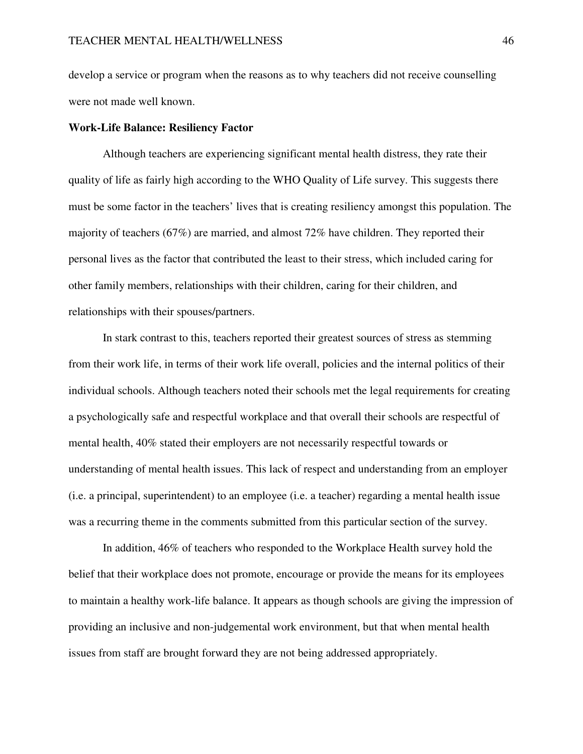develop a service or program when the reasons as to why teachers did not receive counselling were not made well known.

**Work-Life Balance: Resiliency Factor**

Although teachers are experiencing significant mental health distress, they rate their quality of life as fairly high according to the WHO Quality of Life survey. This suggests there must be some factor in the teachers' lives that is creating resiliency amongst this population. The majority of teachers (67%) are married, and almost 72% have children. They reported their personal lives as the factor that contributed the least to their stress, which included caring for other family members, relationships with their children, caring for their children, and relationships with their spouses/partners.

In stark contrast to this, teachers reported their greatest sources of stress as stemming from their work life, in terms of their work life overall, policies and the internal politics of their individual schools. Although teachers noted their schools met the legal requirements for creating a psychologically safe and respectful workplace and that overall their schools are respectful of mental health, 40% stated their employers are not necessarily respectful towards or understanding of mental health issues. This lack of respect and understanding from an employer (i.e. a principal, superintendent) to an employee (i.e. a teacher) regarding a mental health issue was a recurring theme in the comments submitted from this particular section of the survey.

In addition, 46% of teachers who responded to the Workplace Health survey hold the belief that their workplace does not promote, encourage or provide the means for its employees to maintain a healthy work-life balance. It appears as though schools are giving the impression of providing an inclusive and non-judgemental work environment, but that when mental health issues from staff are brought forward they are not being addressed appropriately.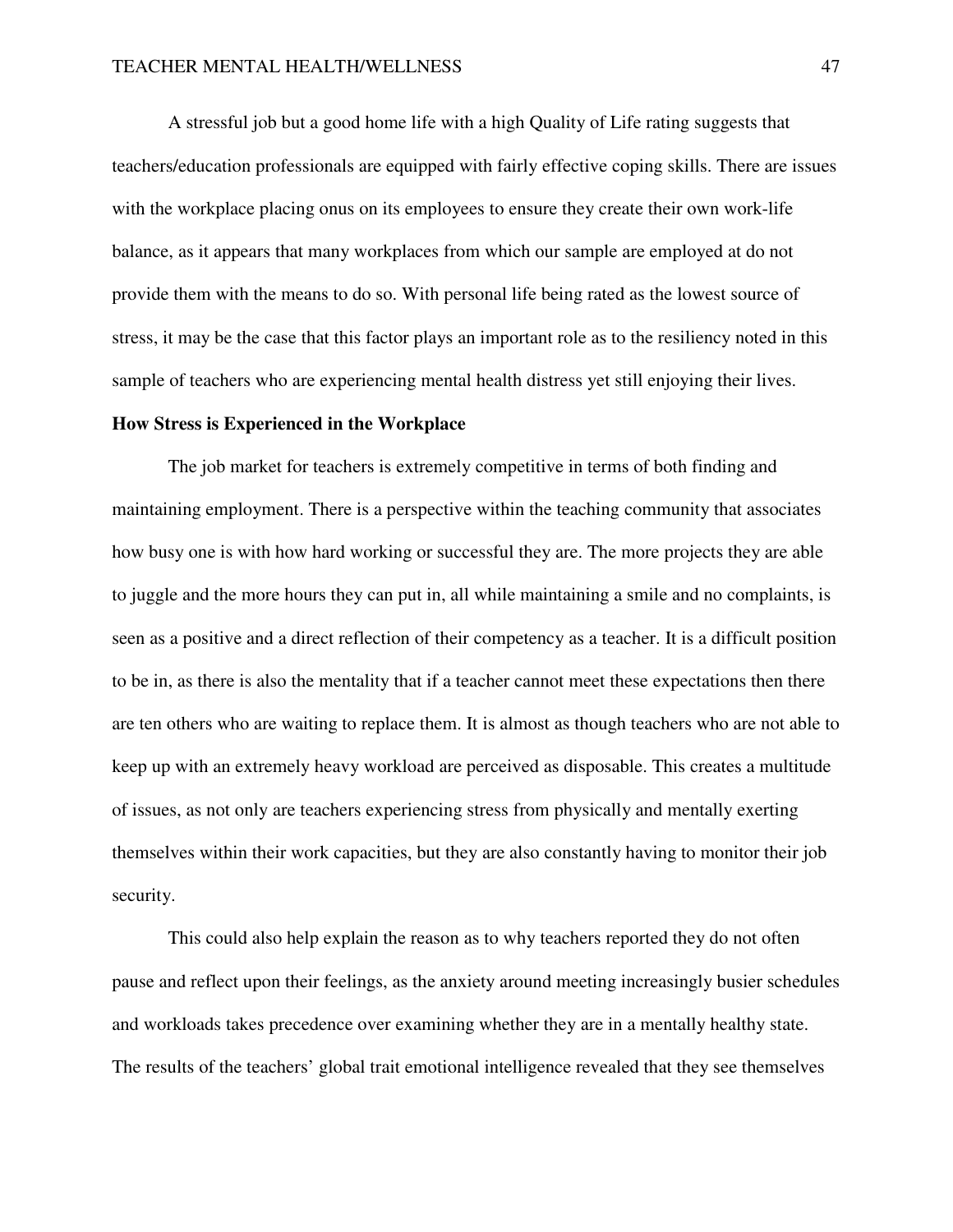A stressful job but a good home life with a high Quality of Life rating suggests that teachers/education professionals are equipped with fairly effective coping skills. There are issues with the workplace placing onus on its employees to ensure they create their own work-life balance, as it appears that many workplaces from which our sample are employed at do not provide them with the means to do so. With personal life being rated as the lowest source of stress, it may be the case that this factor plays an important role as to the resiliency noted in this sample of teachers who are experiencing mental health distress yet still enjoying their lives.

**How Stress is Experienced in the Workplace**

The job market for teachers is extremely competitive in terms of both finding and maintaining employment. There is a perspective within the teaching community that associates how busy one is with how hard working or successful they are. The more projects they are able to juggle and the more hours they can put in, all while maintaining a smile and no complaints, is seen as a positive and a direct reflection of their competency as a teacher. It is a difficult position to be in, as there is also the mentality that if a teacher cannot meet these expectations then there are ten others who are waiting to replace them. It is almost as though teachers who are not able to keep up with an extremely heavy workload are perceived as disposable. This creates a multitude of issues, as not only are teachers experiencing stress from physically and mentally exerting themselves within their work capacities, but they are also constantly having to monitor their job security.

This could also help explain the reason as to why teachers reported they do not often pause and reflect upon their feelings, as the anxiety around meeting increasingly busier schedules and workloads takes precedence over examining whether they are in a mentally healthy state. The results of the teachers' global trait emotional intelligence revealed that they see themselves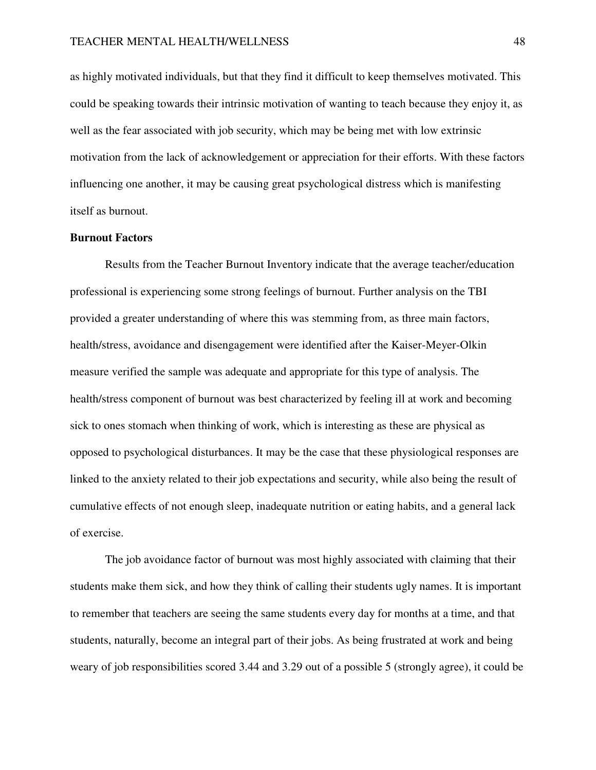as highly motivated individuals, but that they find it difficult to keep themselves motivated. This could be speaking towards their intrinsic motivation of wanting to teach because they enjoy it, as well as the fear associated with job security, which may be being met with low extrinsic motivation from the lack of acknowledgement or appreciation for their efforts. With these factors influencing one another, it may be causing great psychological distress which is manifesting itself as burnout.

**Burnout Factors**

Results from the Teacher Burnout Inventory indicate that the average teacher/education professional is experiencing some strong feelings of burnout. Further analysis on the TBI provided a greater understanding of where this was stemming from, as three main factors, health/stress, avoidance and disengagement were identified after the Kaiser-Meyer-Olkin measure verified the sample was adequate and appropriate for this type of analysis. The health/stress component of burnout was best characterized by feeling ill at work and becoming sick to ones stomach when thinking of work, which is interesting as these are physical as opposed to psychological disturbances. It may be the case that these physiological responses are linked to the anxiety related to their job expectations and security, while also being the result of cumulative effects of not enough sleep, inadequate nutrition or eating habits, and a general lack of exercise.

The job avoidance factor of burnout was most highly associated with claiming that their students make them sick, and how they think of calling their students ugly names. It is important to remember that teachers are seeing the same students every day for months at a time, and that students, naturally, become an integral part of their jobs. As being frustrated at work and being weary of job responsibilities scored 3.44 and 3.29 out of a possible 5 (strongly agree), it could be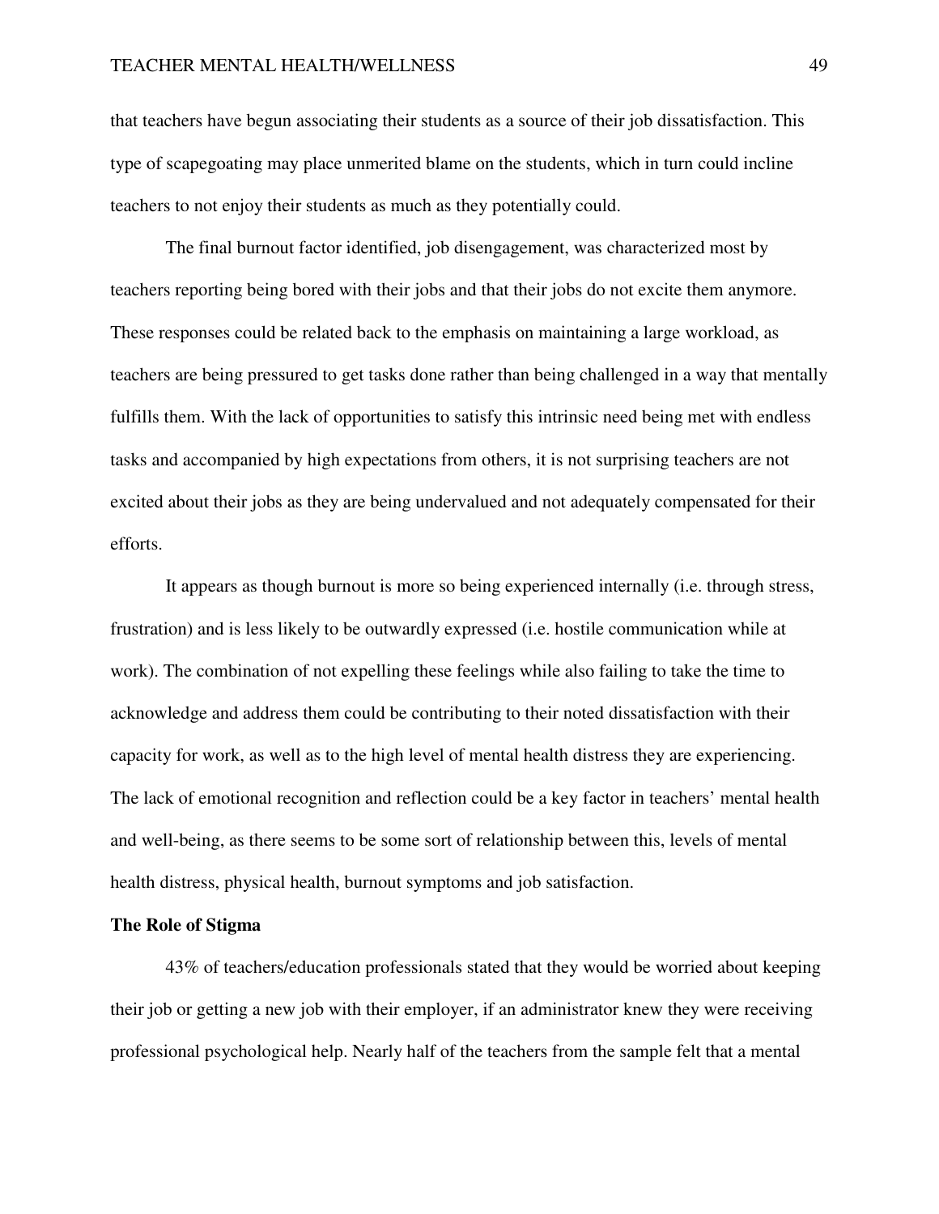that teachers have begun associating their students as a source of their job dissatisfaction. This type of scapegoating may place unmerited blame on the students, which in turn could incline teachers to not enjoy their students as much as they potentially could.

The final burnout factor identified, job disengagement, was characterized most by teachers reporting being bored with their jobs and that their jobs do not excite them anymore. These responses could be related back to the emphasis on maintaining a large workload, as teachers are being pressured to get tasks done rather than being challenged in a way that mentally fulfills them. With the lack of opportunities to satisfy this intrinsic need being met with endless tasks and accompanied by high expectations from others, it is not surprising teachers are not excited about their jobs as they are being undervalued and not adequately compensated for their efforts.

It appears as though burnout is more so being experienced internally (i.e. through stress, frustration) and is less likely to be outwardly expressed (i.e. hostile communication while at work). The combination of not expelling these feelings while also failing to take the time to acknowledge and address them could be contributing to their noted dissatisfaction with their capacity for work, as well as to the high level of mental health distress they are experiencing. The lack of emotional recognition and reflection could be a key factor in teachers' mental health and well-being, as there seems to be some sort of relationship between this, levels of mental health distress, physical health, burnout symptoms and job satisfaction.

**The Role of Stigma**

43% of teachers/education professionals stated that they would be worried about keeping their job or getting a new job with their employer, if an administrator knew they were receiving professional psychological help. Nearly half of the teachers from the sample felt that a mental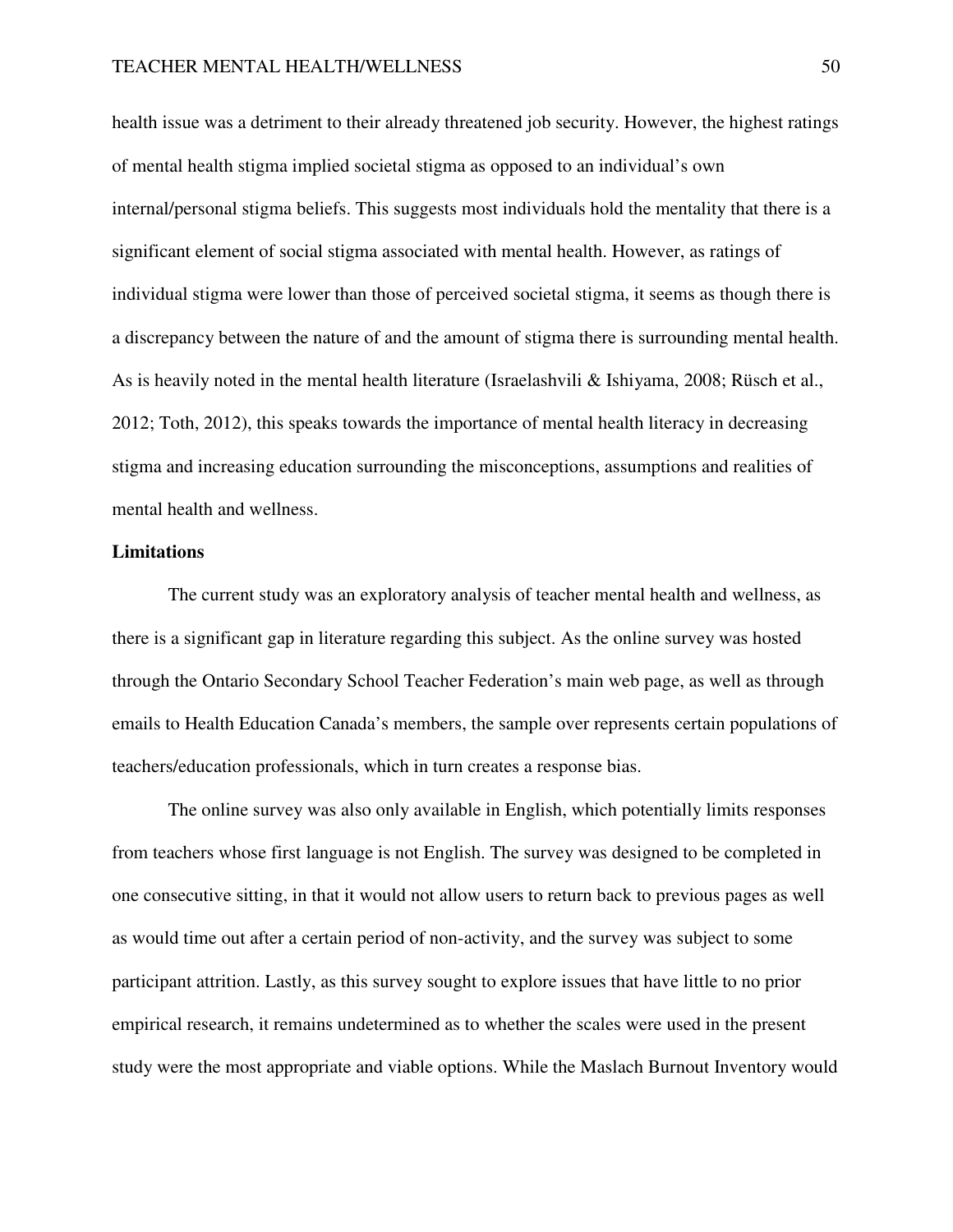health issue was a detriment to their already threatened job security. However, the highest ratings of mental health stigma implied societal stigma as opposed to an individual's own internal/personal stigma beliefs. This suggests most individuals hold the mentality that there is a significant element of social stigma associated with mental health. However, as ratings of individual stigma were lower than those of perceived societal stigma, it seems as though there is a discrepancy between the nature of and the amount of stigma there is surrounding mental health. As is heavily noted in the mental health literature (Israelashvili & Ishiyama, 2008; Rüsch et al., 2012; Toth, 2012), this speaks towards the importance of mental health literacy in decreasing stigma and increasing education surrounding the misconceptions, assumptions and realities of mental health and wellness.

**Limitations**

The current study was an exploratory analysis of teacher mental health and wellness, as there is a significant gap in literature regarding this subject. As the online survey was hosted through the Ontario Secondary School Teacher Federation's main web page, as well as through emails to Health Education Canada's members, the sample over represents certain populations of teachers/education professionals, which in turn creates a response bias.

The online survey was also only available in English, which potentially limits responses from teachers whose first language is not English. The survey was designed to be completed in one consecutive sitting, in that it would not allow users to return back to previous pages as well as would time out after a certain period of non-activity, and the survey was subject to some participant attrition. Lastly, as this survey sought to explore issues that have little to no prior empirical research, it remains undetermined as to whether the scales were used in the present study were the most appropriate and viable options. While the Maslach Burnout Inventory would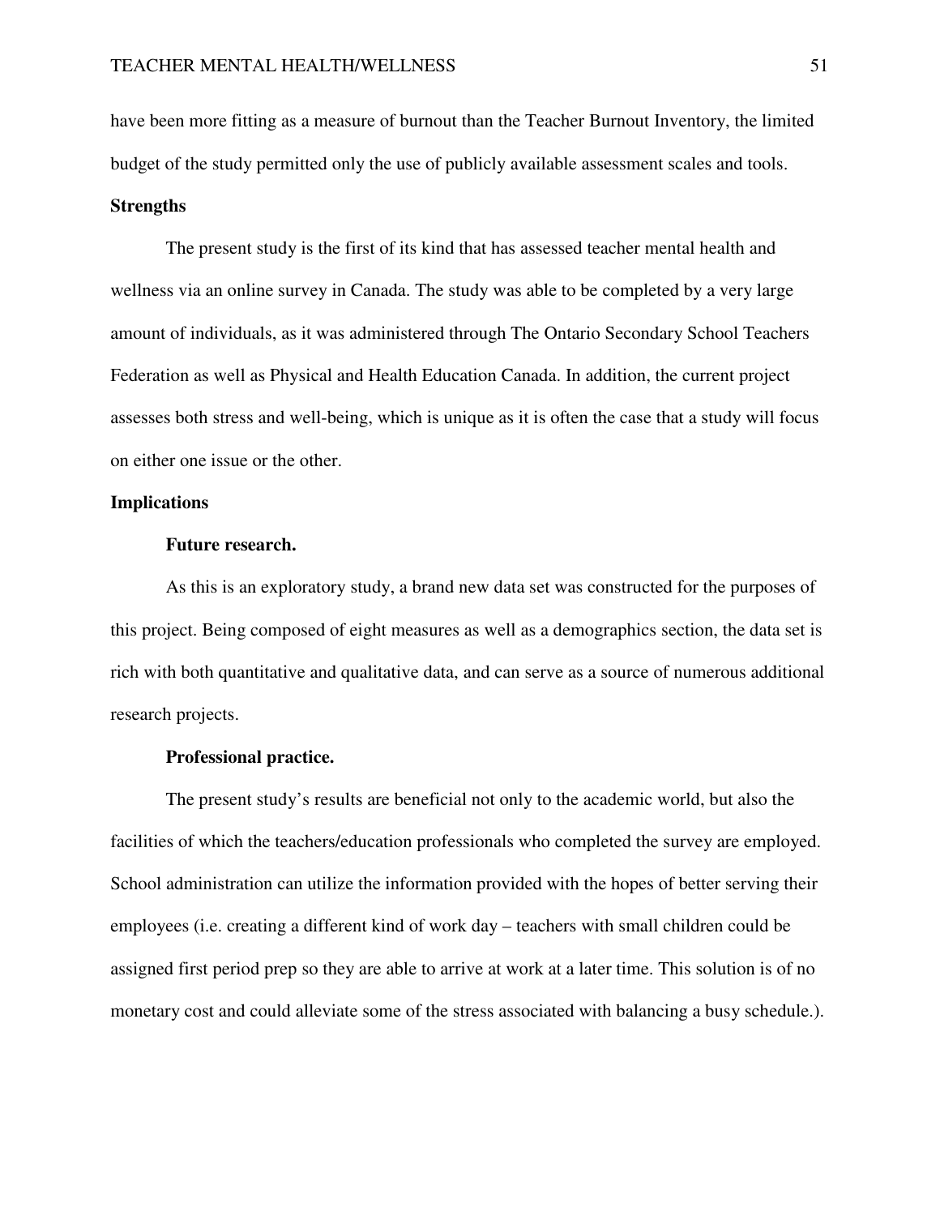have been more fitting as a measure of burnout than the Teacher Burnout Inventory, the limited budget of the study permitted only the use of publicly available assessment scales and tools.

## Strengths

The present study is the first of its kind that has assessed teacher mental health and wellness via an online survey in Canada. The study was able to be completed by a very large amount of individuals, as it was administered through The Ontario Secondary School Teachers Federation as well as Physical and Health Education Canada. In addition, the current project assesses both stress and well-being, which is unique as it is often the case that a study will focus on either one issue or the other.

## Implications

### Future research.

As this is an exploratory study, a brand new data set was constructed for the purposes of this project. Being composed of eight measures as well as a demographics section, the data set is rich with both quantitative and qualitative data, and can serve as a source of numerous additional research projects.

### Professional practice.

The present study's results are beneficial not only to the academic world, but also the facilities of which the teachers/education professionals who completed the survey are employed. School administration can utilize the information provided with the hopes of better serving their employees (i.e. creating a different kind of work day – teachers with small children could be assigned first period prep so they are able to arrive at work at a later time. This solution is of no monetary cost and could alleviate some of the stress associated with balancing a busy schedule.).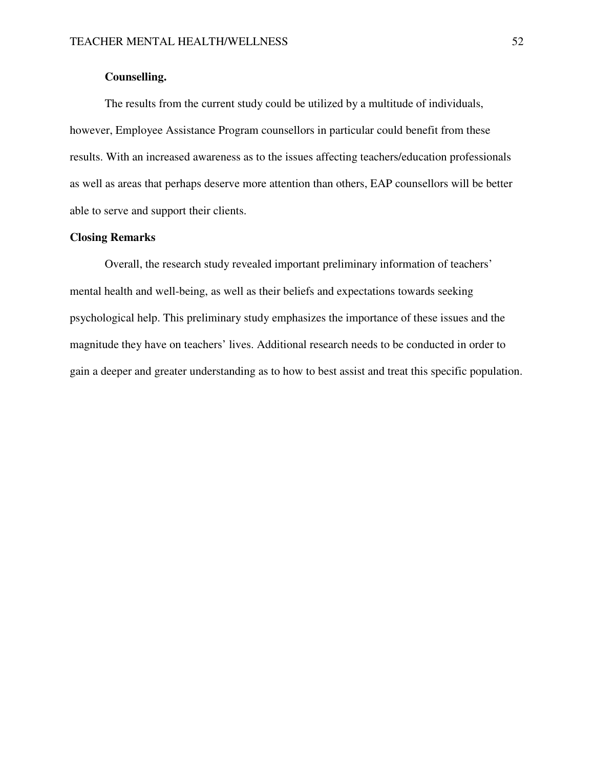### Counselling.

The results from the current study could be utilized by a multitude of individuals, however, Employee Assistance Program counsellors in particular could benefit from these results. With an increased awareness as to the issues affecting teachers/education professionals as well as areas that perhaps deserve more attention than others, EAP counsellors will be better able to serve and support their clients.

## Closing Remarks

Overall, the research study revealed important preliminary information of teachers' mental health and well-being, as well as their beliefs and expectations towards seeking psychological help. This preliminary study emphasizes the importance of these issues and the magnitude they have on teachers' lives. Additional research needs to be conducted in order to gain a deeper and greater understanding as to how to best assist and treat this specific population.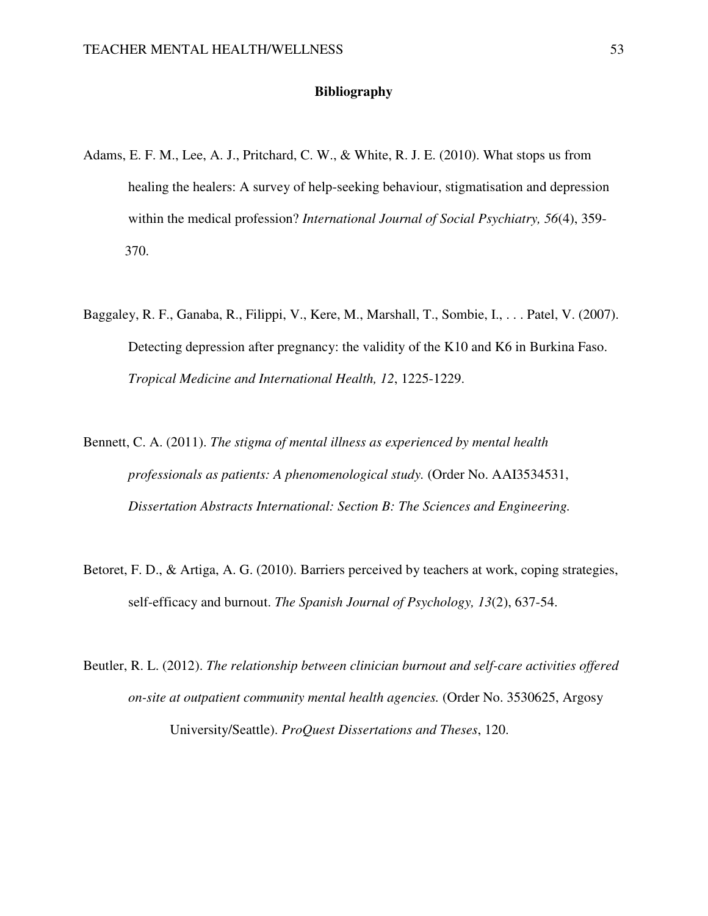## Bibliography

Adams, E. F. M., Lee, A. J., Pritchard, C. W., & White, R. J. E. (2010). What stops us from healing the healers: A survey of help-seeking behaviour, stigmatisation and depression within the medical profession? *International Journal of Social Psychiatry, 56*(4), 359-370.

Baggaley, R. F., Ganaba, R., Filippi, V., Kere, M., Marshall, T., Sombie, I., . . . Patel, V. (2007). Detecting depression after pregnancy: the validity of the K10 and K6 in Burkina Faso. *Tropical Medicine and International Health, 12*, 1225-1229.

Bennett, C. A. (2011). *The stigma of mental illness as experienced by mental health professionals as patients: A phenomenological study.* (Order No. AAI3534531, *Dissertation Abstracts International: Section B: The Sciences and Engineering.*

Betoret, F. D., & Artiga, A. G. (2010). Barriers perceived by teachers at work, coping strategies, self-efficacy and burnout. *The Spanish Journal of Psychology, 13*(2), 637-54.

Beutler, R. L. (2012). *The relationship between clinician burnout and self-care activities offered on-site at outpatient community mental health agencies.* (Order No. 3530625, Argosy University/Seattle). *ProQuest Dissertations and Theses*, 120.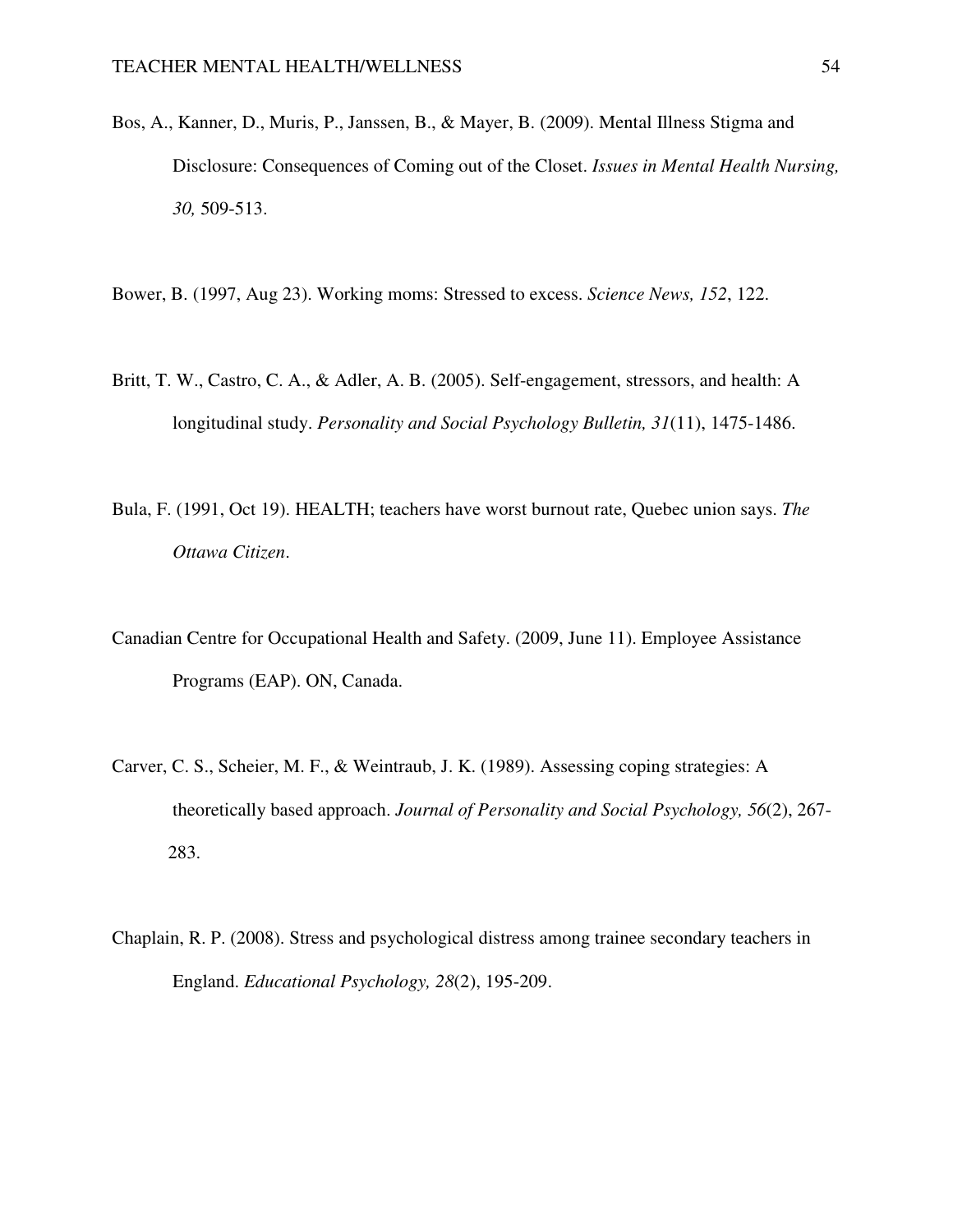Bos, A., Kanner, D., Muris, P., Janssen, B., & Mayer, B. (2009). Mental Illness Stigma and Disclosure: Consequences of Coming out of the Closet. *Issues in Mental Health Nursing, 30,* 509-513.

Bower, B. (1997, Aug 23). Working moms: Stressed to excess. *Science News, 152*, 122.

Britt, T. W., Castro, C. A., & Adler, A. B. (2005). Self-engagement, stressors, and health: A longitudinal study. *Personality and Social Psychology Bulletin, 31*(11), 1475-1486.

Bula, F. (1991, Oct 19). HEALTH; teachers have worst burnout rate, Quebec union says. *The Ottawa Citizen*.

Canadian Centre for Occupational Health and Safety. (2009, June 11). Employee Assistance Programs (EAP). ON, Canada.

Carver, C. S., Scheier, M. F., & Weintraub, J. K. (1989). Assessing coping strategies: A theoretically based approach. *Journal of Personality and Social Psychology, 56*(2), 267-283.

Chaplain, R. P. (2008). Stress and psychological distress among trainee secondary teachers in England. *Educational Psychology, 28*(2), 195-209.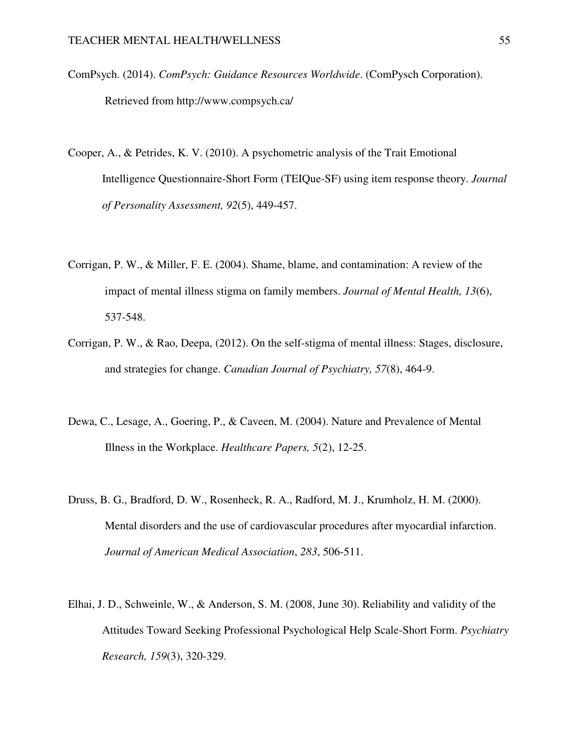ComPsych. (2014). *ComPsych: Guidance Resources Worldwide*. (ComPysch Corporation). Retrieved from http://www.compsych.ca/

Cooper, A., & Petrides, K. V. (2010). A psychometric analysis of the Trait Emotional Intelligence Questionnaire-Short Form (TEIQue-SF) using item response theory. *Journal of Personality Assessment, 92*(5), 449-457.

Corrigan, P. W., & Miller, F. E. (2004). Shame, blame, and contamination: A review of the impact of mental illness stigma on family members. *Journal of Mental Health, 13*(6), 537-548.

Corrigan, P. W., & Rao, Deepa, (2012). On the self-stigma of mental illness: Stages, disclosure, and strategies for change. *Canadian Journal of Psychiatry, 57*(8), 464-9.

Dewa, C., Lesage, A., Goering, P., & Caveen, M. (2004). Nature and Prevalence of Mental Illness in the Workplace. *Healthcare Papers, 5*(2), 12-25.

Druss, B. G., Bradford, D. W., Rosenheck, R. A., Radford, M. J., Krumholz, H. M. (2000). Mental disorders and the use of cardiovascular procedures after myocardial infarction. *Journal of American Medical Association*, *283*, 506-511.

Elhai, J. D., Schweinle, W., & Anderson, S. M. (2008, June 30). Reliability and validity of the Attitudes Toward Seeking Professional Psychological Help Scale-Short Form. *Psychiatry Research, 159*(3), 320-329.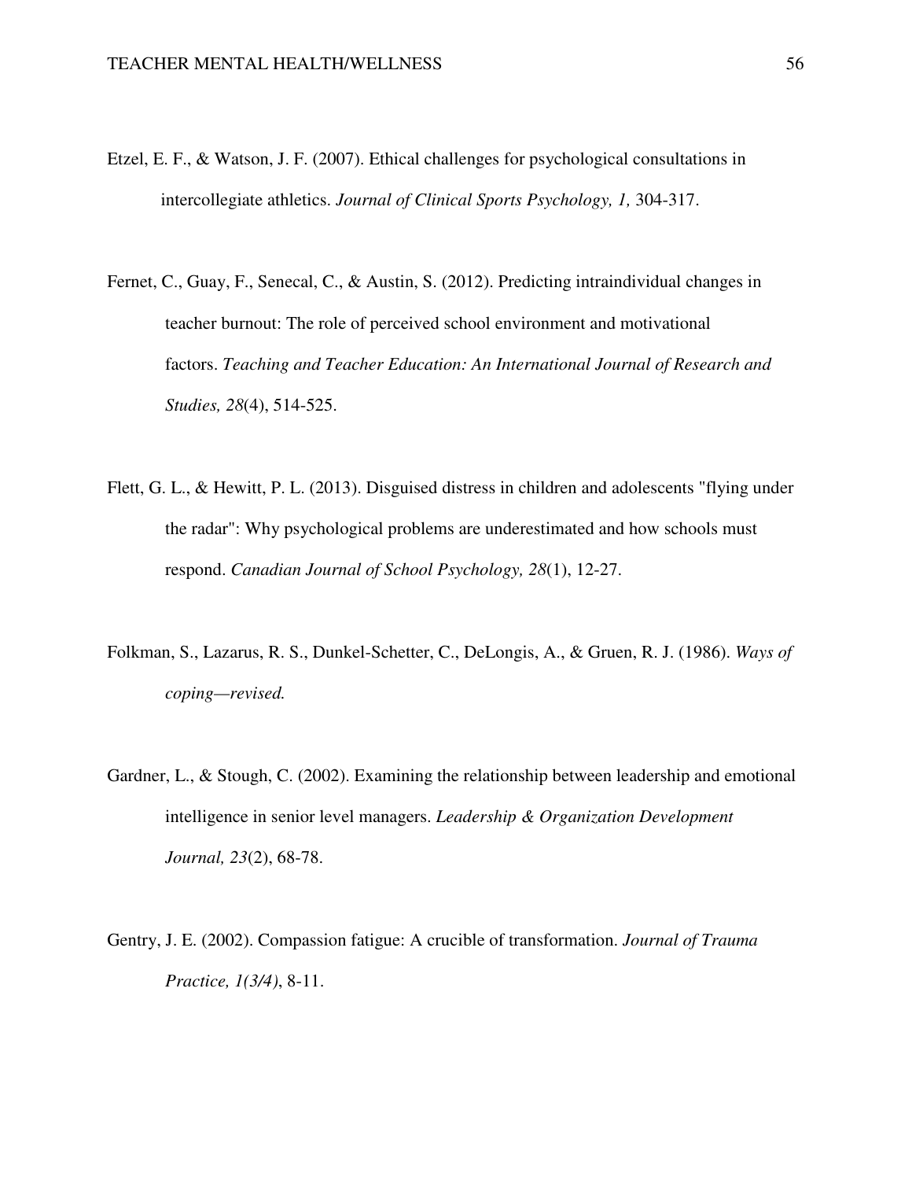Etzel, E. F., & Watson, J. F. (2007). Ethical challenges for psychological consultations in intercollegiate athletics. *Journal of Clinical Sports Psychology, 1,* 304-317.

Fernet, C., Guay, F., Senecal, C., & Austin, S. (2012). Predicting intraindividual changes in teacher burnout: The role of perceived school environment and motivational factors. *Teaching and Teacher Education: An International Journal of Research and Studies, 28*(4), 514-525.

Flett, G. L., & Hewitt, P. L. (2013). Disguised distress in children and adolescents "flying under the radar": Why psychological problems are underestimated and how schools must respond. *Canadian Journal of School Psychology, 28*(1), 12-27.

Folkman, S., Lazarus, R. S., Dunkel-Schetter, C., DeLongis, A., & Gruen, R. J. (1986). *Ways of coping—revised.*

Gardner, L., & Stough, C. (2002). Examining the relationship between leadership and emotional intelligence in senior level managers. *Leadership & Organization Development Journal, 23*(2), 68-78.

Gentry, J. E. (2002). Compassion fatigue: A crucible of transformation. *Journal of Trauma Practice, 1(3/4)*, 8-11.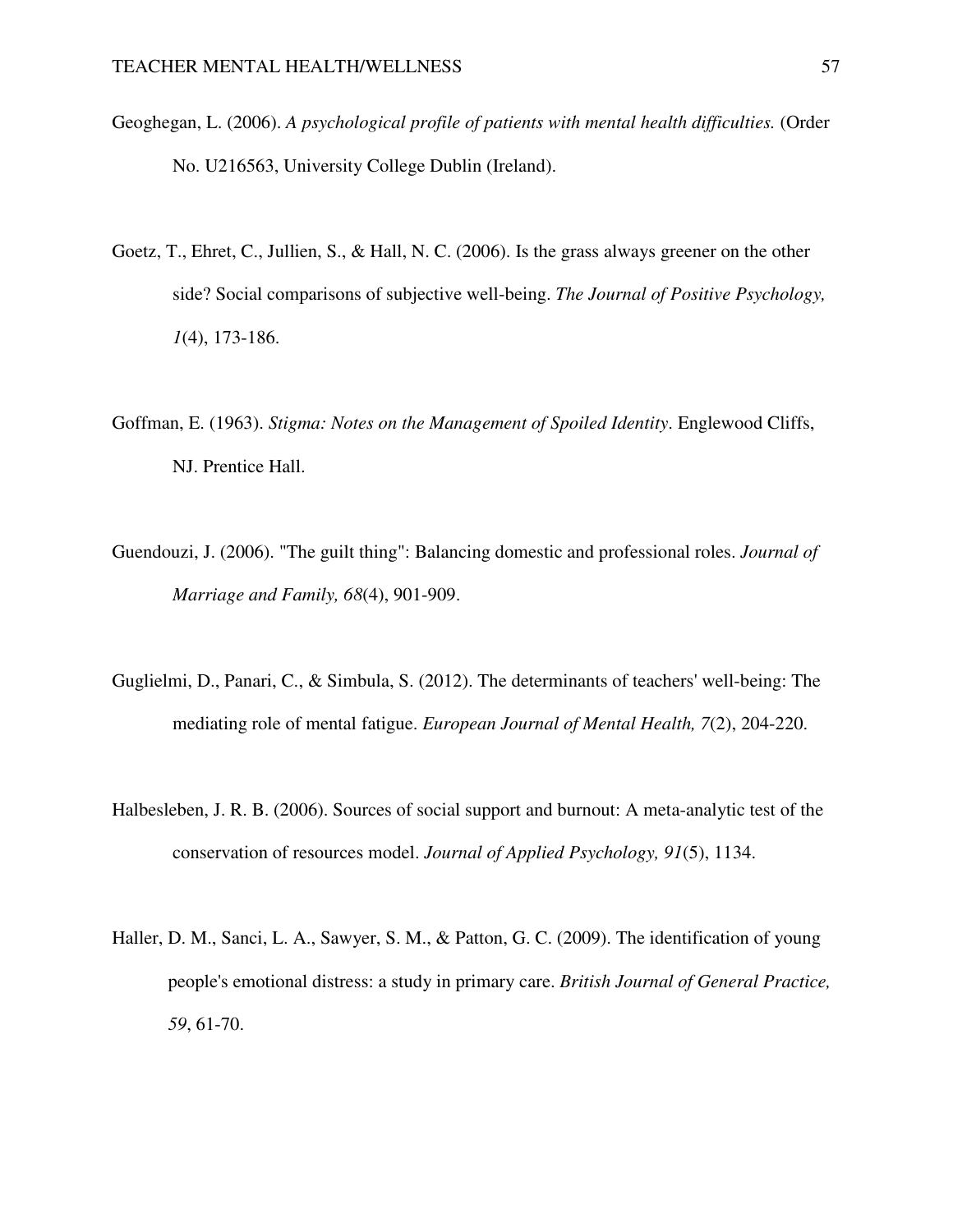Geoghegan, L. (2006). *A psychological profile of patients with mental health difficulties.* (Order No. U216563, University College Dublin (Ireland).

Goetz, T., Ehret, C., Jullien, S., & Hall, N. C. (2006). Is the grass always greener on the other side? Social comparisons of subjective well-being. *The Journal of Positive Psychology, 1*(4), 173-186.

Goffman, E. (1963). *Stigma: Notes on the Management of Spoiled Identity*. Englewood Cliffs, NJ. Prentice Hall.

Guendouzi, J. (2006). "The guilt thing": Balancing domestic and professional roles. *Journal of Marriage and Family, 68*(4), 901-909.

Guglielmi, D., Panari, C., & Simbula, S. (2012). The determinants of teachers' well-being: The mediating role of mental fatigue. *European Journal of Mental Health, 7*(2), 204-220.

Halbesleben, J. R. B. (2006). Sources of social support and burnout: A meta-analytic test of the conservation of resources model. *Journal of Applied Psychology, 91*(5), 1134.

Haller, D. M., Sanci, L. A., Sawyer, S. M., & Patton, G. C. (2009). The identification of young people's emotional distress: a study in primary care. *British Journal of General Practice, 59*, 61-70.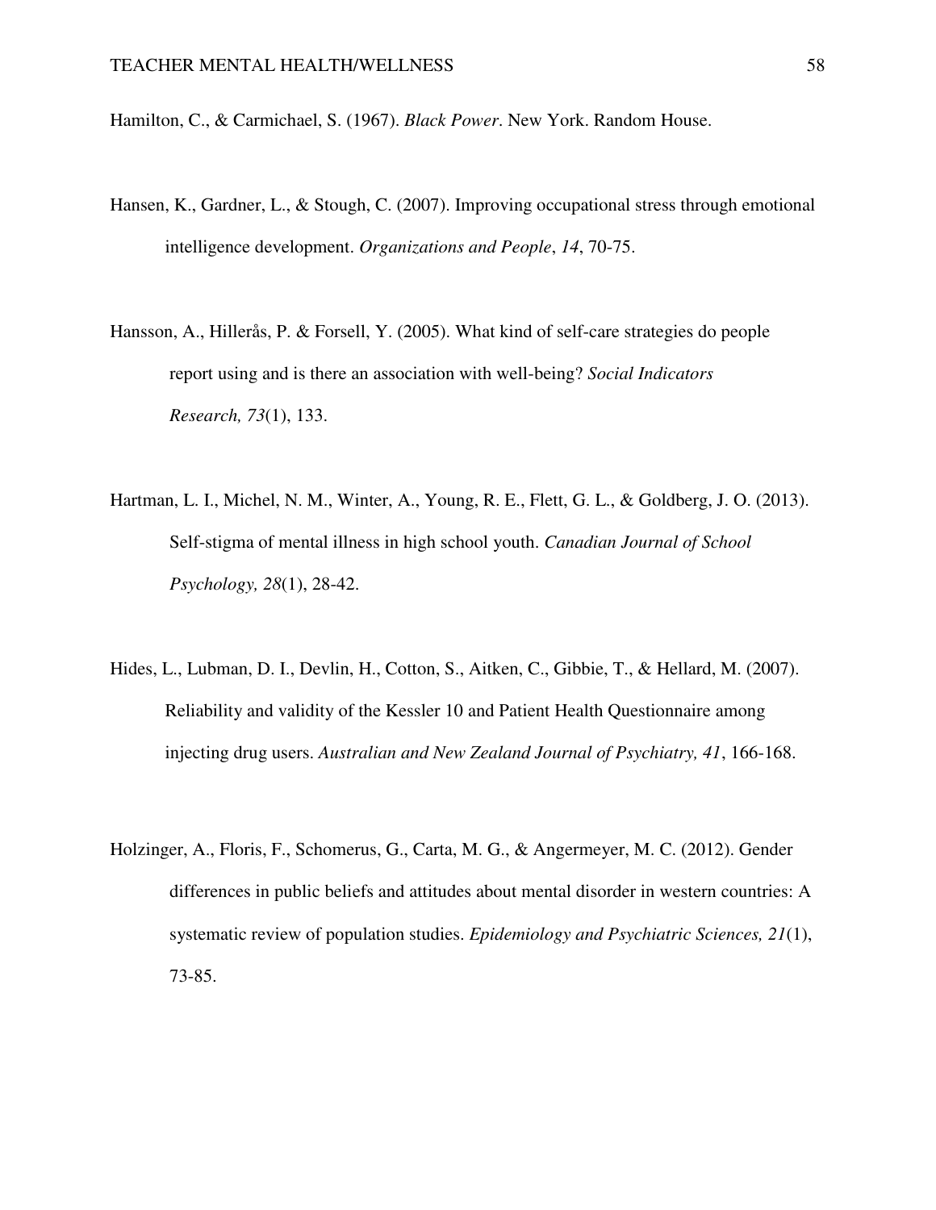Hamilton, C., & Carmichael, S. (1967). *Black Power*. New York. Random House.

Hansen, K., Gardner, L., & Stough, C. (2007). Improving occupational stress through emotional intelligence development. *Organizations and People*, *14*, 70-75.

Hansson, A., Hillerås, P. & Forsell, Y. (2005). What kind of self-care strategies do people report using and is there an association with well-being? *Social Indicators Research, 73*(1), 133.

Hartman, L. I., Michel, N. M., Winter, A., Young, R. E., Flett, G. L., & Goldberg, J. O. (2013). Self-stigma of mental illness in high school youth. *Canadian Journal of School Psychology, 28*(1), 28-42.

Hides, L., Lubman, D. I., Devlin, H., Cotton, S., Aitken, C., Gibbie, T., & Hellard, M. (2007). Reliability and validity of the Kessler 10 and Patient Health Questionnaire among injecting drug users. *Australian and New Zealand Journal of Psychiatry, 41*, 166-168.

Holzinger, A., Floris, F., Schomerus, G., Carta, M. G., & Angermeyer, M. C. (2012). Gender differences in public beliefs and attitudes about mental disorder in western countries: A systematic review of population studies. *Epidemiology and Psychiatric Sciences, 21*(1), 73-85.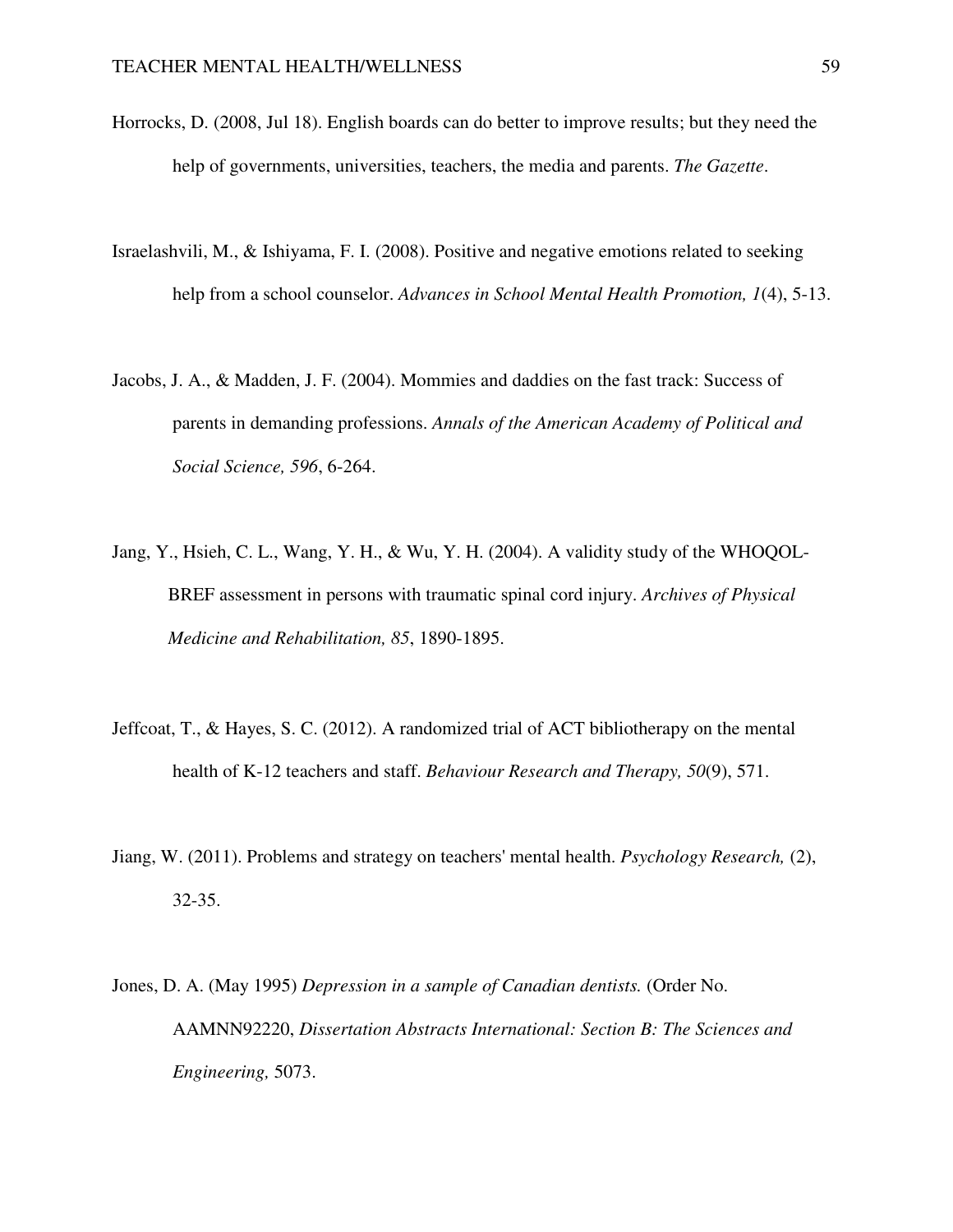Horrocks, D. (2008, Jul 18). English boards can do better to improve results; but they need the help of governments, universities, teachers, the media and parents. *The Gazette*.

Israelashvili, M., & Ishiyama, F. I. (2008). Positive and negative emotions related to seeking help from a school counselor. *Advances in School Mental Health Promotion, 1*(4), 5-13.

Jacobs, J. A., & Madden, J. F. (2004). Mommies and daddies on the fast track: Success of parents in demanding professions. *Annals of the American Academy of Political and Social Science, 596*, 6-264.

Jang, Y., Hsieh, C. L., Wang, Y. H., & Wu, Y. H. (2004). A validity study of the WHOQOL-BREF assessment in persons with traumatic spinal cord injury. *Archives of Physical Medicine and Rehabilitation, 85*, 1890-1895.

Jeffcoat, T., & Hayes, S. C. (2012). A randomized trial of ACT bibliotherapy on the mental health of K-12 teachers and staff. *Behaviour Research and Therapy, 50*(9), 571.

Jiang, W. (2011). Problems and strategy on teachers' mental health. *Psychology Research,* (2), 32-35.

Jones, D. A. (May 1995) *Depression in a sample of Canadian dentists.* (Order No. AAMNN92220, *Dissertation Abstracts International: Section B: The Sciences and Engineering,* 5073.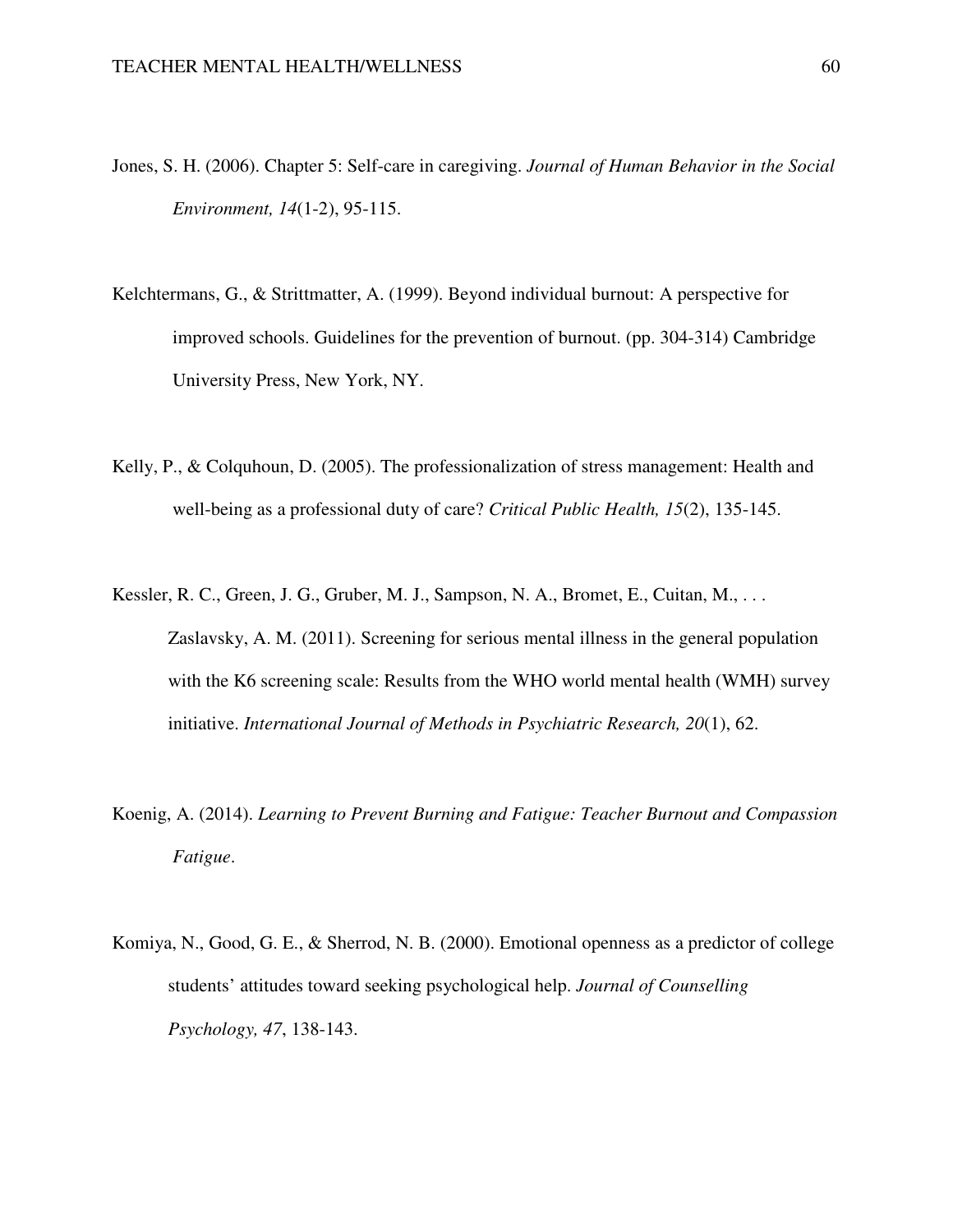Jones, S. H. (2006). Chapter 5: Self-care in caregiving. *Journal of Human Behavior in the Social Environment, 14*(1-2), 95-115.

Kelchtermans, G., & Strittmatter, A. (1999). Beyond individual burnout: A perspective for improved schools. Guidelines for the prevention of burnout. (pp. 304-314) Cambridge University Press, New York, NY.

Kelly, P., & Colquhoun, D. (2005). The professionalization of stress management: Health and well-being as a professional duty of care? *Critical Public Health, 15*(2), 135-145.

Kessler, R. C., Green, J. G., Gruber, M. J., Sampson, N. A., Bromet, E., Cuitan, M., . . . Zaslavsky, A. M. (2011). Screening for serious mental illness in the general population with the K6 screening scale: Results from the WHO world mental health (WMH) survey initiative. *International Journal of Methods in Psychiatric Research, 20*(1), 62.

Koenig, A. (2014). *Learning to Prevent Burning and Fatigue: Teacher Burnout and Compassion Fatigue*.

Komiya, N., Good, G. E., & Sherrod, N. B. (2000). Emotional openness as a predictor of college students' attitudes toward seeking psychological help. *Journal of Counselling Psychology, 47*, 138-143.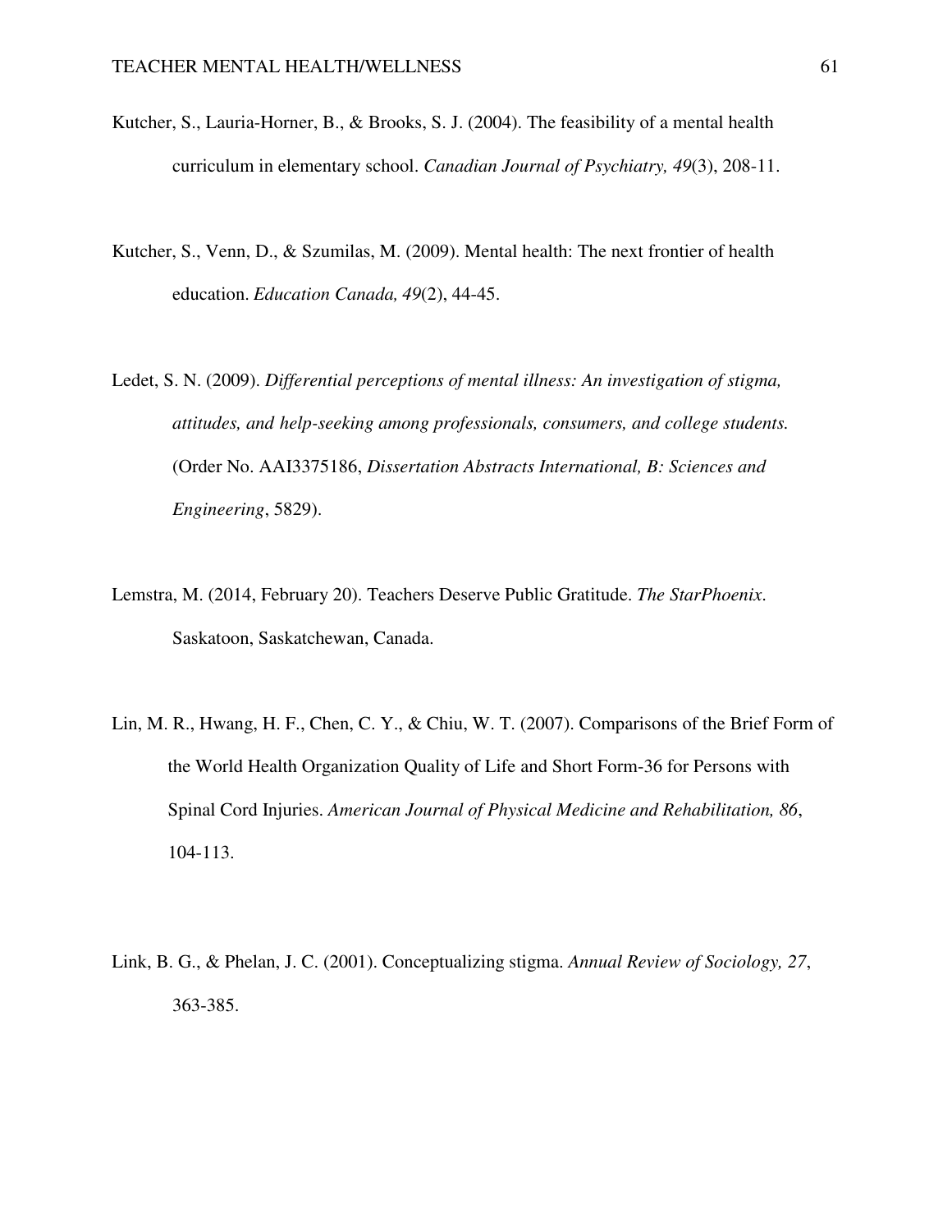Kutcher, S., Lauria-Horner, B., & Brooks, S. J. (2004). The feasibility of a mental health curriculum in elementary school. *Canadian Journal of Psychiatry, 49*(3), 208-11.

Kutcher, S., Venn, D., & Szumilas, M. (2009). Mental health: The next frontier of health education. *Education Canada, 49*(2), 44-45.

Ledet, S. N. (2009). *Differential perceptions of mental illness: An investigation of stigma, attitudes, and help-seeking among professionals, consumers, and college students.* (Order No. AAI3375186, *Dissertation Abstracts International, B: Sciences and Engineering*, 5829).

Lemstra, M. (2014, February 20). Teachers Deserve Public Gratitude. *The StarPhoenix*. Saskatoon, Saskatchewan, Canada.

Lin, M. R., Hwang, H. F., Chen, C. Y., & Chiu, W. T. (2007). Comparisons of the Brief Form of the World Health Organization Quality of Life and Short Form-36 for Persons with Spinal Cord Injuries. *American Journal of Physical Medicine and Rehabilitation, 86*, 104-113.

Link, B. G., & Phelan, J. C. (2001). Conceptualizing stigma. *Annual Review of Sociology, 27*, 363-385.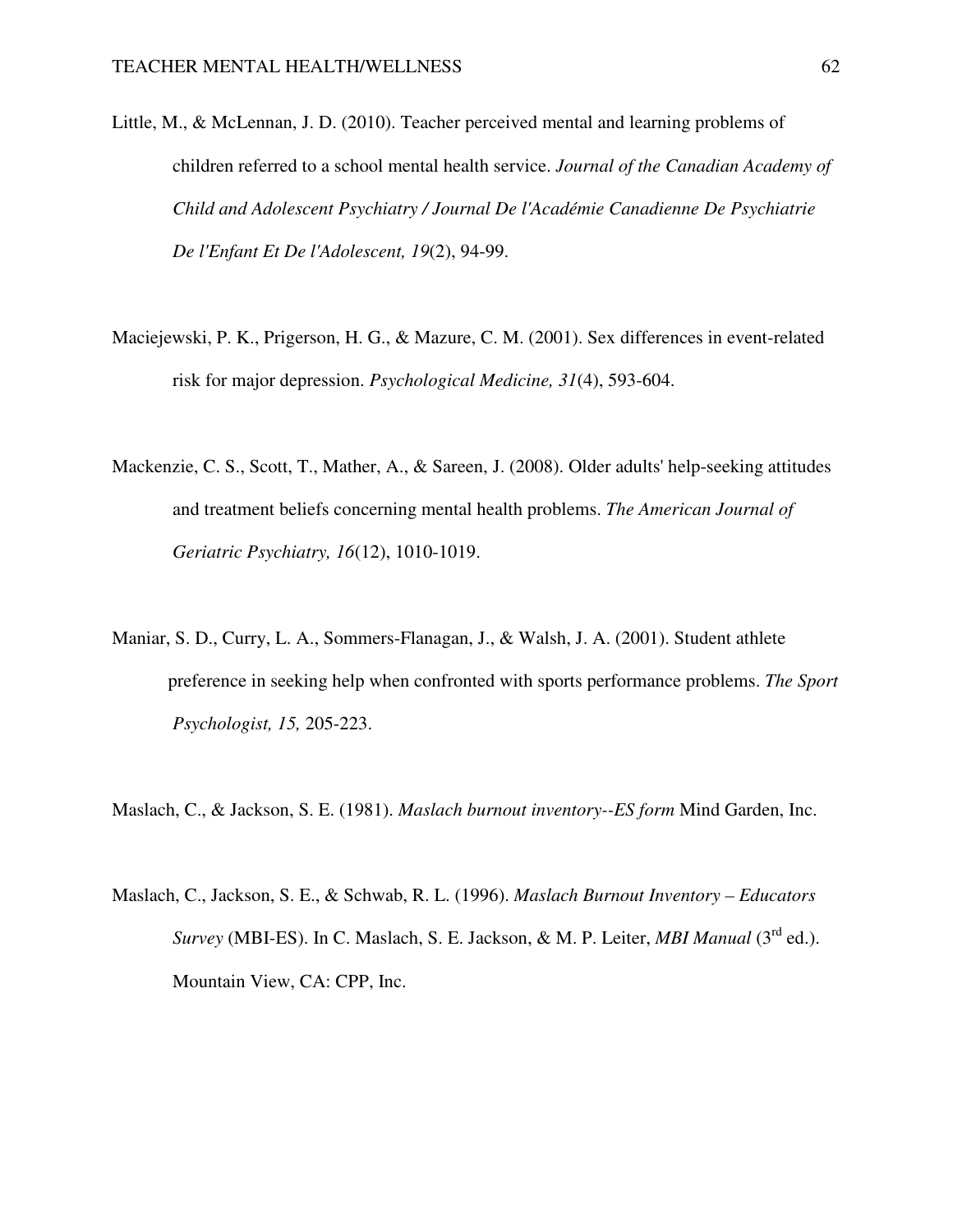Little, M., & McLennan, J. D. (2010). Teacher perceived mental and learning problems of children referred to a school mental health service. *Journal of the Canadian Academy of Child and Adolescent Psychiatry / Journal De l'Académie Canadienne De Psychiatrie De l'Enfant Et De l'Adolescent, 19*(2), 94-99.

Maciejewski, P. K., Prigerson, H. G., & Mazure, C. M. (2001). Sex differences in event-related risk for major depression. *Psychological Medicine, 31*(4), 593-604.

Mackenzie, C. S., Scott, T., Mather, A., & Sareen, J. (2008). Older adults' help-seeking attitudes and treatment beliefs concerning mental health problems. *The American Journal of Geriatric Psychiatry, 16*(12), 1010-1019.

Maniar, S. D., Curry, L. A., Sommers-Flanagan, J., & Walsh, J. A. (2001). Student athlete preference in seeking help when confronted with sports performance problems. *The Sport Psychologist, 15,* 205-223.

Maslach, C., & Jackson, S. E. (1981). *Maslach burnout inventory--ES form* Mind Garden, Inc.

Maslach, C., Jackson, S. E., & Schwab, R. L. (1996). *Maslach Burnout Inventory – Educators Survey* (MBI-ES). In C. Maslach, S. E. Jackson, & M. P. Leiter, *MBI Manual* (3rd ed.). Mountain View, CA: CPP, Inc.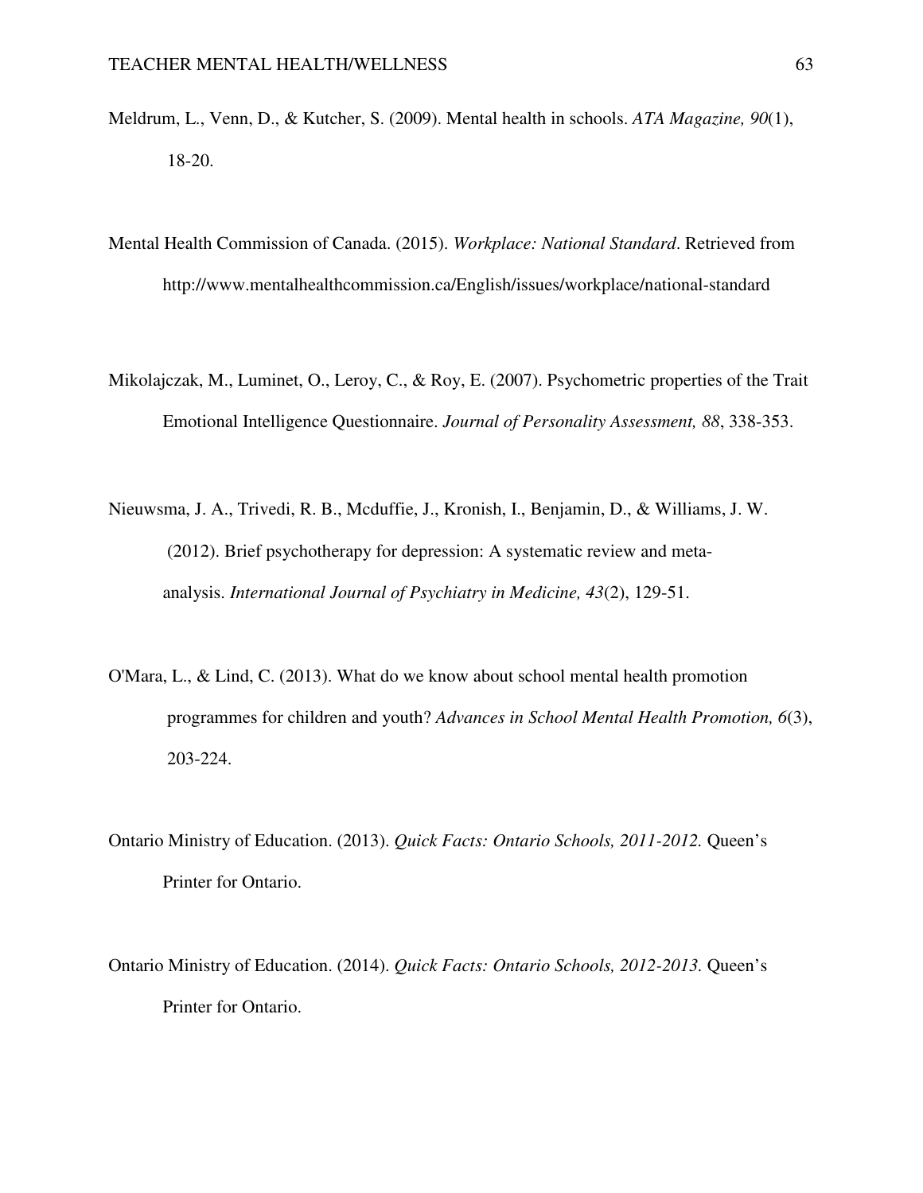Meldrum, L., Venn, D., & Kutcher, S. (2009). Mental health in schools. *ATA Magazine, 90*(1), 18-20.

Mental Health Commission of Canada. (2015). *Workplace: National Standard*. Retrieved from http://www.mentalhealthcommission.ca/English/issues/workplace/national-standard

Mikolajczak, M., Luminet, O., Leroy, C., & Roy, E. (2007). Psychometric properties of the Trait Emotional Intelligence Questionnaire. *Journal of Personality Assessment, 88*, 338-353.

Nieuwsma, J. A., Trivedi, R. B., Mcduffie, J., Kronish, I., Benjamin, D., & Williams, J. W. (2012). Brief psychotherapy for depression: A systematic review and meta-analysis. *International Journal of Psychiatry in Medicine, 43*(2), 129-51.

O'Mara, L., & Lind, C. (2013). What do we know about school mental health promotion programmes for children and youth? *Advances in School Mental Health Promotion, 6*(3), 203-224.

Ontario Ministry of Education. (2013). *Quick Facts: Ontario Schools, 2011-2012.* Queen's Printer for Ontario.

Ontario Ministry of Education. (2014). *Quick Facts: Ontario Schools, 2012-2013.* Queen's Printer for Ontario.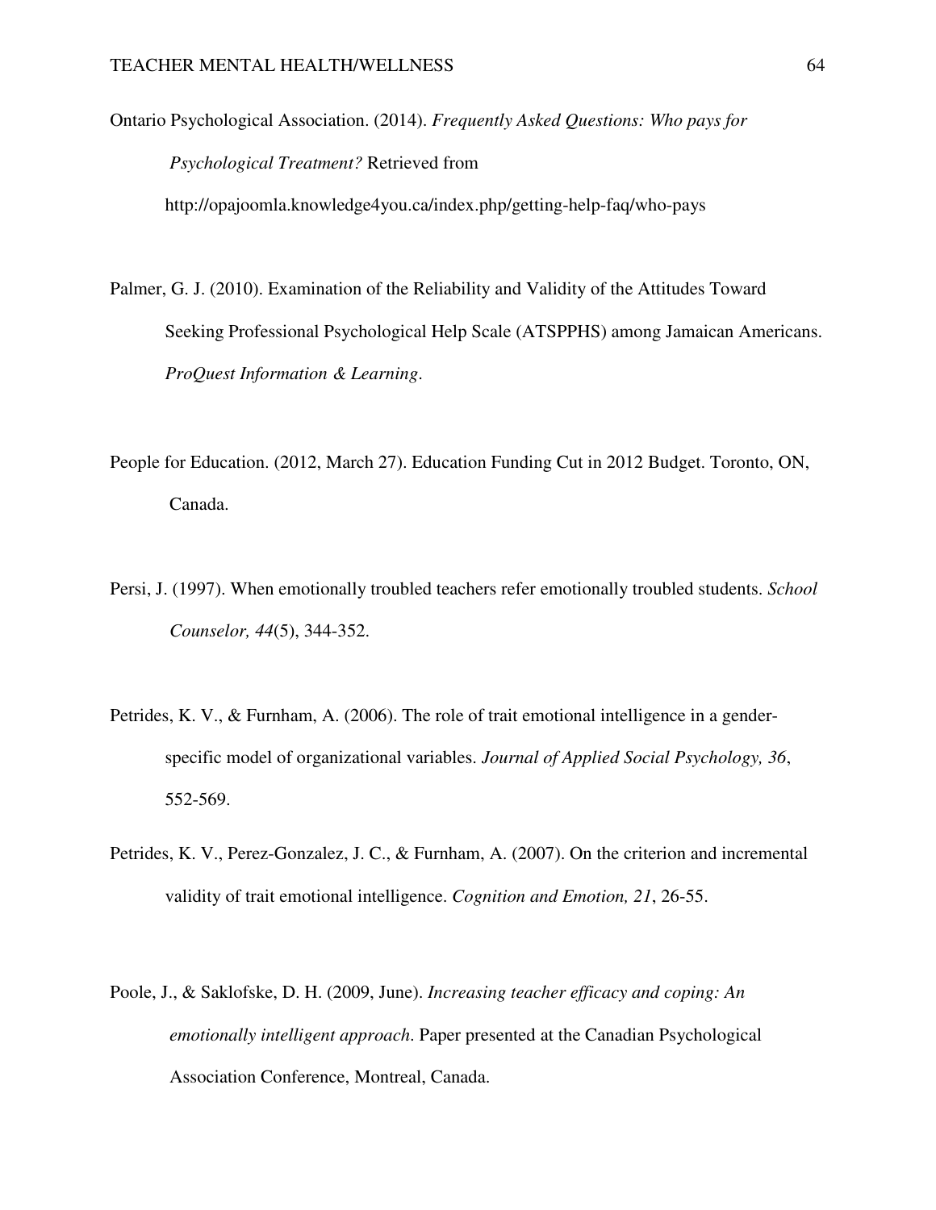Ontario Psychological Association. (2014). *Frequently Asked Questions: Who pays for Psychological Treatment?* Retrieved from http://opajoomla.knowledge4you.ca/index.php/getting-help-faq/who-pays

Palmer, G. J. (2010). Examination of the Reliability and Validity of the Attitudes Toward Seeking Professional Psychological Help Scale (ATSPPHS) among Jamaican Americans. *ProQuest Information & Learning*.

People for Education. (2012, March 27). Education Funding Cut in 2012 Budget. Toronto, ON, Canada.

Persi, J. (1997). When emotionally troubled teachers refer emotionally troubled students. *School Counselor, 44*(5), 344-352.

Petrides, K. V., & Furnham, A. (2006). The role of trait emotional intelligence in a gender-specific model of organizational variables. *Journal of Applied Social Psychology, 36*, 552-569.

Petrides, K. V., Perez-Gonzalez, J. C., & Furnham, A. (2007). On the criterion and incremental validity of trait emotional intelligence. *Cognition and Emotion, 21*, 26-55.

Poole, J., & Saklofske, D. H. (2009, June). *Increasing teacher efficacy and coping: An emotionally intelligent approach*. Paper presented at the Canadian Psychological Association Conference, Montreal, Canada.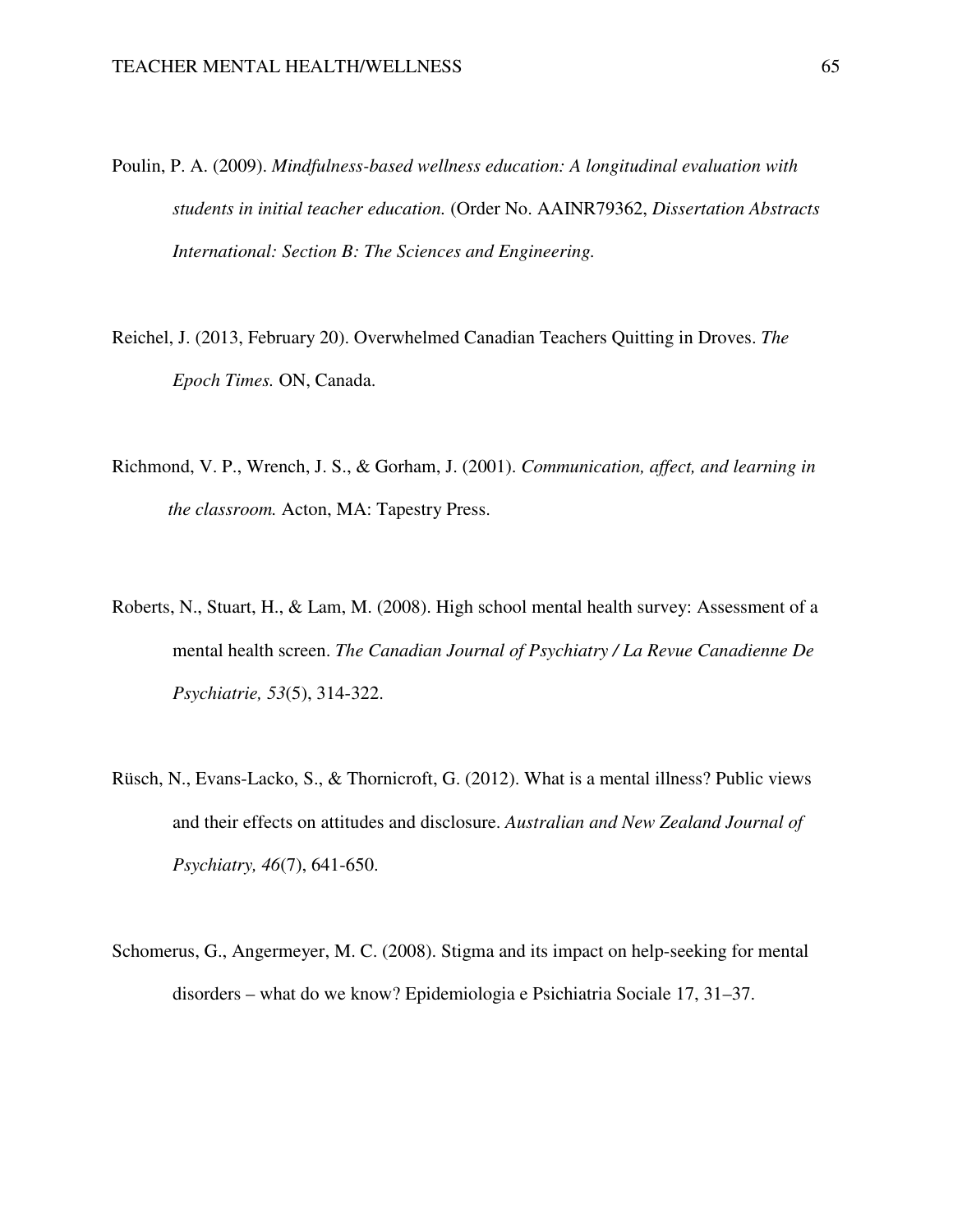Poulin, P. A. (2009). *Mindfulness-based wellness education: A longitudinal evaluation with students in initial teacher education.* (Order No. AAINR79362, *Dissertation Abstracts International: Section B: The Sciences and Engineering.*

Reichel, J. (2013, February 20). Overwhelmed Canadian Teachers Quitting in Droves. *The Epoch Times.* ON, Canada.

Richmond, V. P., Wrench, J. S., & Gorham, J. (2001). *Communication, affect, and learning in the classroom.* Acton, MA: Tapestry Press.

Roberts, N., Stuart, H., & Lam, M. (2008). High school mental health survey: Assessment of a mental health screen. *The Canadian Journal of Psychiatry / La Revue Canadienne De Psychiatrie, 53*(5), 314-322.

Rüsch, N., Evans-Lacko, S., & Thornicroft, G. (2012). What is a mental illness? Public views and their effects on attitudes and disclosure. *Australian and New Zealand Journal of Psychiatry, 46*(7), 641-650.

Schomerus, G., Angermeyer, M. C. (2008). Stigma and its impact on help-seeking for mental disorders – what do we know? Epidemiologia e Psichiatria Sociale 17, 31–37.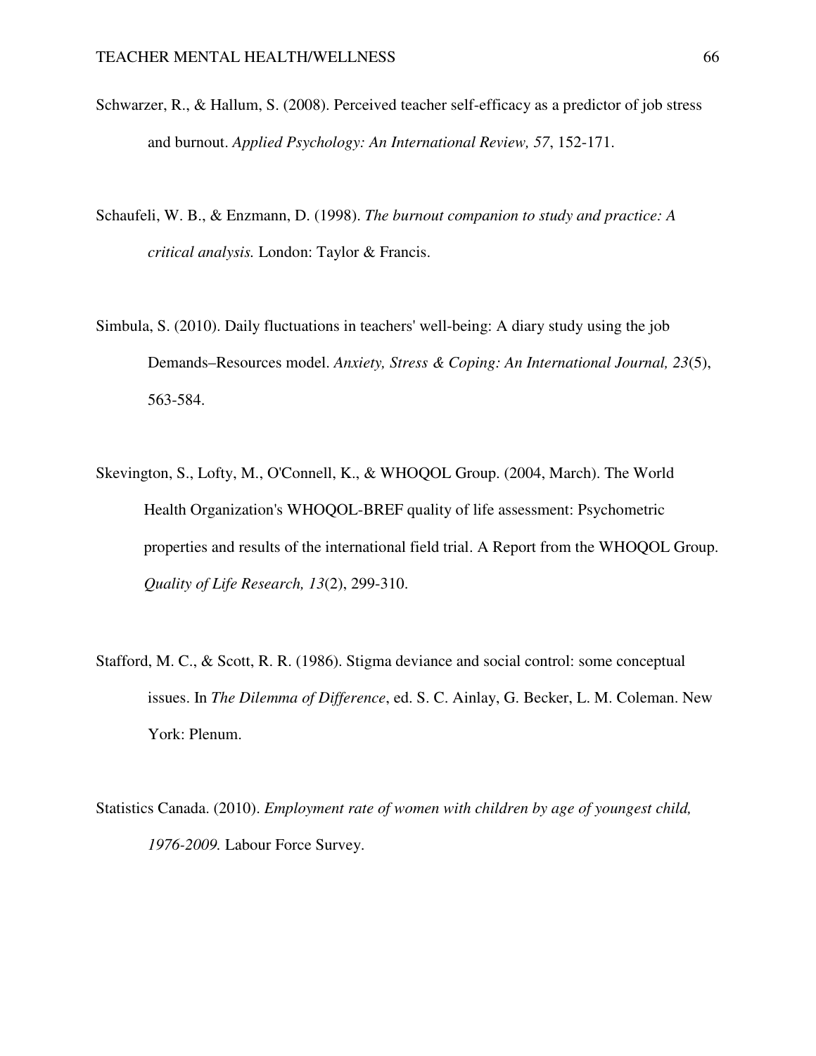Schwarzer, R., & Hallum, S. (2008). Perceived teacher self-efficacy as a predictor of job stress and burnout. *Applied Psychology: An International Review, 57*, 152-171.

Schaufeli, W. B., & Enzmann, D. (1998). *The burnout companion to study and practice: A critical analysis.* London: Taylor & Francis.

Simbula, S. (2010). Daily fluctuations in teachers' well-being: A diary study using the job Demands–Resources model. *Anxiety, Stress & Coping: An International Journal, 23*(5), 563-584.

Skevington, S., Lofty, M., O'Connell, K., & WHOQOL Group. (2004, March). The World Health Organization's WHOQOL-BREF quality of life assessment: Psychometric properties and results of the international field trial. A Report from the WHOQOL Group. *Quality of Life Research, 13*(2), 299-310.

Stafford, M. C., & Scott, R. R. (1986). Stigma deviance and social control: some conceptual issues. In *The Dilemma of Difference*, ed. S. C. Ainlay, G. Becker, L. M. Coleman. New York: Plenum.

Statistics Canada. (2010). *Employment rate of women with children by age of youngest child, 1976-2009.* Labour Force Survey.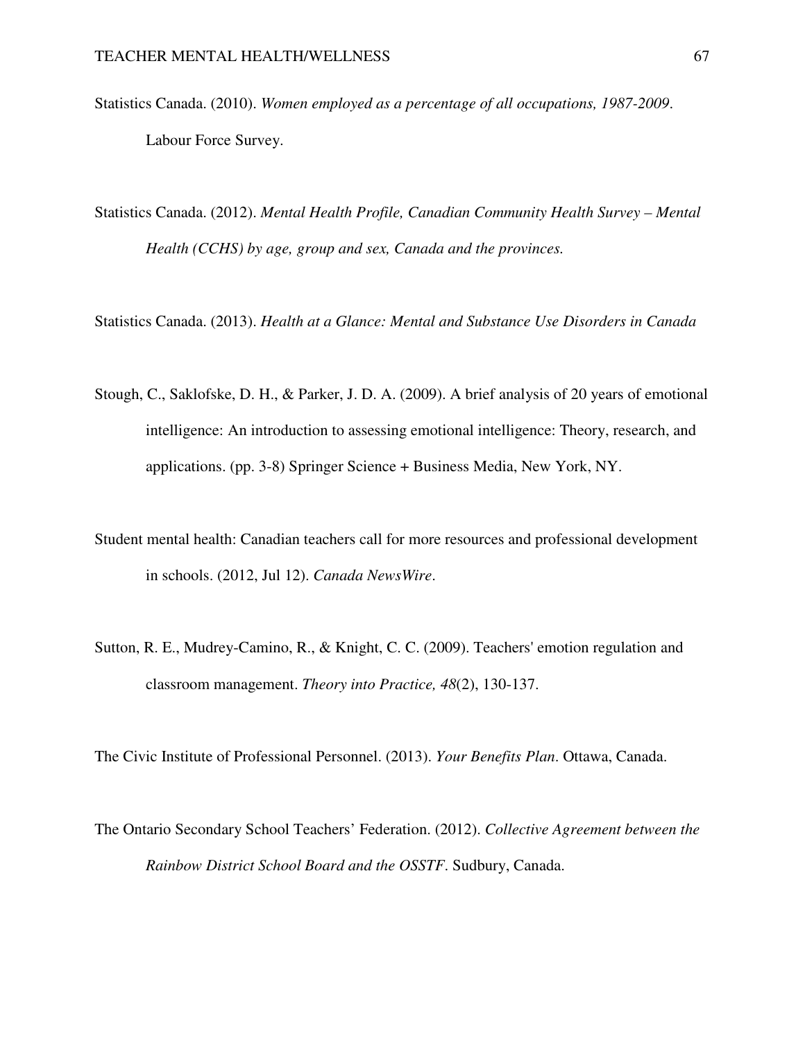Statistics Canada. (2010). *Women employed as a percentage of all occupations, 1987-2009*. Labour Force Survey.

Statistics Canada. (2012). *Mental Health Profile, Canadian Community Health Survey – Mental Health (CCHS) by age, group and sex, Canada and the provinces.*

Statistics Canada. (2013). *Health at a Glance: Mental and Substance Use Disorders in Canada*

Stough, C., Saklofske, D. H., & Parker, J. D. A. (2009). A brief analysis of 20 years of emotional intelligence: An introduction to assessing emotional intelligence: Theory, research, and applications. (pp. 3-8) Springer Science + Business Media, New York, NY.

Student mental health: Canadian teachers call for more resources and professional development in schools. (2012, Jul 12). *Canada NewsWire*.

Sutton, R. E., Mudrey-Camino, R., & Knight, C. C. (2009). Teachers' emotion regulation and classroom management. *Theory into Practice, 48*(2), 130-137.

The Civic Institute of Professional Personnel. (2013). *Your Benefits Plan*. Ottawa, Canada.

The Ontario Secondary School Teachers' Federation. (2012). *Collective Agreement between the Rainbow District School Board and the OSSTF*. Sudbury, Canada.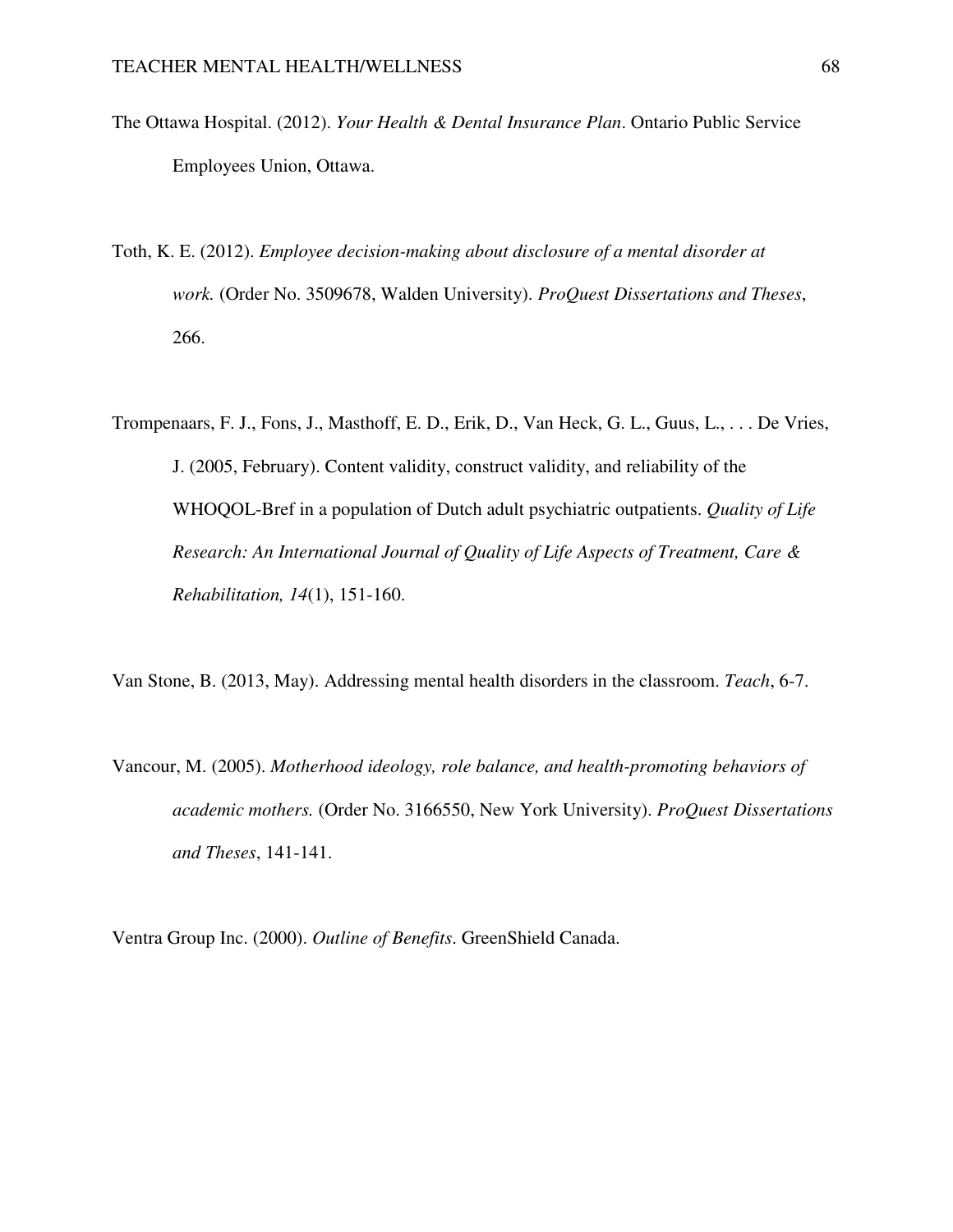The Ottawa Hospital. (2012). *Your Health & Dental Insurance Plan*. Ontario Public Service Employees Union, Ottawa.

Toth, K. E. (2012). *Employee decision-making about disclosure of a mental disorder at work.* (Order No. 3509678, Walden University). *ProQuest Dissertations and Theses*, 266.

Trompenaars, F. J., Fons, J., Masthoff, E. D., Erik, D., Van Heck, G. L., Guus, L., . . . De Vries, J. (2005, February). Content validity, construct validity, and reliability of the WHOQOL-Bref in a population of Dutch adult psychiatric outpatients. *Quality of Life Research: An International Journal of Quality of Life Aspects of Treatment, Care & Rehabilitation, 14*(1), 151-160.

Van Stone, B. (2013, May). Addressing mental health disorders in the classroom. *Teach*, 6-7.

Vancour, M. (2005). *Motherhood ideology, role balance, and health-promoting behaviors of academic mothers.* (Order No. 3166550, New York University). *ProQuest Dissertations and Theses*, 141-141.

Ventra Group Inc. (2000). *Outline of Benefits*. GreenShield Canada.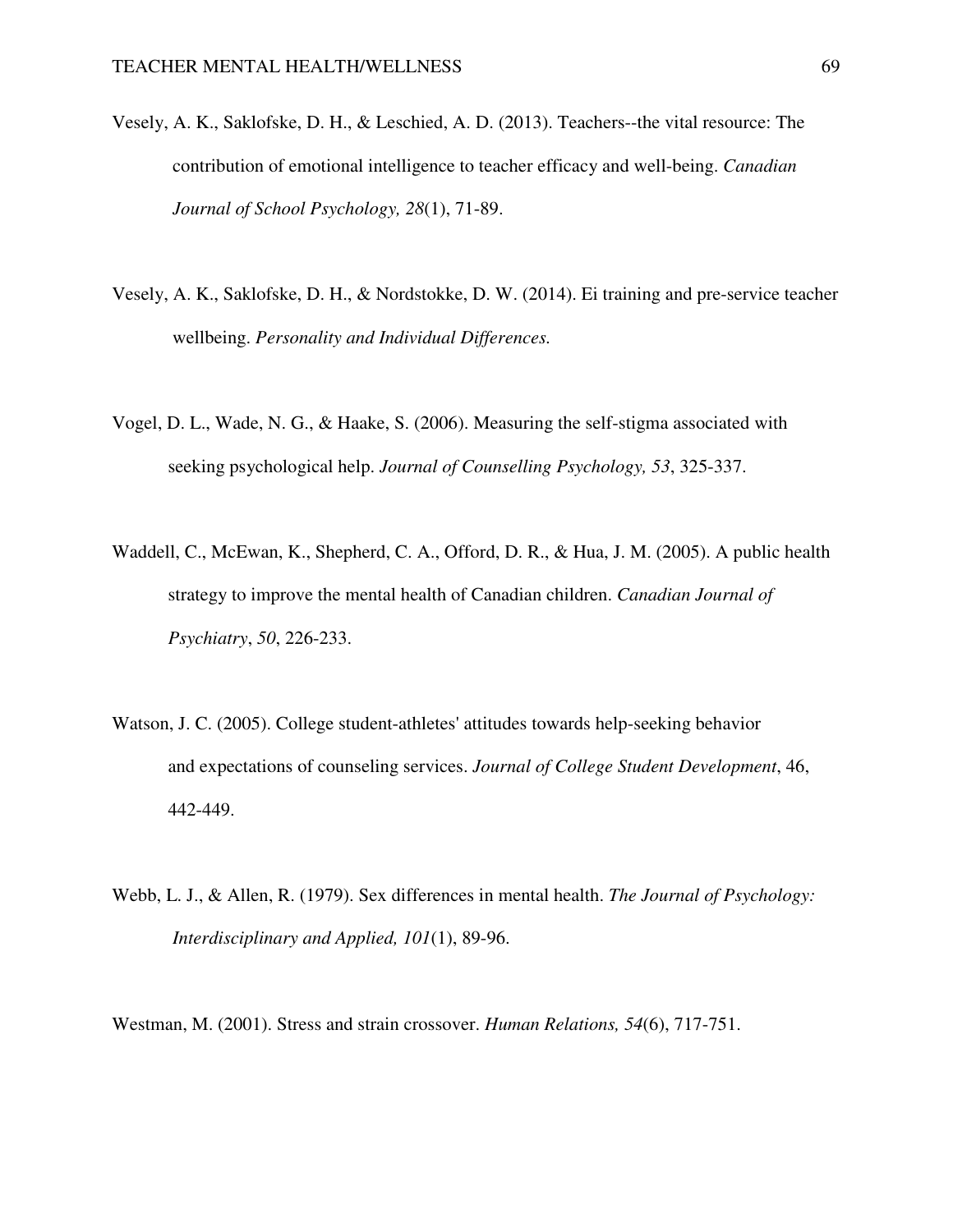Vesely, A. K., Saklofske, D. H., & Leschied, A. D. (2013). Teachers--the vital resource: The contribution of emotional intelligence to teacher efficacy and well-being. *Canadian Journal of School Psychology, 28*(1), 71-89.

Vesely, A. K., Saklofske, D. H., & Nordstokke, D. W. (2014). Ei training and pre-service teacher wellbeing. *Personality and Individual Differences.*

Vogel, D. L., Wade, N. G., & Haake, S. (2006). Measuring the self-stigma associated with seeking psychological help. *Journal of Counselling Psychology, 53*, 325-337.

Waddell, C., McEwan, K., Shepherd, C. A., Offord, D. R., & Hua, J. M. (2005). A public health strategy to improve the mental health of Canadian children. *Canadian Journal of Psychiatry*, *50*, 226-233.

Watson, J. C. (2005). College student-athletes' attitudes towards help-seeking behavior and expectations of counseling services. *Journal of College Student Development*, 46, 442-449.

Webb, L. J., & Allen, R. (1979). Sex differences in mental health. *The Journal of Psychology: Interdisciplinary and Applied, 101*(1), 89-96.

Westman, M. (2001). Stress and strain crossover. *Human Relations, 54*(6), 717-751.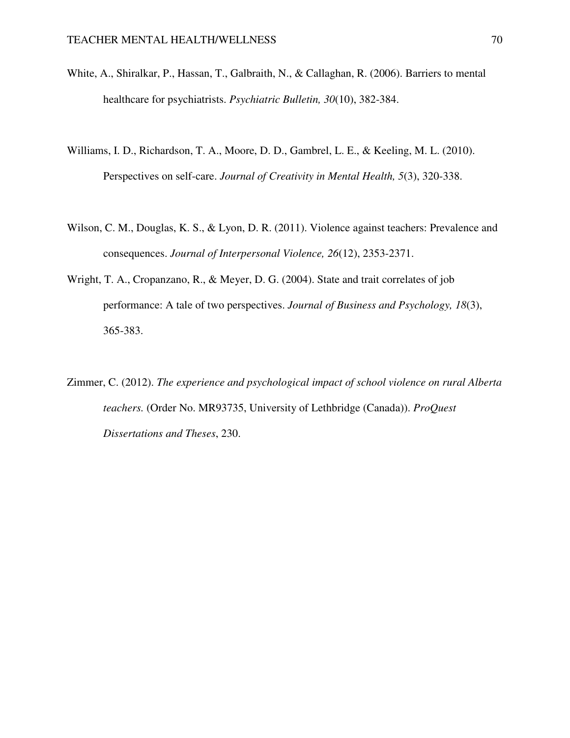White, A., Shiralkar, P., Hassan, T., Galbraith, N., & Callaghan, R. (2006). Barriers to mental healthcare for psychiatrists. *Psychiatric Bulletin, 30*(10), 382-384.

Williams, I. D., Richardson, T. A., Moore, D. D., Gambrel, L. E., & Keeling, M. L. (2010). Perspectives on self-care. *Journal of Creativity in Mental Health, 5*(3), 320-338.

Wilson, C. M., Douglas, K. S., & Lyon, D. R. (2011). Violence against teachers: Prevalence and consequences. *Journal of Interpersonal Violence, 26*(12), 2353-2371.

Wright, T. A., Cropanzano, R., & Meyer, D. G. (2004). State and trait correlates of job performance: A tale of two perspectives. *Journal of Business and Psychology, 18*(3), 365-383.

Zimmer, C. (2012). *The experience and psychological impact of school violence on rural Alberta teachers.* (Order No. MR93735, University of Lethbridge (Canada)). *ProQuest Dissertations and Theses*, 230.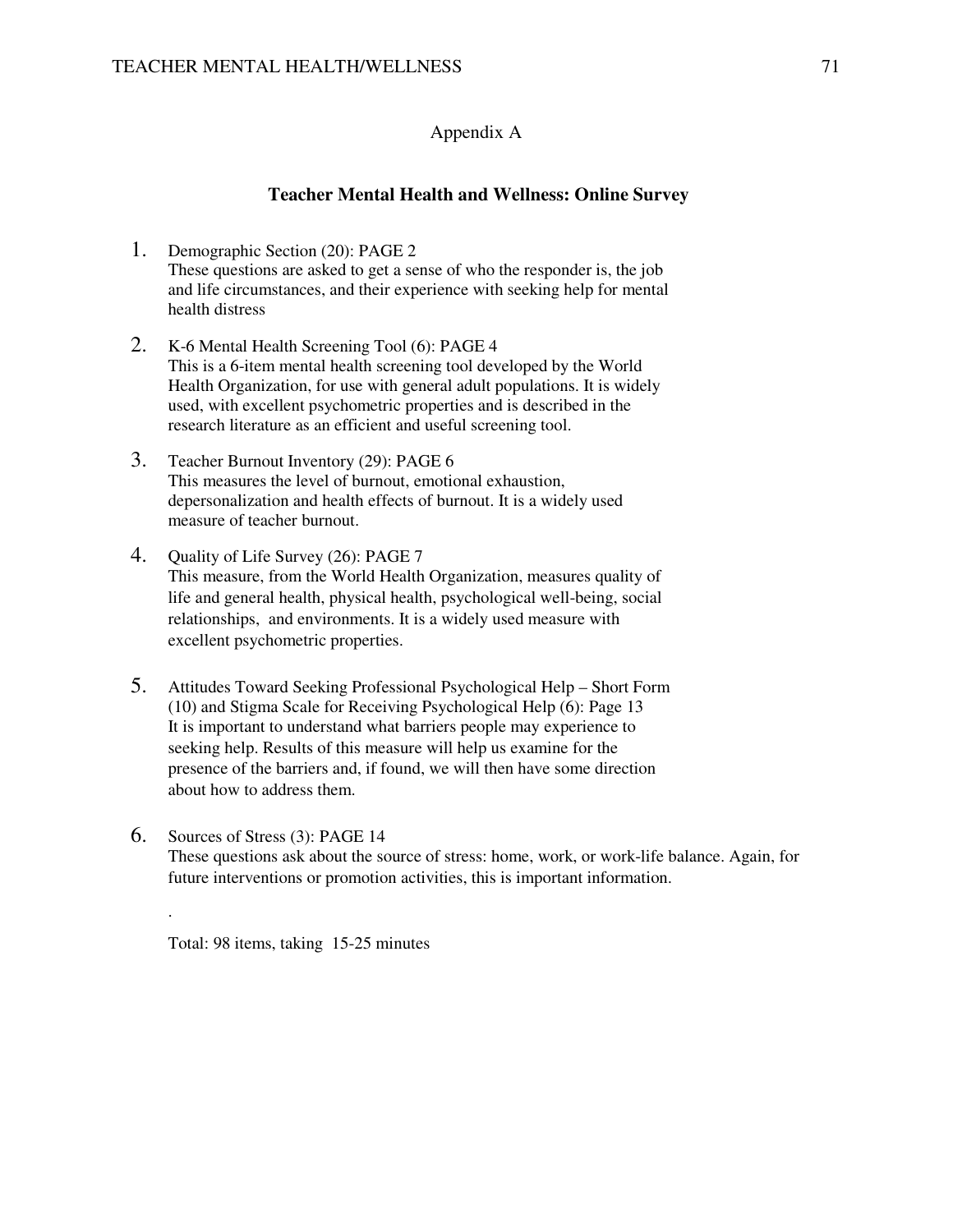## Appendix A

### Teacher Mental Health and Wellness: Online Survey

1. Demographic Section (20): PAGE 2
   These questions are asked to get a sense of who the responder is, the job and life circumstances, and their experience with seeking help for mental health distress

2. K-6 Mental Health Screening Tool (6): PAGE 4
   This is a 6-item mental health screening tool developed by the World Health Organization, for use with general adult populations. It is widely used, with excellent psychometric properties and is described in the research literature as an efficient and useful screening tool.

3. Teacher Burnout Inventory (29): PAGE 6
   This measures the level of burnout, emotional exhaustion, depersonalization and health effects of burnout. It is a widely used measure of teacher burnout.

4. Quality of Life Survey (26): PAGE 7
   This measure, from the World Health Organization, measures quality of life and general health, physical health, psychological well-being, social relationships, and environments. It is a widely used measure with excellent psychometric properties.

5. Attitudes Toward Seeking Professional Psychological Help – Short Form (10) and Stigma Scale for Receiving Psychological Help (6): Page 13
   It is important to understand what barriers people may experience to seeking help. Results of this measure will help us examine for the presence of the barriers and, if found, we will then have some direction about how to address them.

6. Sources of Stress (3): PAGE 14
   These questions ask about the source of stress: home, work, or work-life balance. Again, for future interventions or promotion activities, this is important information.

   .

   Total: 98 items, taking 15-25 minutes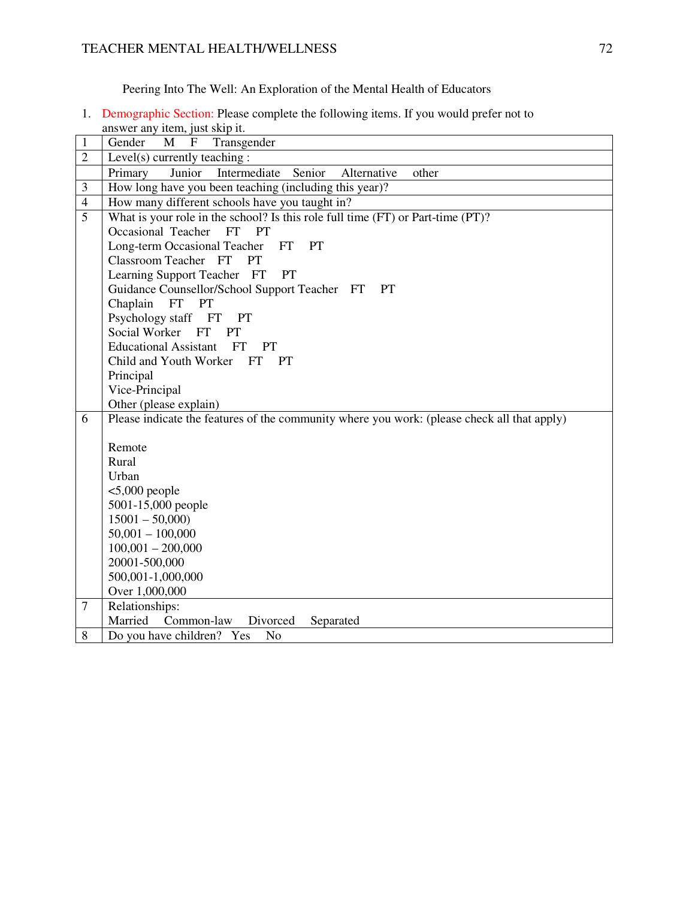Peering Into The Well: An Exploration of the Mental Health of Educators

1. Demographic Section: Please complete the following items. If you would prefer not to answer any item, just skip it.

| | |
|---|---|
| 1 | Gender M F Transgender |
| 2 | Level(s) currently teaching : |
| | Primary Junior Intermediate Senior Alternative other |
| 3 | How long have you been teaching (including this year)? |
| 4 | How many different schools have you taught in? |
| 5 | What is your role in the school? Is this role full time (FT) or Part-time (PT)?<br>Occasional Teacher FT PT<br>Long-term Occasional Teacher FT PT<br>Classroom Teacher FT PT<br>Learning Support Teacher FT PT<br>Guidance Counsellor/School Support Teacher FT PT<br>Chaplain FT PT<br>Psychology staff FT PT<br>Social Worker FT PT<br>Educational Assistant FT PT<br>Child and Youth Worker FT PT<br>Principal<br>Vice-Principal<br>Other (please explain) |
| 6 | Please indicate the features of the community where you work: (please check all that apply)<br><br>Remote<br>Rural<br>Urban<br><5,000 people<br>5001-15,000 people<br>15001 – 50,000)<br>50,001 – 100,000<br>100,001 – 200,000<br>20001-500,000<br>500,001-1,000,000<br>Over 1,000,000 |
| 7 | Relationships:<br>Married Common-law Divorced Separated |
| 8 | Do you have children? Yes No |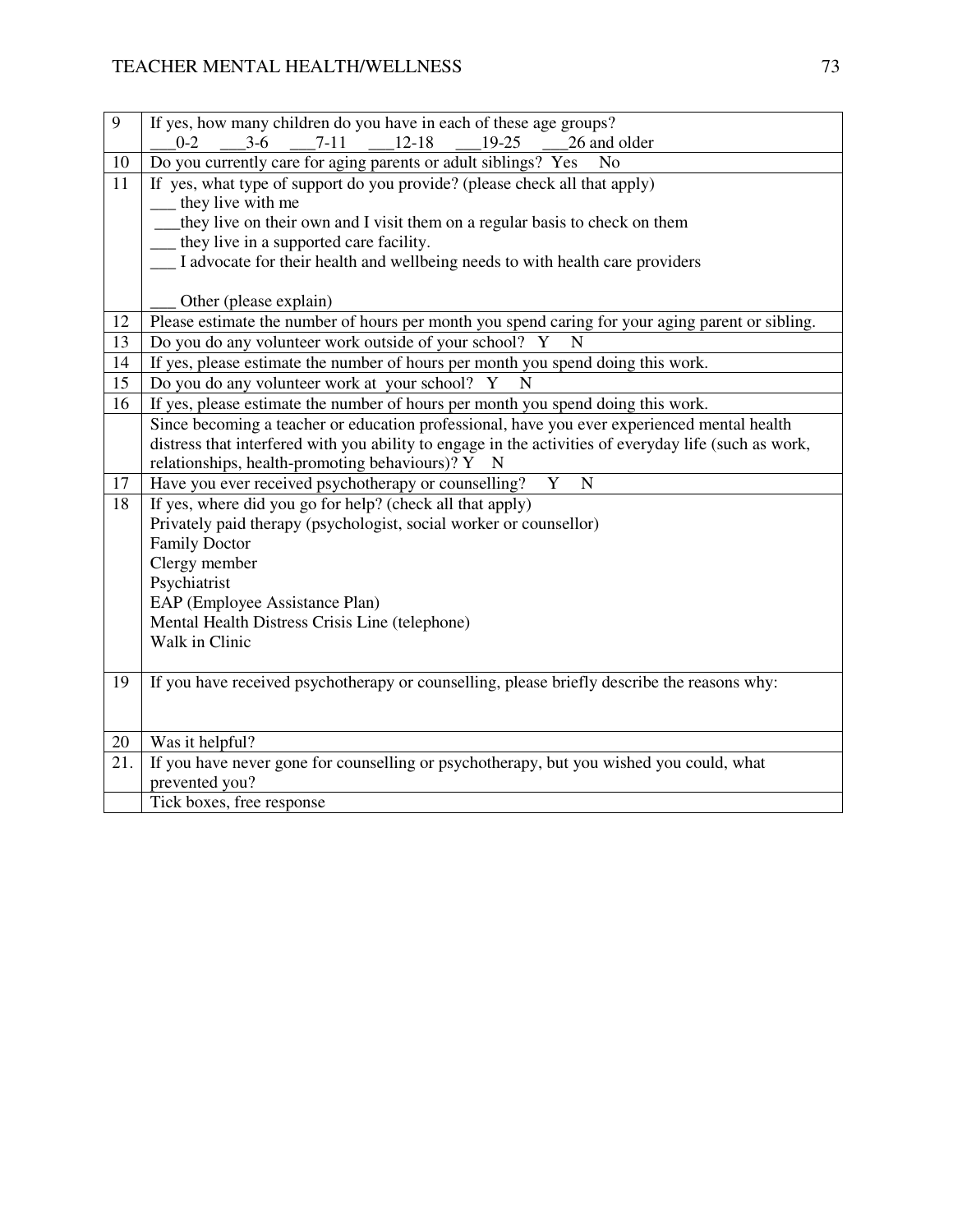| 9 | If yes, how many children do you have in each of these age groups?<br>___0-2 ___3-6 ___7-11 ___12-18 ___19-25 ___26 and older |
|---|---|
| 10 | Do you currently care for aging parents or adult siblings? Yes No |
| 11 | If yes, what type of support do you provide? (please check all that apply)<br>___ they live with me<br>___they live on their own and I visit them on a regular basis to check on them<br>___ they live in a supported care facility.<br>___ I advocate for their health and wellbeing needs to with health care providers<br><br>___ Other (please explain) |
| 12 | Please estimate the number of hours per month you spend caring for your aging parent or sibling. |
| 13 | Do you do any volunteer work outside of your school? Y N |
| 14 | If yes, please estimate the number of hours per month you spend doing this work. |
| 15 | Do you do any volunteer work at your school? Y N |
| 16 | If yes, please estimate the number of hours per month you spend doing this work. |
| | Since becoming a teacher or education professional, have you ever experienced mental health distress that interfered with you ability to engage in the activities of everyday life (such as work, relationships, health-promoting behaviours)? Y N |
| 17 | Have you ever received psychotherapy or counselling? Y N |
| 18 | If yes, where did you go for help? (check all that apply)<br>Privately paid therapy (psychologist, social worker or counsellor)<br>Family Doctor<br>Clergy member<br>Psychiatrist<br>EAP (Employee Assistance Plan)<br>Mental Health Distress Crisis Line (telephone)<br>Walk in Clinic |
| 19 | If you have received psychotherapy or counselling, please briefly describe the reasons why: |
| 20 | Was it helpful? |
| 21. | If you have never gone for counselling or psychotherapy, but you wished you could, what prevented you? |
| | Tick boxes, free response |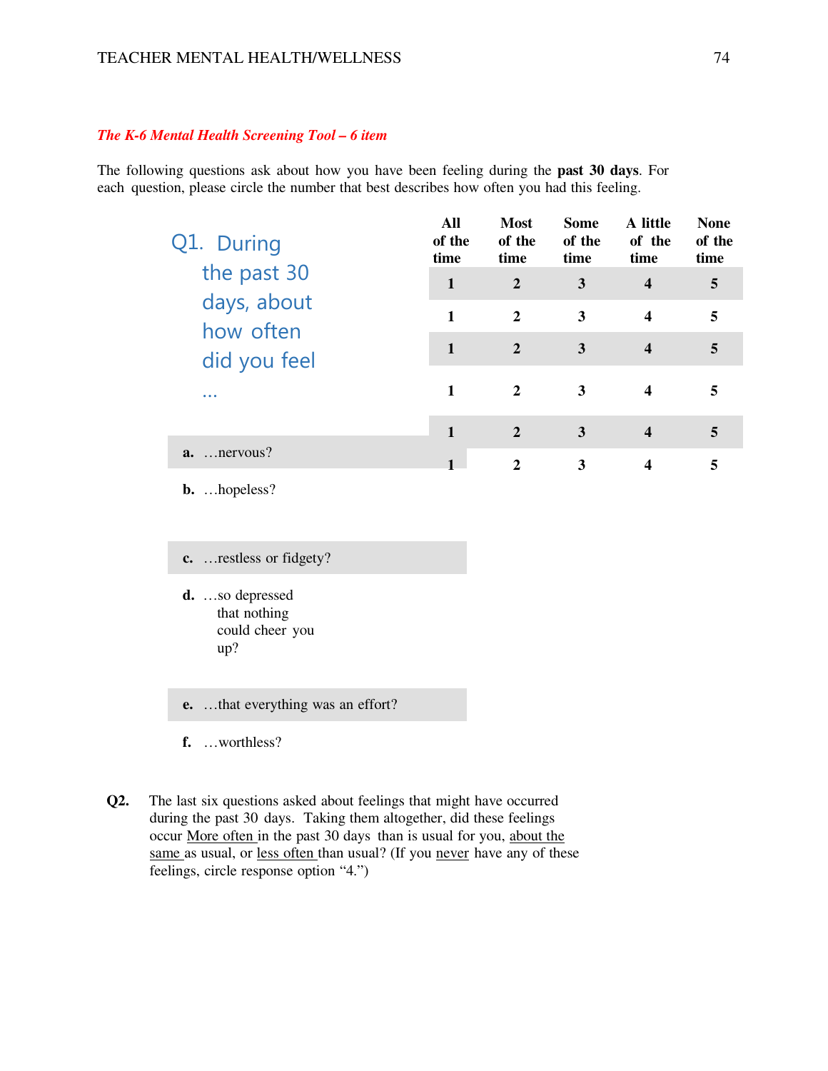*The K-6 Mental Health Screening Tool – 6 item*

The following questions ask about how you have been feeling during the **past 30 days**. For each question, please circle the number that best describes how often you had this feeling.

| Q1. During the past 30 days, about how often did you feel … | All of the time | Most of the time | Some of the time | A little of the time | None of the time |
|---|---|---|---|---|---|
| **a.** …nervous? | 1 | 2 | 3 | 4 | 5 |
| **b.** …hopeless? | 1 | 2 | 3 | 4 | 5 |
| **c.** …restless or fidgety? | 1 | 2 | 3 | 4 | 5 |
| **d.** …so depressed that nothing could cheer you up? | 1 | 2 | 3 | 4 | 5 |
| **e.** …that everything was an effort? | 1 | 2 | 3 | 4 | 5 |
| **f.** …worthless? | 1 | 2 | 3 | 4 | 5 |

**Q2.** The last six questions asked about feelings that might have occurred during the past 30 days. Taking them altogether, did these feelings occur More often in the past 30 days than is usual for you, about the same as usual, or less often than usual? (If you never have any of these feelings, circle response option "4.")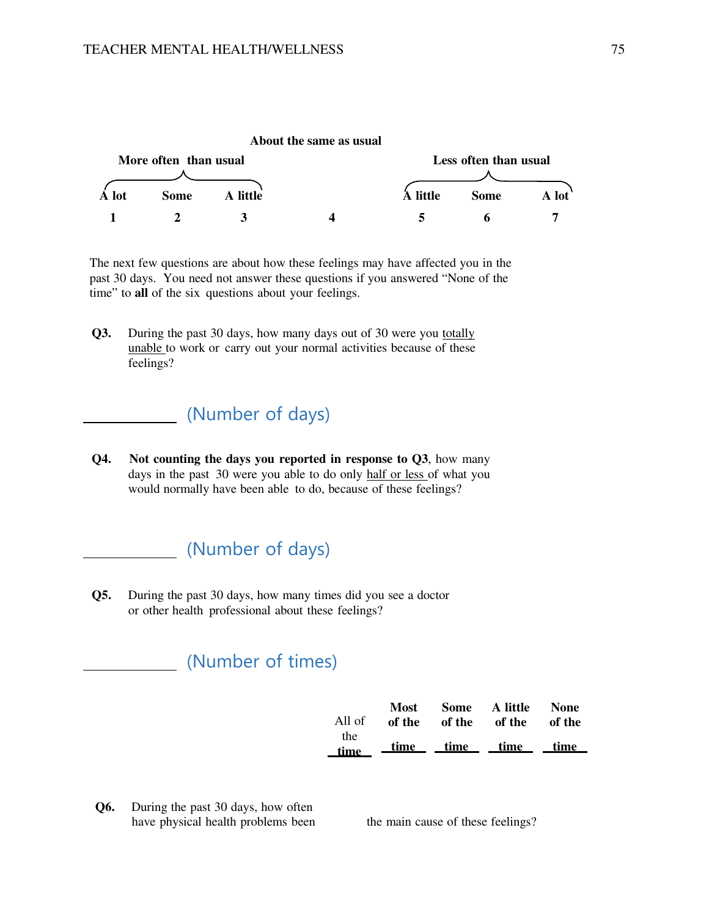| More often than usual | | | About the same as usual | Less often than usual | | |
|---|---|---|---|---|---|---|
| **A lot** | **Some** | **A little** | | **A little** | **Some** | **A lot** |
| **1** | **2** | **3** | **4** | **5** | **6** | **7** |

The next few questions are about how these feelings may have affected you in the past 30 days. You need not answer these questions if you answered "None of the time" to **all** of the six questions about your feelings.

**Q3.** During the past 30 days, how many days out of 30 were you totally unable to work or carry out your normal activities because of these feelings?

\_\_\_\_\_\_\_\_\_\_\_\_ (Number of days)

**Q4.** **Not counting the days you reported in response to Q3**, how many days in the past 30 were you able to do only half or less of what you would normally have been able to do, because of these feelings?

\_\_\_\_\_\_\_\_\_\_\_\_ (Number of days)

**Q5.** During the past 30 days, how many times did you see a doctor or other health professional about these feelings?

\_\_\_\_\_\_\_\_\_\_\_\_ (Number of times)

| | All of the time | Most of the time | Some of the time | A little of the time | None of the time |
|---|---|---|---|---|---|
| **Q6.** During the past 30 days, how often have physical health problems been the main cause of these feelings? | | | | | |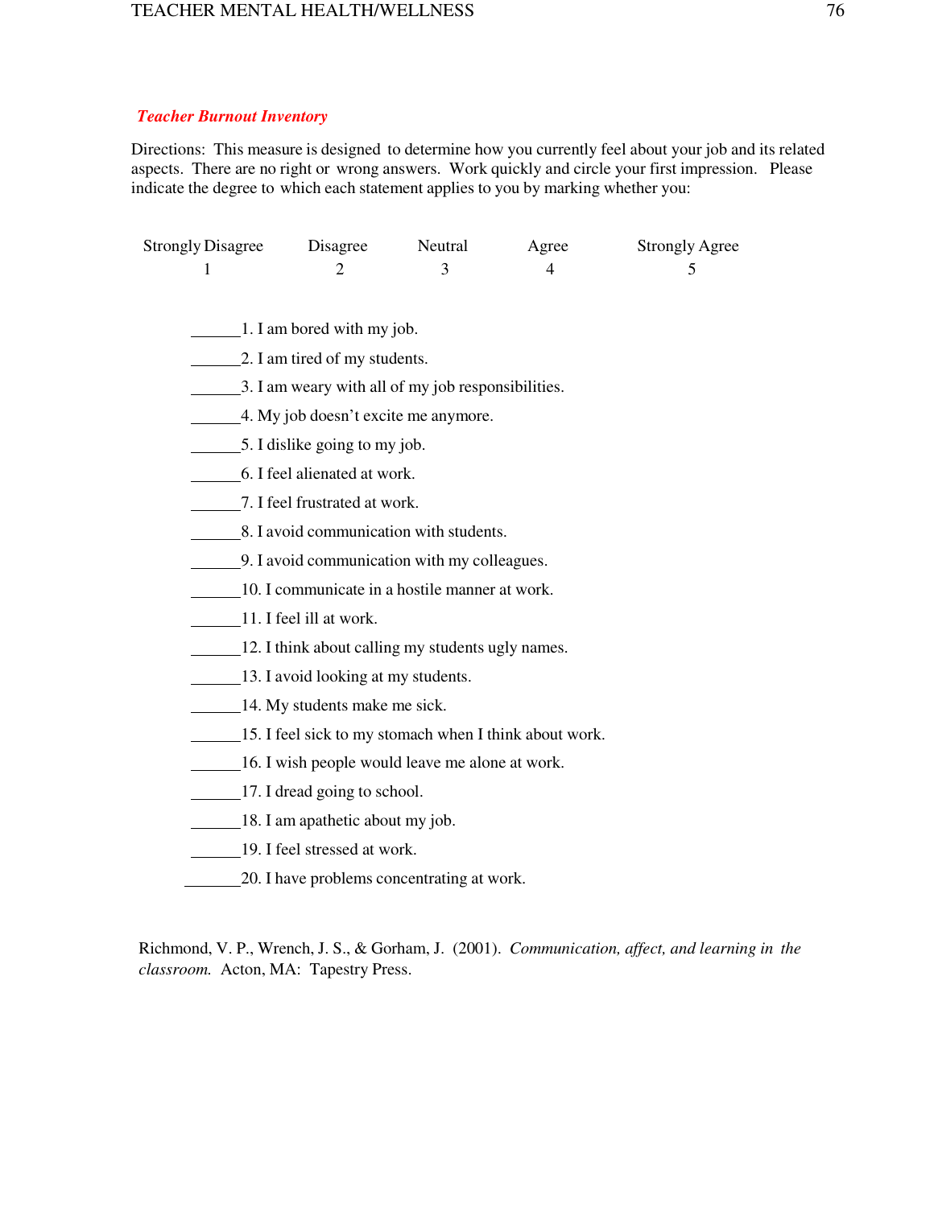### *Teacher Burnout Inventory*

Directions: This measure is designed to determine how you currently feel about your job and its related aspects. There are no right or wrong answers. Work quickly and circle your first impression. Please indicate the degree to which each statement applies to you by marking whether you:

| Strongly Disagree | Disagree | Neutral | Agree | Strongly Agree |
|---|---|---|---|---|
| 1 | 2 | 3 | 4 | 5 |

______1. I am bored with my job.

______2. I am tired of my students.

______3. I am weary with all of my job responsibilities.

______4. My job doesn't excite me anymore.

______5. I dislike going to my job.

______6. I feel alienated at work.

______7. I feel frustrated at work.

______8. I avoid communication with students.

______9. I avoid communication with my colleagues.

______10. I communicate in a hostile manner at work.

______11. I feel ill at work.

______12. I think about calling my students ugly names.

______13. I avoid looking at my students.

______14. My students make me sick.

______15. I feel sick to my stomach when I think about work.

______16. I wish people would leave me alone at work.

______17. I dread going to school.

______18. I am apathetic about my job.

______19. I feel stressed at work.

______20. I have problems concentrating at work.

Richmond, V. P., Wrench, J. S., & Gorham, J. (2001). *Communication, affect, and learning in the classroom.* Acton, MA: Tapestry Press.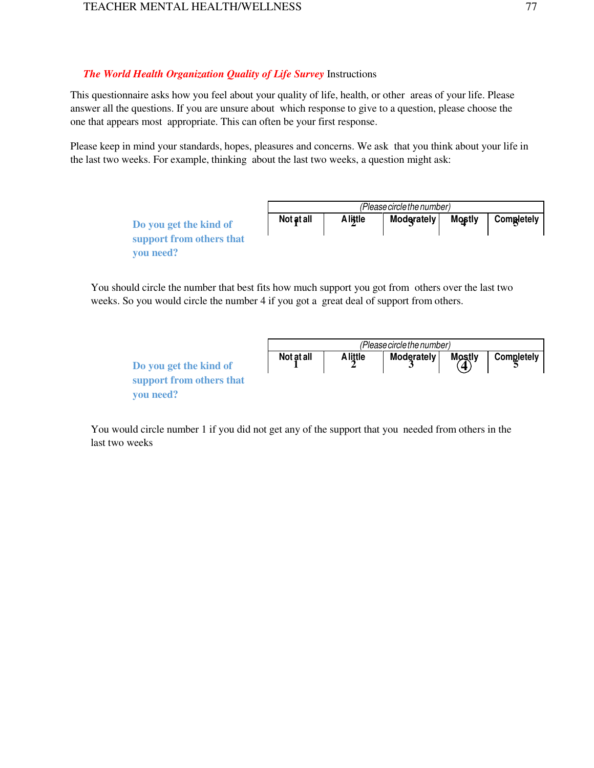*The World Health Organization Quality of Life Survey* Instructions

This questionnaire asks how you feel about your quality of life, health, or other areas of your life. Please answer all the questions. If you are unsure about which response to give to a question, please choose the one that appears most appropriate. This can often be your first response.

Please keep in mind your standards, hopes, pleasures and concerns. We ask that you think about your life in the last two weeks. For example, thinking about the last two weeks, a question might ask:

| | *(Please circle the number)* | | | | |
|---|---|---|---|---|---|
| | **Not at all** | **A little** | **Moderately** | **Mostly** | **Completely** |
| **Do you get the kind of support from others that you need?** | 1 | 2 | 3 | 4 | 5 |

You should circle the number that best fits how much support you got from others over the last two weeks. So you would circle the number 4 if you got a great deal of support from others.

| | *(Please circle the number)* | | | | |
|---|---|---|---|---|---|
| | **Not at all** | **A little** | **Moderately** | **Mostly** | **Completely** |
| **Do you get the kind of support from others that you need?** | 1 | 2 | 3 | (4) | 5 |

You would circle number 1 if you did not get any of the support that you needed from others in the last two weeks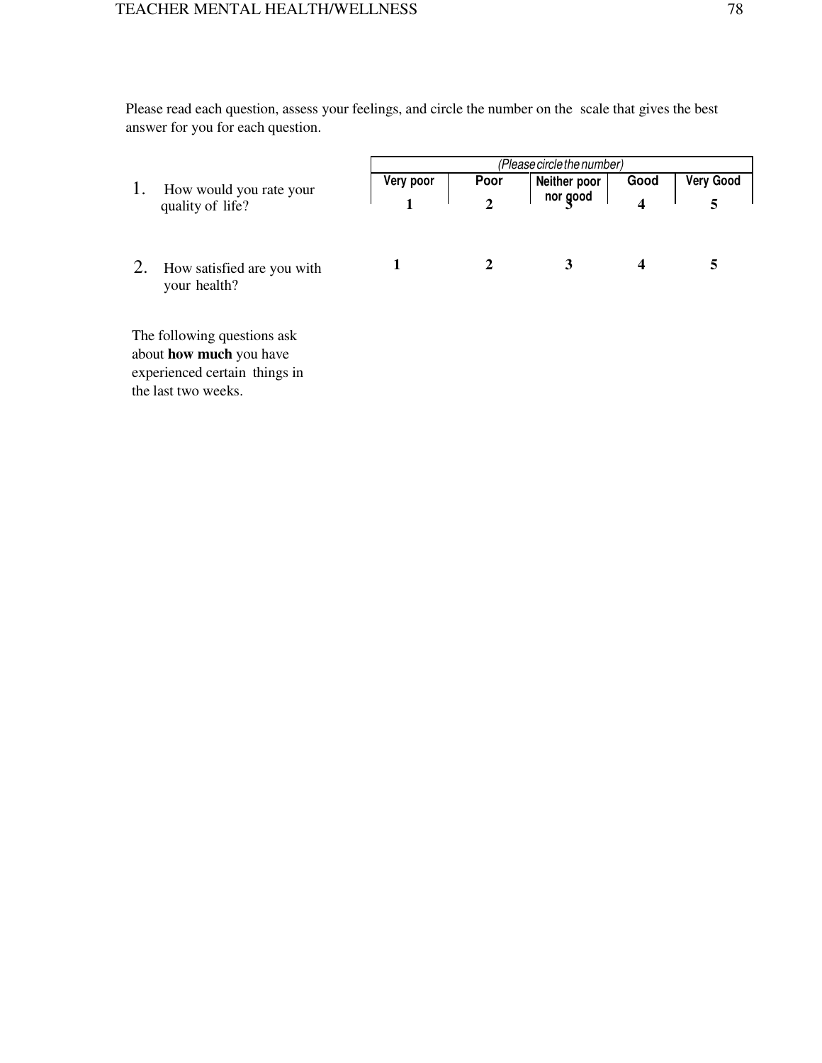Please read each question, assess your feelings, and circle the number on the scale that gives the best answer for you for each question.

| | *(Please circle the number)* | | | | |
|---|---|---|---|---|---|
| | **Very poor** | **Poor** | **Neither poor nor good** | **Good** | **Very Good** |
| 1. How would you rate your quality of life? | **1** | **2** | **3** | **4** | **5** |
| 2. How satisfied are you with your health? | **1** | **2** | **3** | **4** | **5** |

The following questions ask about **how much** you have experienced certain things in the last two weeks.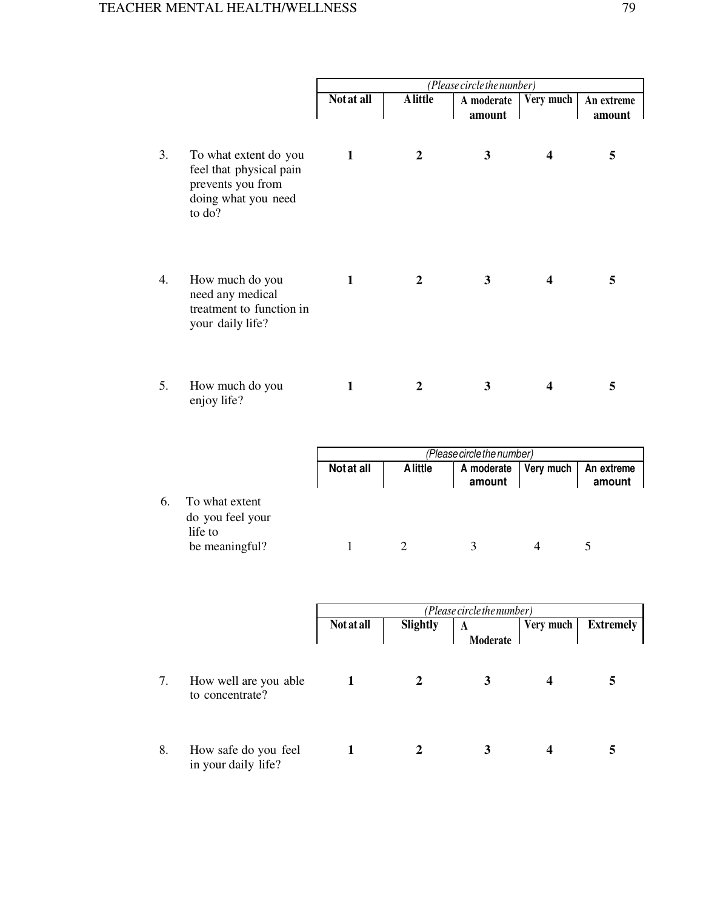| | (Please circle the number) | | | | |
|---|---|---|---|---|---|
| | **Not at all** | **A little** | **A moderate amount** | **Very much** | **An extreme amount** |
| 3. To what extent do you feel that physical pain prevents you from doing what you need to do? | **1** | **2** | **3** | **4** | **5** |
| 4. How much do you need any medical treatment to function in your daily life? | **1** | **2** | **3** | **4** | **5** |
| 5. How much do you enjoy life? | **1** | **2** | **3** | **4** | **5** |

| | (Please circle the number) | | | | |
|---|---|---|---|---|---|
| | **Not at all** | **A little** | **A moderate amount** | **Very much** | **An extreme amount** |
| 6. To what extent do you feel your life to be meaningful? | 1 | 2 | 3 | 4 | 5 |

| | (Please circle the number) | | | | |
|---|---|---|---|---|---|
| | **Not at all** | **Slightly** | **A Moderate** | **Very much** | **Extremely** |
| 7. How well are you able to concentrate? | **1** | **2** | **3** | **4** | **5** |
| 8. How safe do you feel in your daily life? | **1** | **2** | **3** | **4** | **5** |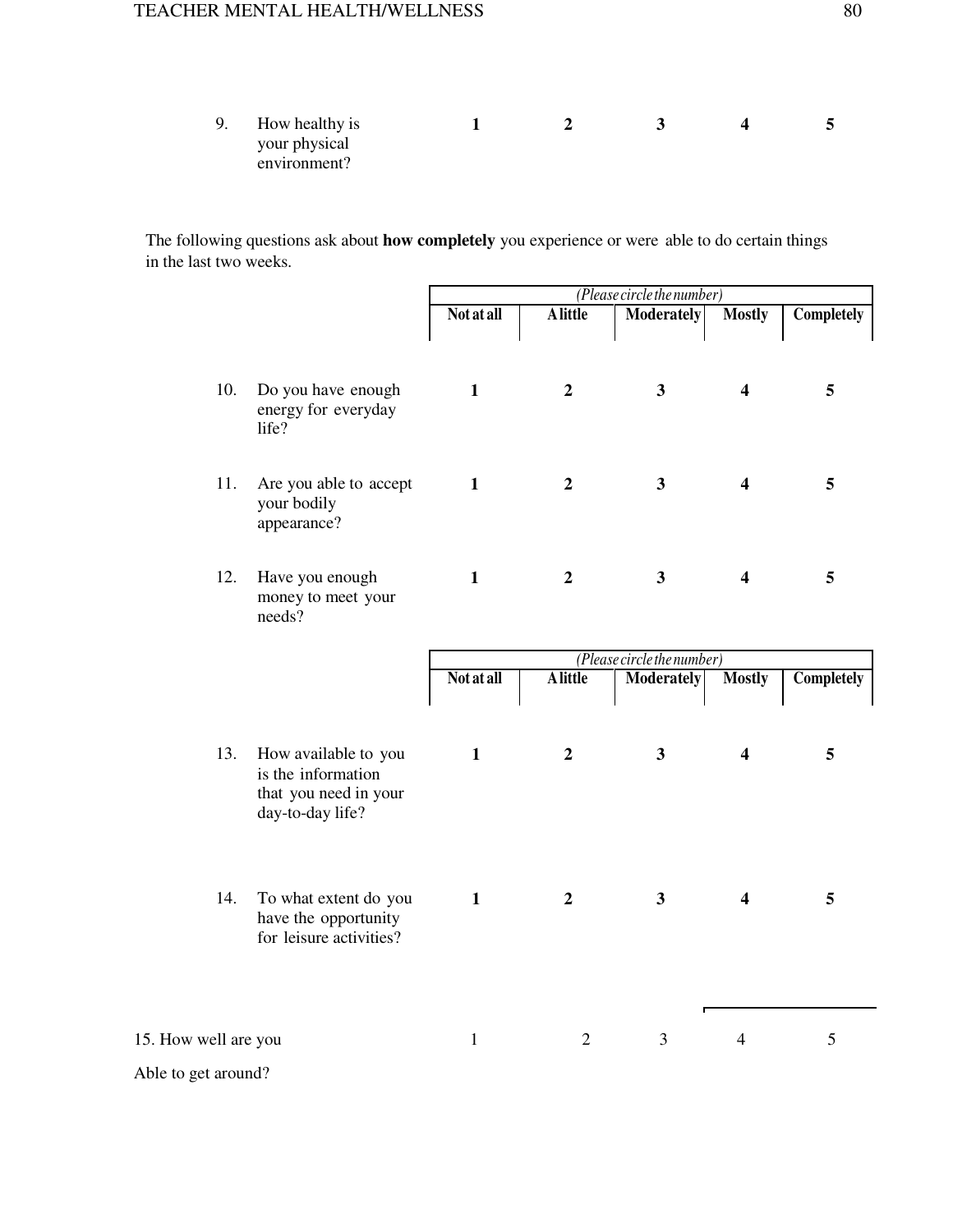| | | | | | |
|---|---|---|---|---|---|
| 9. How healthy is your physical environment? | **1** | **2** | **3** | **4** | **5** |

The following questions ask about **how completely** you experience or were able to do certain things in the last two weeks.

| | *(Please circle the number)* | | | | |
|---|---|---|---|---|---|
| | **Not at all** | **A little** | **Moderately** | **Mostly** | **Completely** |
| 10. Do you have enough energy for everyday life? | **1** | **2** | **3** | **4** | **5** |
| 11. Are you able to accept your bodily appearance? | **1** | **2** | **3** | **4** | **5** |
| 12. Have you enough money to meet your needs? | **1** | **2** | **3** | **4** | **5** |

| | *(Please circle the number)* | | | | |
|---|---|---|---|---|---|
| | **Not at all** | **A little** | **Moderately** | **Mostly** | **Completely** |
| 13. How available to you is the information that you need in your day-to-day life? | **1** | **2** | **3** | **4** | **5** |
| 14. To what extent do you have the opportunity for leisure activities? | **1** | **2** | **3** | **4** | **5** |

| | | | | | |
|---|---|---|---|---|---|
| 15. How well are you Able to get around? | 1 | 2 | 3 | 4 | 5 |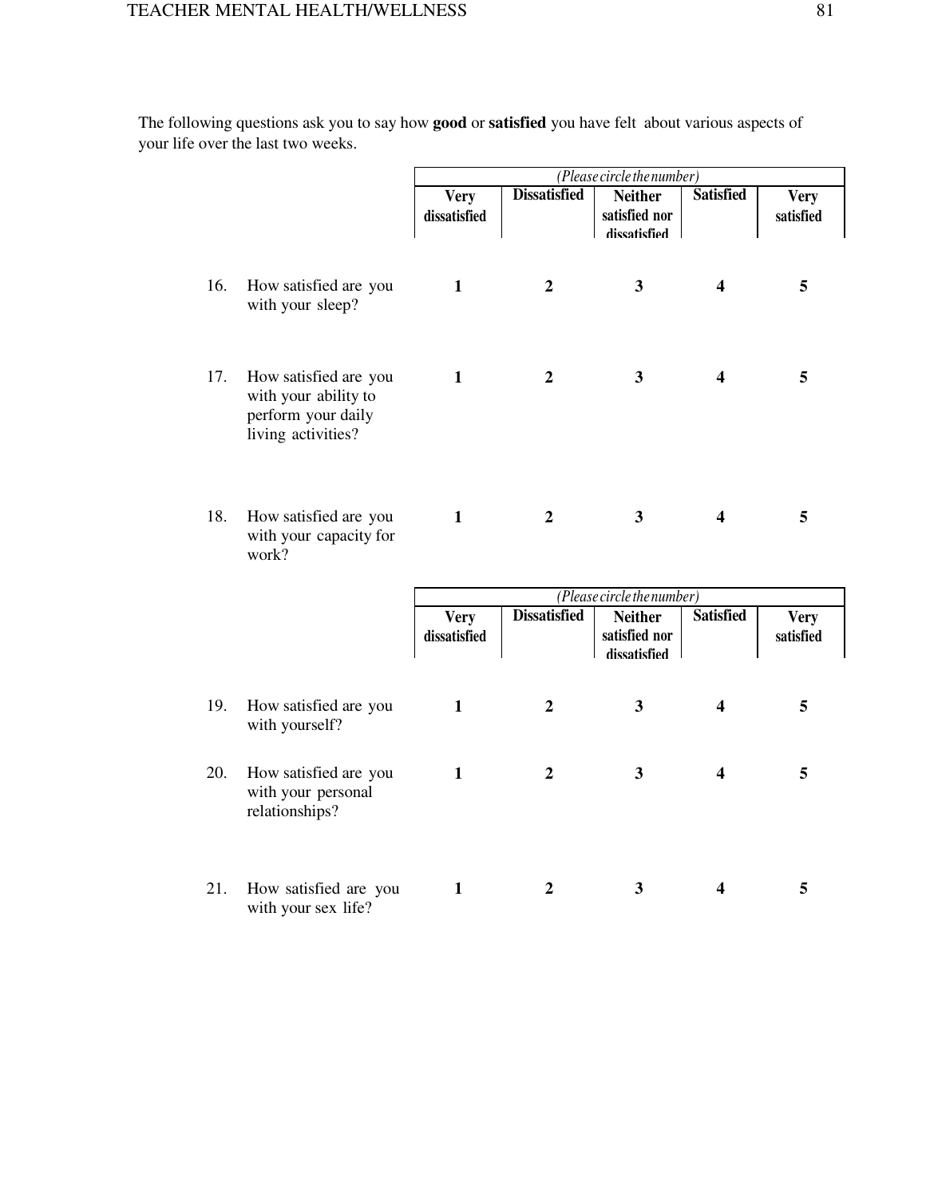The following questions ask you to say how **good** or **satisfied** you have felt about various aspects of your life over the last two weeks.

| | | *(Please circle the number)* | | | | |
|---|---|---|---|---|---|---|
| | | **Very dissatisfied** | **Dissatisfied** | **Neither satisfied nor dissatisfied** | **Satisfied** | **Very satisfied** |
| 16. | How satisfied are you with your sleep? | **1** | **2** | **3** | **4** | **5** |
| 17. | How satisfied are you with your ability to perform your daily living activities? | **1** | **2** | **3** | **4** | **5** |
| 18. | How satisfied are you with your capacity for work? | **1** | **2** | **3** | **4** | **5** |

| | | *(Please circle the number)* | | | | |
|---|---|---|---|---|---|---|
| | | **Very dissatisfied** | **Dissatisfied** | **Neither satisfied nor dissatisfied** | **Satisfied** | **Very satisfied** |
| 19. | How satisfied are you with yourself? | **1** | **2** | **3** | **4** | **5** |
| 20. | How satisfied are you with your personal relationships? | **1** | **2** | **3** | **4** | **5** |
| 21. | How satisfied are you with your sex life? | **1** | **2** | **3** | **4** | **5** |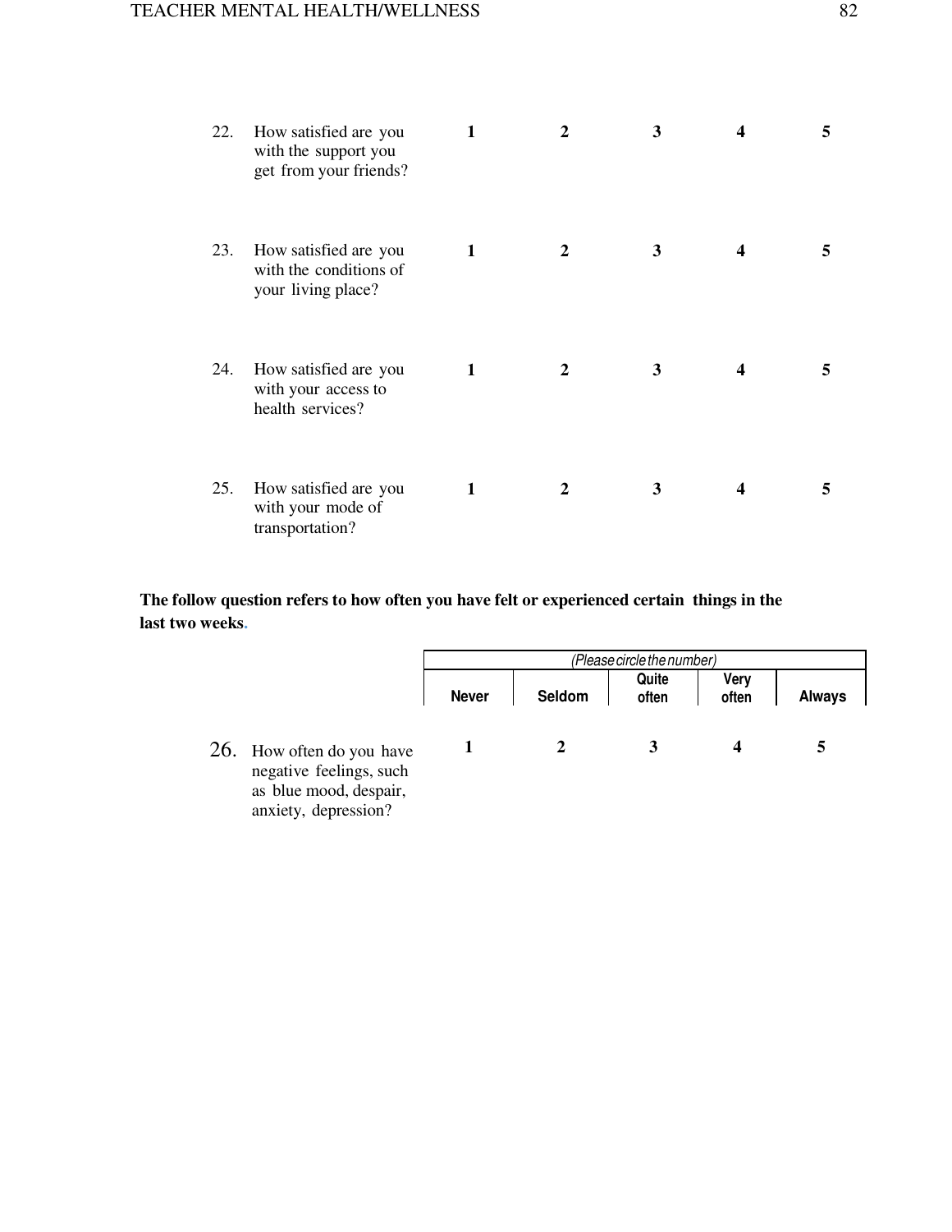| | | | | | |
|---|---|---|---|---|---|
| 22. | How satisfied are you with the support you get from your friends? | **1** | **2** | **3** | **4** | **5** |
| 23. | How satisfied are you with the conditions of your living place? | **1** | **2** | **3** | **4** | **5** |
| 24. | How satisfied are you with your access to health services? | **1** | **2** | **3** | **4** | **5** |
| 25. | How satisfied are you with your mode of transportation? | **1** | **2** | **3** | **4** | **5** |

**The follow question refers to how often you have felt or experienced certain things in the last two weeks.**

| | *(Please circle the number)* | | | | |
|---|---|---|---|---|---|
| | **Never** | **Seldom** | **Quite often** | **Very often** | **Always** |
| 26. How often do you have negative feelings, such as blue mood, despair, anxiety, depression? | **1** | **2** | **3** | **4** | **5** |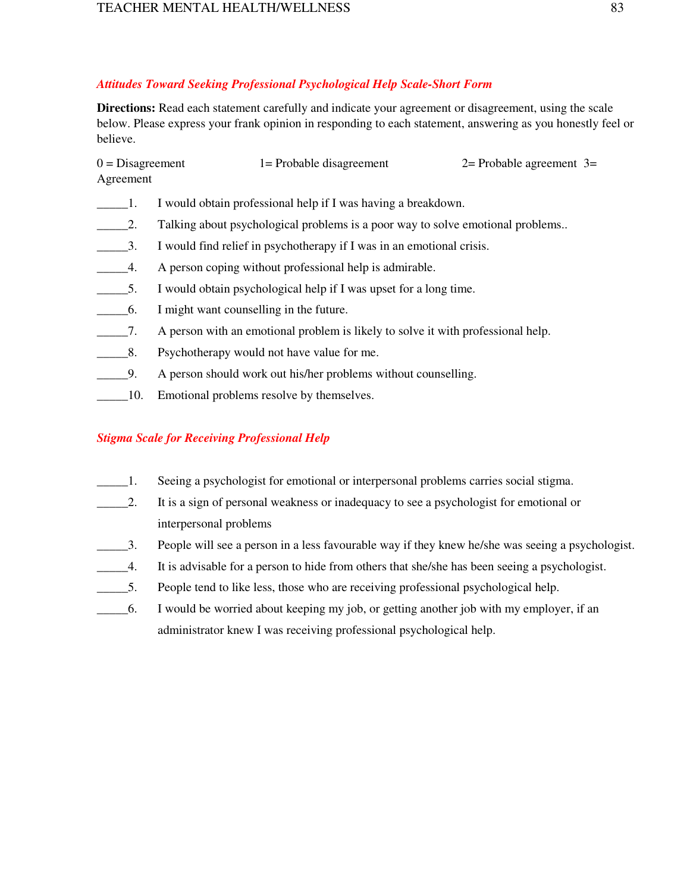### *Attitudes Toward Seeking Professional Psychological Help Scale-Short Form*

**Directions:** Read each statement carefully and indicate your agreement or disagreement, using the scale below. Please express your frank opinion in responding to each statement, answering as you honestly feel or believe.

0 = Disagreement 1= Probable disagreement 2= Probable agreement 3= Agreement

_____1. I would obtain professional help if I was having a breakdown.

_____2. Talking about psychological problems is a poor way to solve emotional problems..

_____3. I would find relief in psychotherapy if I was in an emotional crisis.

_____4. A person coping without professional help is admirable.

_____5. I would obtain psychological help if I was upset for a long time.

_____6. I might want counselling in the future.

_____7. A person with an emotional problem is likely to solve it with professional help.

_____8. Psychotherapy would not have value for me.

_____9. A person should work out his/her problems without counselling.

_____10. Emotional problems resolve by themselves.

### *Stigma Scale for Receiving Professional Help*

_____1. Seeing a psychologist for emotional or interpersonal problems carries social stigma.

_____2. It is a sign of personal weakness or inadequacy to see a psychologist for emotional or interpersonal problems

_____3. People will see a person in a less favourable way if they knew he/she was seeing a psychologist.

_____4. It is advisable for a person to hide from others that she/she has been seeing a psychologist.

_____5. People tend to like less, those who are receiving professional psychological help.

_____6. I would be worried about keeping my job, or getting another job with my employer, if an administrator knew I was receiving professional psychological help.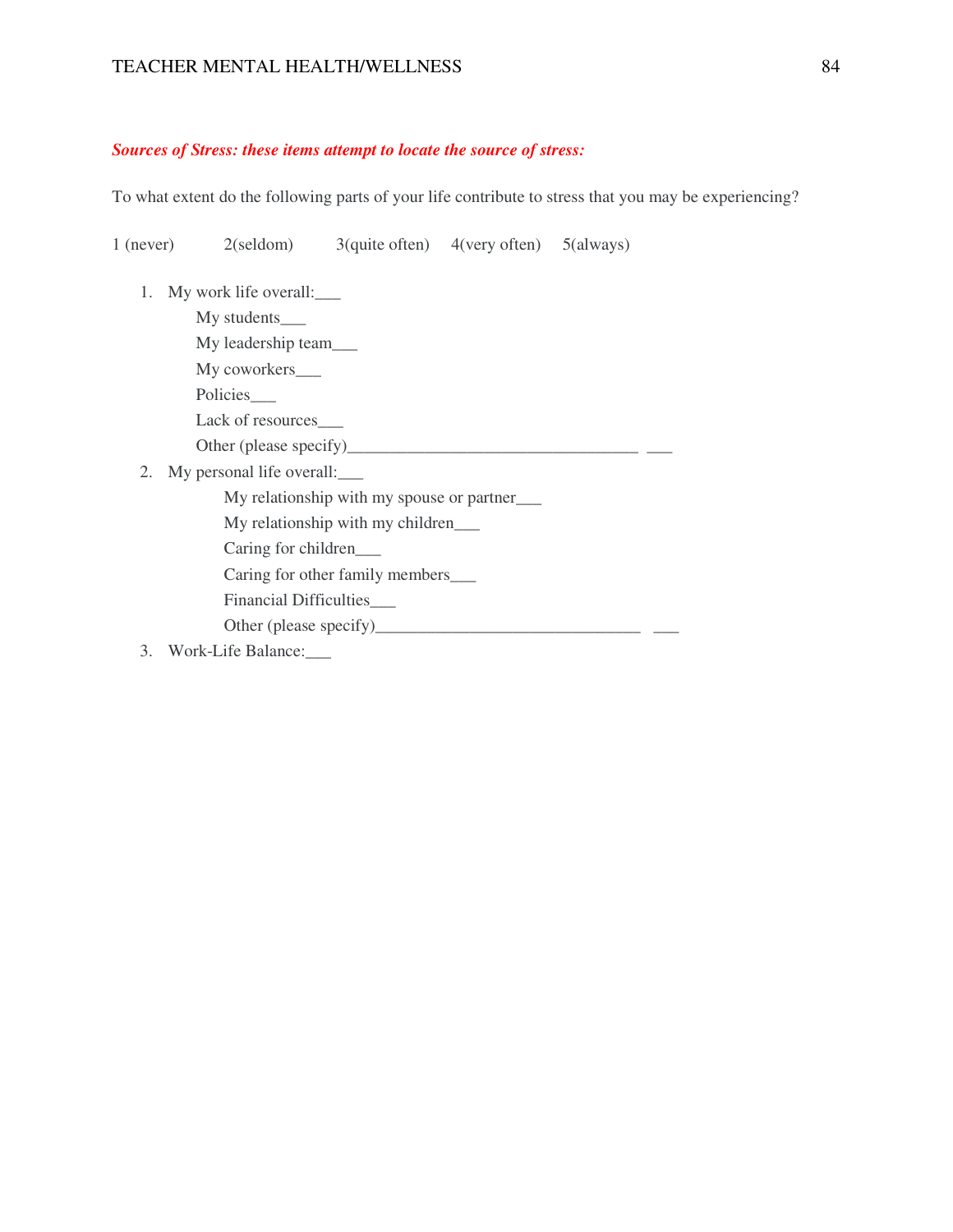***Sources of Stress: these items attempt to locate the source of stress:***

To what extent do the following parts of your life contribute to stress that you may be experiencing?

1 (never)    2(seldom)    3(quite often)    4(very often)    5(always)

1. My work life overall:___
   - My students___
   - My leadership team___
   - My coworkers___
   - Policies___
   - Lack of resources___
   - Other (please specify)___________________________________ ___
2. My personal life overall:___
   - My relationship with my spouse or partner___
   - My relationship with my children___
   - Caring for children___
   - Caring for other family members___
   - Financial Difficulties___
   - Other (please specify)________________________________ ___
3. Work-Life Balance:___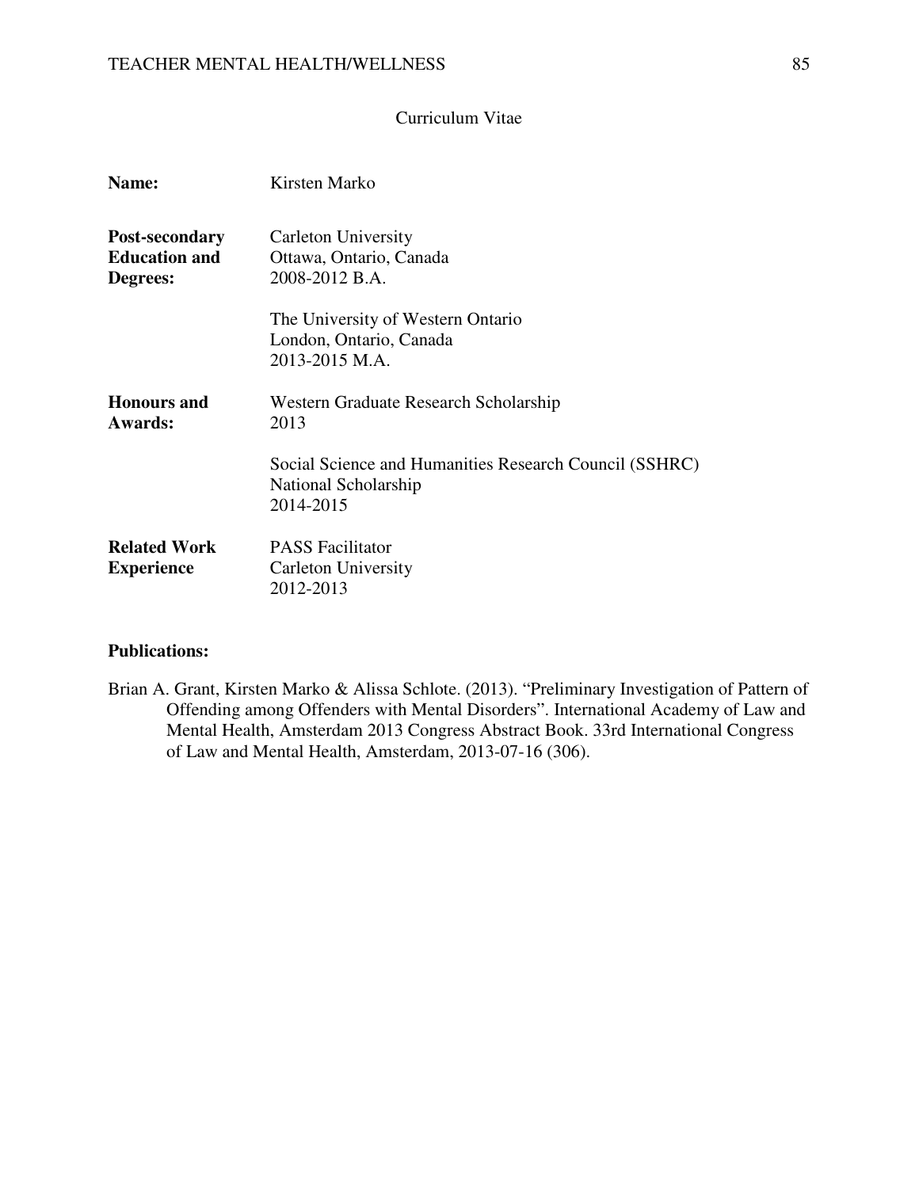# Curriculum Vitae

| | |
|---|---|
| **Name:** | Kirsten Marko |
| **Post-secondary Education and Degrees:** | Carleton University<br>Ottawa, Ontario, Canada<br>2008-2012 B.A. |
| | The University of Western Ontario<br>London, Ontario, Canada<br>2013-2015 M.A. |
| **Honours and Awards:** | Western Graduate Research Scholarship<br>2013 |
| | Social Science and Humanities Research Council (SSHRC)<br>National Scholarship<br>2014-2015 |
| **Related Work Experience** | PASS Facilitator<br>Carleton University<br>2012-2013 |

**Publications:**

Brian A. Grant, Kirsten Marko & Alissa Schlote. (2013). "Preliminary Investigation of Pattern of Offending among Offenders with Mental Disorders". International Academy of Law and Mental Health, Amsterdam 2013 Congress Abstract Book. 33rd International Congress of Law and Mental Health, Amsterdam, 2013-07-16 (306).